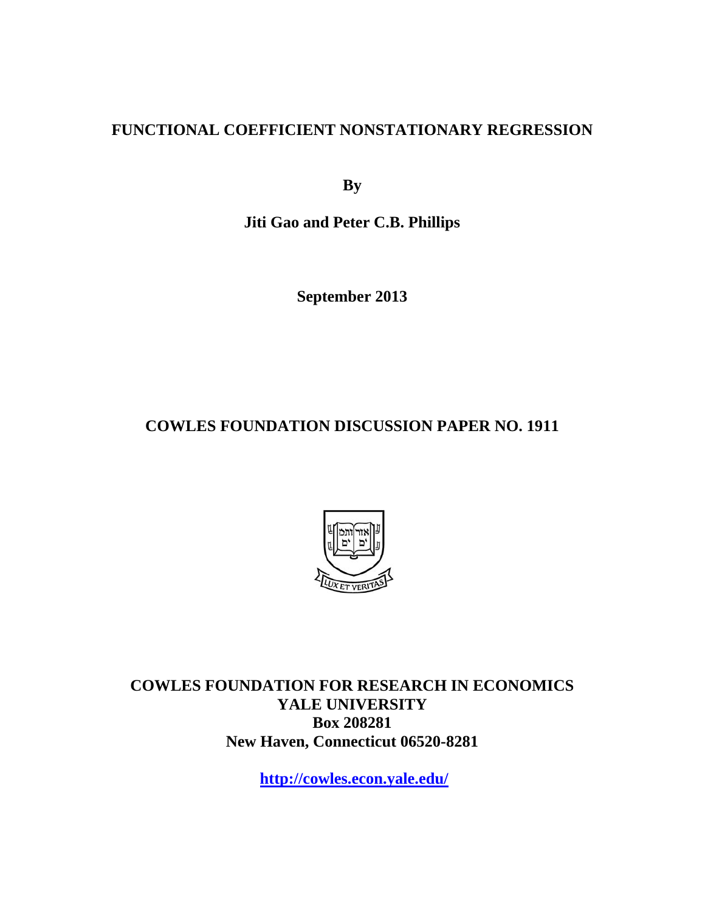# FUNCTIONAL COEFFICIENT NONSTATIONARY REGRESSION

**By**

**Jiti Gao and Peter C.B. Phillips**

**September 2013**

**COWLES FOUNDATION DISCUSSION PAPER NO. 1911**

**COWLES FOUNDATION FOR RESEARCH IN ECONOMICS**
**YALE UNIVERSITY**
**Box 208281**
**New Haven, Connecticut 06520-8281**

**http://cowles.econ.yale.edu/**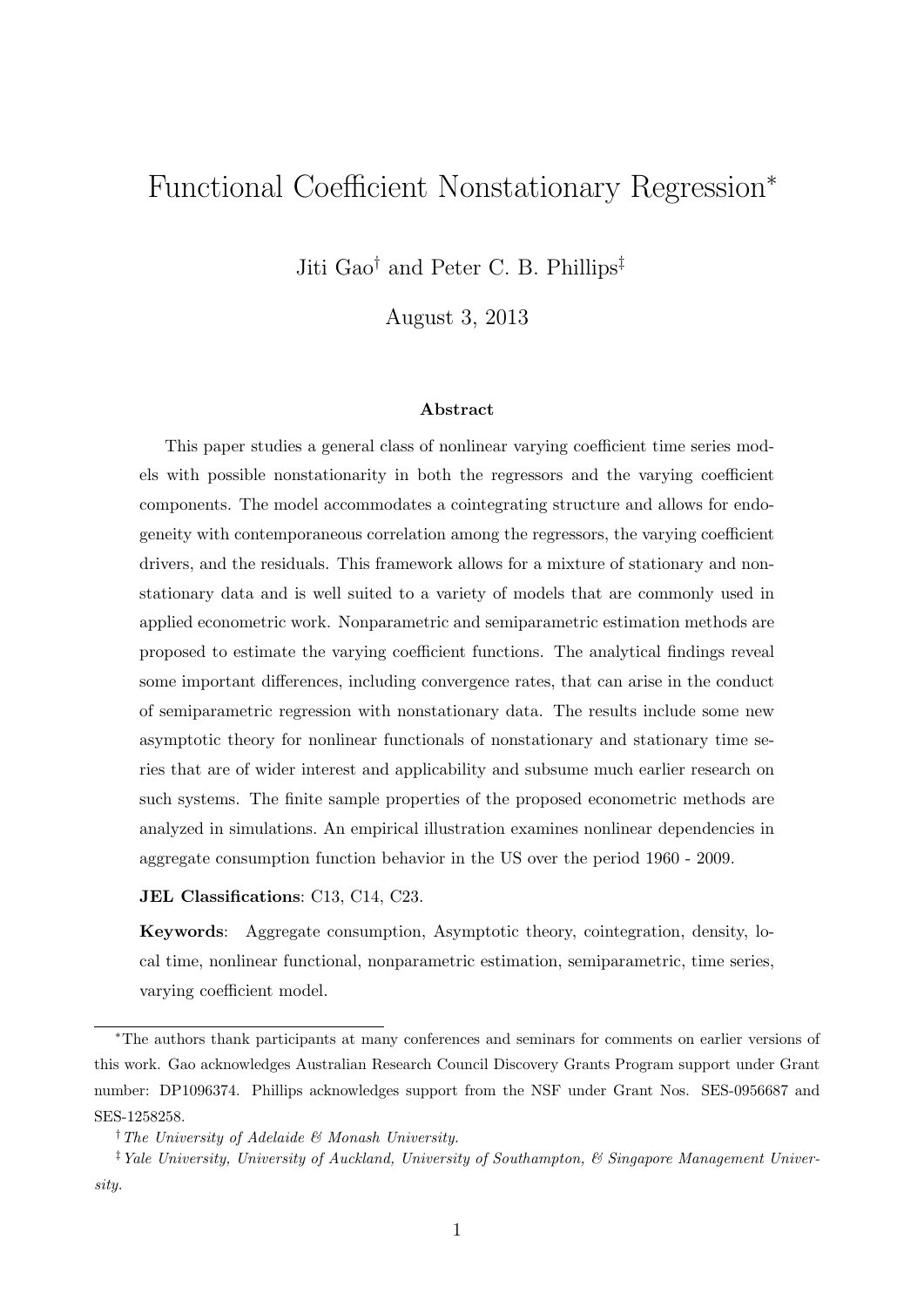# Functional Coefficient Nonstationary Regression*

Jiti Gao[†] and Peter C. B. Phillips[‡]

August 3, 2013

### Abstract

This paper studies a general class of nonlinear varying coefficient time series models with possible nonstationarity in both the regressors and the varying coefficient components. The model accommodates a cointegrating structure and allows for endogeneity with contemporaneous correlation among the regressors, the varying coefficient drivers, and the residuals. This framework allows for a mixture of stationary and nonstationary data and is well suited to a variety of models that are commonly used in applied econometric work. Nonparametric and semiparametric estimation methods are proposed to estimate the varying coefficient functions. The analytical findings reveal some important differences, including convergence rates, that can arise in the conduct of semiparametric regression with nonstationary data. The results include some new asymptotic theory for nonlinear functionals of nonstationary and stationary time series that are of wider interest and applicability and subsume much earlier research on such systems. The finite sample properties of the proposed econometric methods are analyzed in simulations. An empirical illustration examines nonlinear dependencies in aggregate consumption function behavior in the US over the period 1960 - 2009.

**JEL Classifications**: C13, C14, C23.

**Keywords**: Aggregate consumption, Asymptotic theory, cointegration, density, local time, nonlinear functional, nonparametric estimation, semiparametric, time series, varying coefficient model.

---

*The authors thank participants at many conferences and seminars for comments on earlier versions of this work. Gao acknowledges Australian Research Council Discovery Grants Program support under Grant number: DP1096374. Phillips acknowledges support from the NSF under Grant Nos. SES-0956687 and SES-1258258.

[†] *The University of Adelaide & Monash University.*

[‡] *Yale University, University of Auckland, University of Southampton, & Singapore Management University.*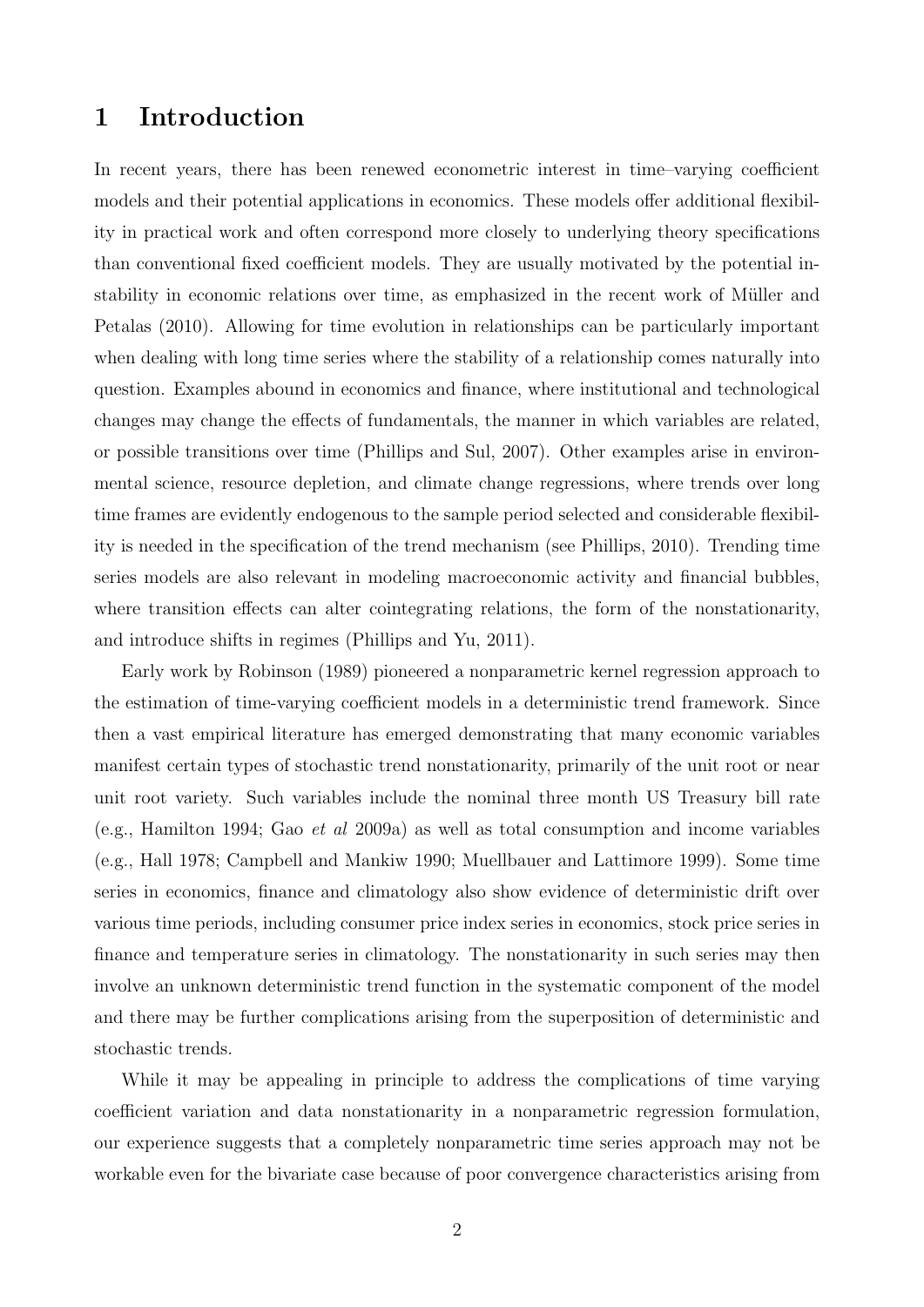# 1 Introduction

In recent years, there has been renewed econometric interest in time–varying coefficient models and their potential applications in economics. These models offer additional flexibility in practical work and often correspond more closely to underlying theory specifications than conventional fixed coefficient models. They are usually motivated by the potential instability in economic relations over time, as emphasized in the recent work of Müller and Petalas (2010). Allowing for time evolution in relationships can be particularly important when dealing with long time series where the stability of a relationship comes naturally into question. Examples abound in economics and finance, where institutional and technological changes may change the effects of fundamentals, the manner in which variables are related, or possible transitions over time (Phillips and Sul, 2007). Other examples arise in environmental science, resource depletion, and climate change regressions, where trends over long time frames are evidently endogenous to the sample period selected and considerable flexibility is needed in the specification of the trend mechanism (see Phillips, 2010). Trending time series models are also relevant in modeling macroeconomic activity and financial bubbles, where transition effects can alter cointegrating relations, the form of the nonstationarity, and introduce shifts in regimes (Phillips and Yu, 2011).

Early work by Robinson (1989) pioneered a nonparametric kernel regression approach to the estimation of time-varying coefficient models in a deterministic trend framework. Since then a vast empirical literature has emerged demonstrating that many economic variables manifest certain types of stochastic trend nonstationarity, primarily of the unit root or near unit root variety. Such variables include the nominal three month US Treasury bill rate (e.g., Hamilton 1994; Gao *et al* 2009a) as well as total consumption and income variables (e.g., Hall 1978; Campbell and Mankiw 1990; Muellbauer and Lattimore 1999). Some time series in economics, finance and climatology also show evidence of deterministic drift over various time periods, including consumer price index series in economics, stock price series in finance and temperature series in climatology. The nonstationarity in such series may then involve an unknown deterministic trend function in the systematic component of the model and there may be further complications arising from the superposition of deterministic and stochastic trends.

While it may be appealing in principle to address the complications of time varying coefficient variation and data nonstationarity in a nonparametric regression formulation, our experience suggests that a completely nonparametric time series approach may not be workable even for the bivariate case because of poor convergence characteristics arising from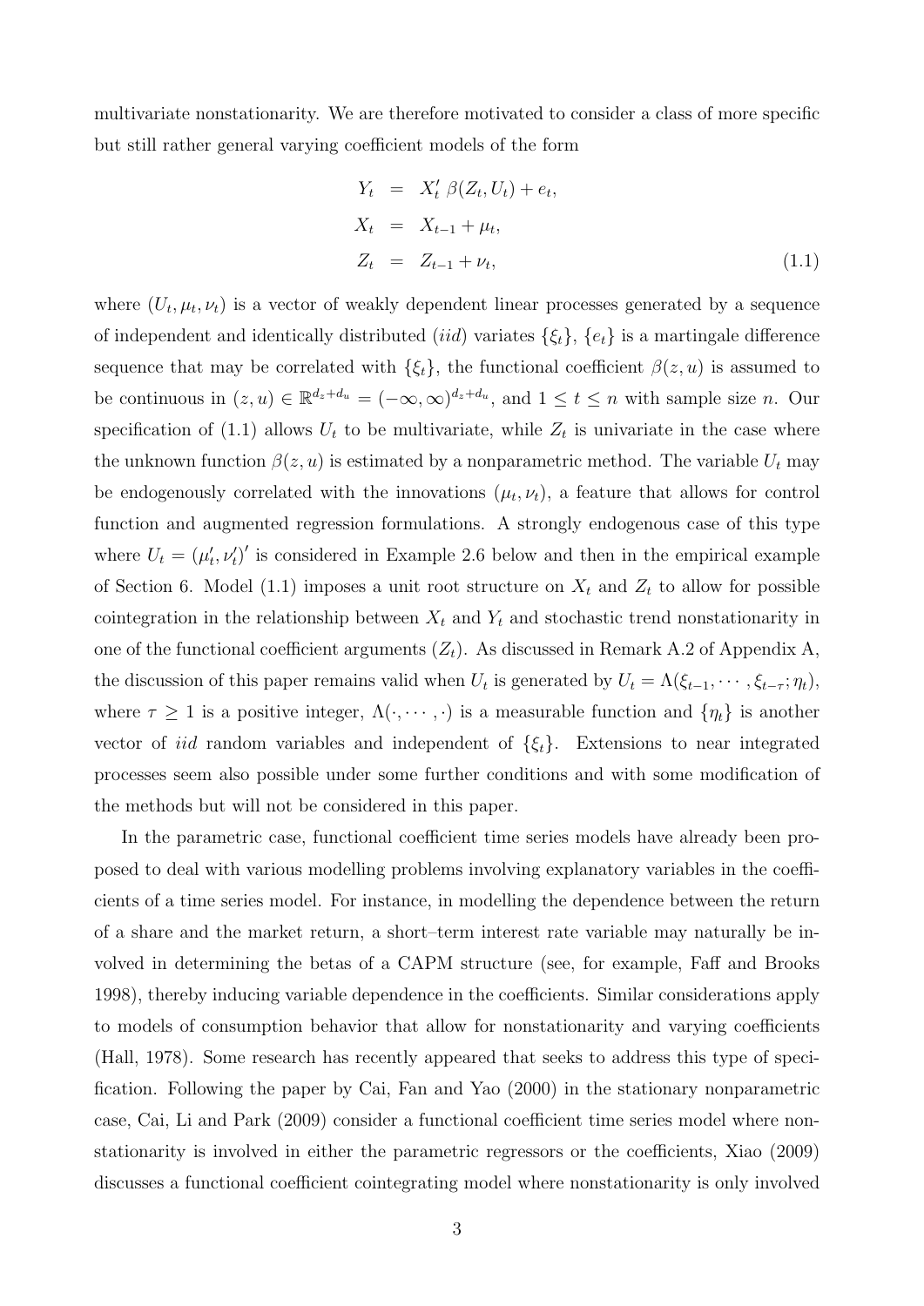multivariate nonstationarity. We are therefore motivated to consider a class of more specific but still rather general varying coefficient models of the form

$$
\begin{aligned}
Y_t &= X_t' \, \beta(Z_t, U_t) + e_t, \\
X_t &= X_{t-1} + \mu_t, \\
Z_t &= Z_{t-1} + \nu_t,
\end{aligned} \tag{1.1}
$$

where $(U_t, \mu_t, \nu_t)$ is a vector of weakly dependent linear processes generated by a sequence of independent and identically distributed (*iid*) variates $\{\xi_t\}$, $\{e_t\}$ is a martingale difference sequence that may be correlated with $\{\xi_t\}$, the functional coefficient $\beta(z, u)$ is assumed to be continuous in $(z, u) \in \mathbb{R}^{d_z+d_u} = (-\infty, \infty)^{d_z+d_u}$, and $1 \leq t \leq n$ with sample size $n$. Our specification of (1.1) allows $U_t$ to be multivariate, while $Z_t$ is univariate in the case where the unknown function $\beta(z, u)$ is estimated by a nonparametric method. The variable $U_t$ may be endogenously correlated with the innovations $(\mu_t, \nu_t)$, a feature that allows for control function and augmented regression formulations. A strongly endogenous case of this type where $U_t = (\mu_t', \nu_t')'$ is considered in Example 2.6 below and then in the empirical example of Section 6. Model (1.1) imposes a unit root structure on $X_t$ and $Z_t$ to allow for possible cointegration in the relationship between $X_t$ and $Y_t$ and stochastic trend nonstationarity in one of the functional coefficient arguments ($Z_t$). As discussed in Remark A.2 of Appendix A, the discussion of this paper remains valid when $U_t$ is generated by $U_t = \Lambda(\xi_{t-1}, \cdots, \xi_{t-\tau}; \eta_t)$, where $\tau \geq 1$ is a positive integer, $\Lambda(\cdot, \cdots, \cdot)$ is a measurable function and $\{\eta_t\}$ is another vector of *iid* random variables and independent of $\{\xi_t\}$. Extensions to near integrated processes seem also possible under some further conditions and with some modification of the methods but will not be considered in this paper.

In the parametric case, functional coefficient time series models have already been proposed to deal with various modelling problems involving explanatory variables in the coefficients of a time series model. For instance, in modelling the dependence between the return of a share and the market return, a short–term interest rate variable may naturally be involved in determining the betas of a CAPM structure (see, for example, Faff and Brooks 1998), thereby inducing variable dependence in the coefficients. Similar considerations apply to models of consumption behavior that allow for nonstationarity and varying coefficients (Hall, 1978). Some research has recently appeared that seeks to address this type of specification. Following the paper by Cai, Fan and Yao (2000) in the stationary nonparametric case, Cai, Li and Park (2009) consider a functional coefficient time series model where nonstationarity is involved in either the parametric regressors or the coefficients, Xiao (2009) discusses a functional coefficient cointegrating model where nonstationarity is only involved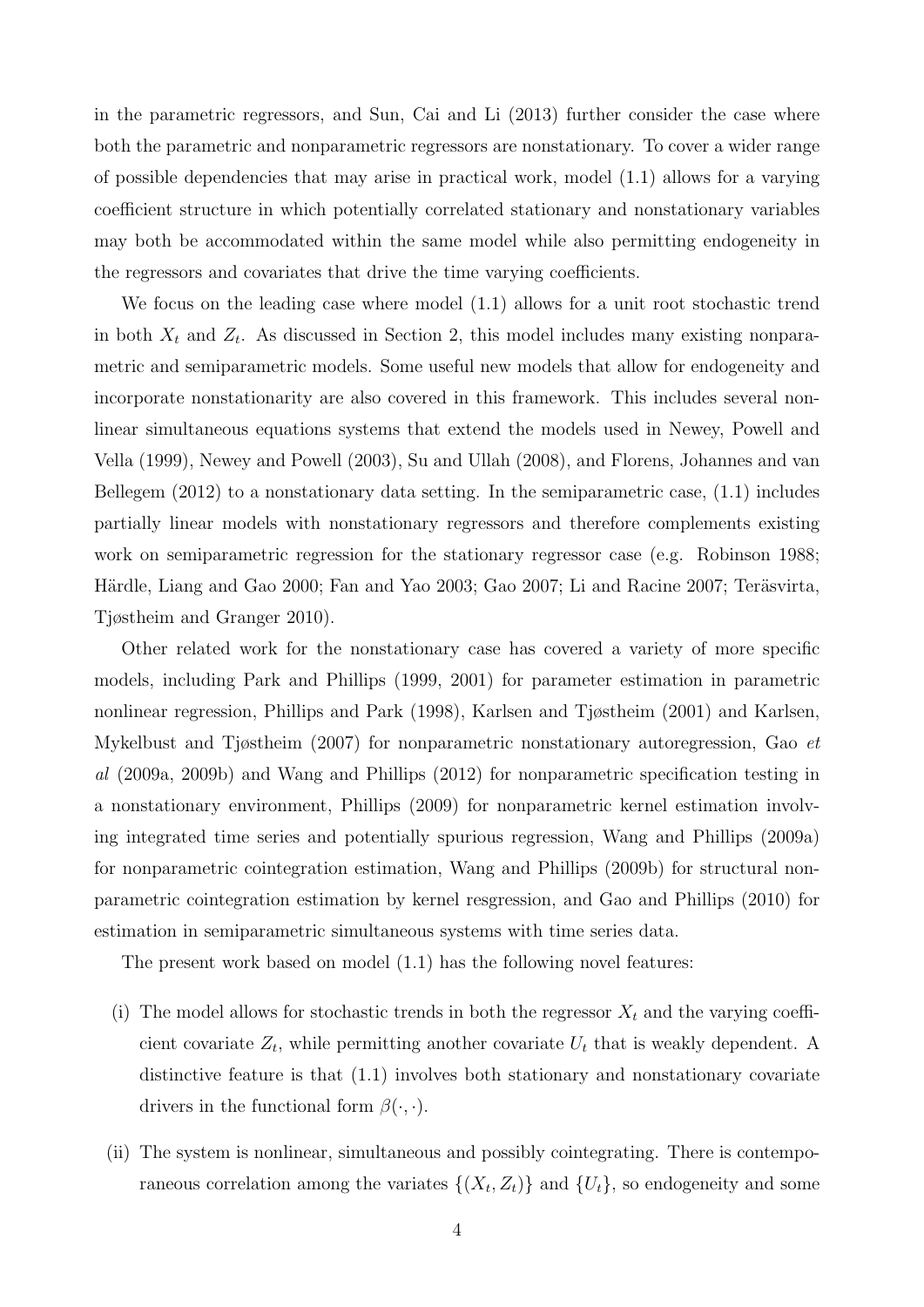in the parametric regressors, and Sun, Cai and Li (2013) further consider the case where both the parametric and nonparametric regressors are nonstationary. To cover a wider range of possible dependencies that may arise in practical work, model (1.1) allows for a varying coefficient structure in which potentially correlated stationary and nonstationary variables may both be accommodated within the same model while also permitting endogeneity in the regressors and covariates that drive the time varying coefficients.

We focus on the leading case where model (1.1) allows for a unit root stochastic trend in both $X_t$ and $Z_t$. As discussed in Section 2, this model includes many existing nonparametric and semiparametric models. Some useful new models that allow for endogeneity and incorporate nonstationarity are also covered in this framework. This includes several nonlinear simultaneous equations systems that extend the models used in Newey, Powell and Vella (1999), Newey and Powell (2003), Su and Ullah (2008), and Florens, Johannes and van Bellegem (2012) to a nonstationary data setting. In the semiparametric case, (1.1) includes partially linear models with nonstationary regressors and therefore complements existing work on semiparametric regression for the stationary regressor case (e.g. Robinson 1988; Härdle, Liang and Gao 2000; Fan and Yao 2003; Gao 2007; Li and Racine 2007; Teräsvirta, Tjøstheim and Granger 2010).

Other related work for the nonstationary case has covered a variety of more specific models, including Park and Phillips (1999, 2001) for parameter estimation in parametric nonlinear regression, Phillips and Park (1998), Karlsen and Tjøstheim (2001) and Karlsen, Mykelbust and Tjøstheim (2007) for nonparametric nonstationary autoregression, Gao *et al* (2009a, 2009b) and Wang and Phillips (2012) for nonparametric specification testing in a nonstationary environment, Phillips (2009) for nonparametric kernel estimation involving integrated time series and potentially spurious regression, Wang and Phillips (2009a) for nonparametric cointegration estimation, Wang and Phillips (2009b) for structural nonparametric cointegration estimation by kernel resgression, and Gao and Phillips (2010) for estimation in semiparametric simultaneous systems with time series data.

The present work based on model (1.1) has the following novel features:

(i) The model allows for stochastic trends in both the regressor $X_t$ and the varying coefficient covariate $Z_t$, while permitting another covariate $U_t$ that is weakly dependent. A distinctive feature is that (1.1) involves both stationary and nonstationary covariate drivers in the functional form $\beta(\cdot, \cdot)$.

(ii) The system is nonlinear, simultaneous and possibly cointegrating. There is contemporaneous correlation among the variates $\{(X_t, Z_t)\}$ and $\{U_t\}$, so endogeneity and some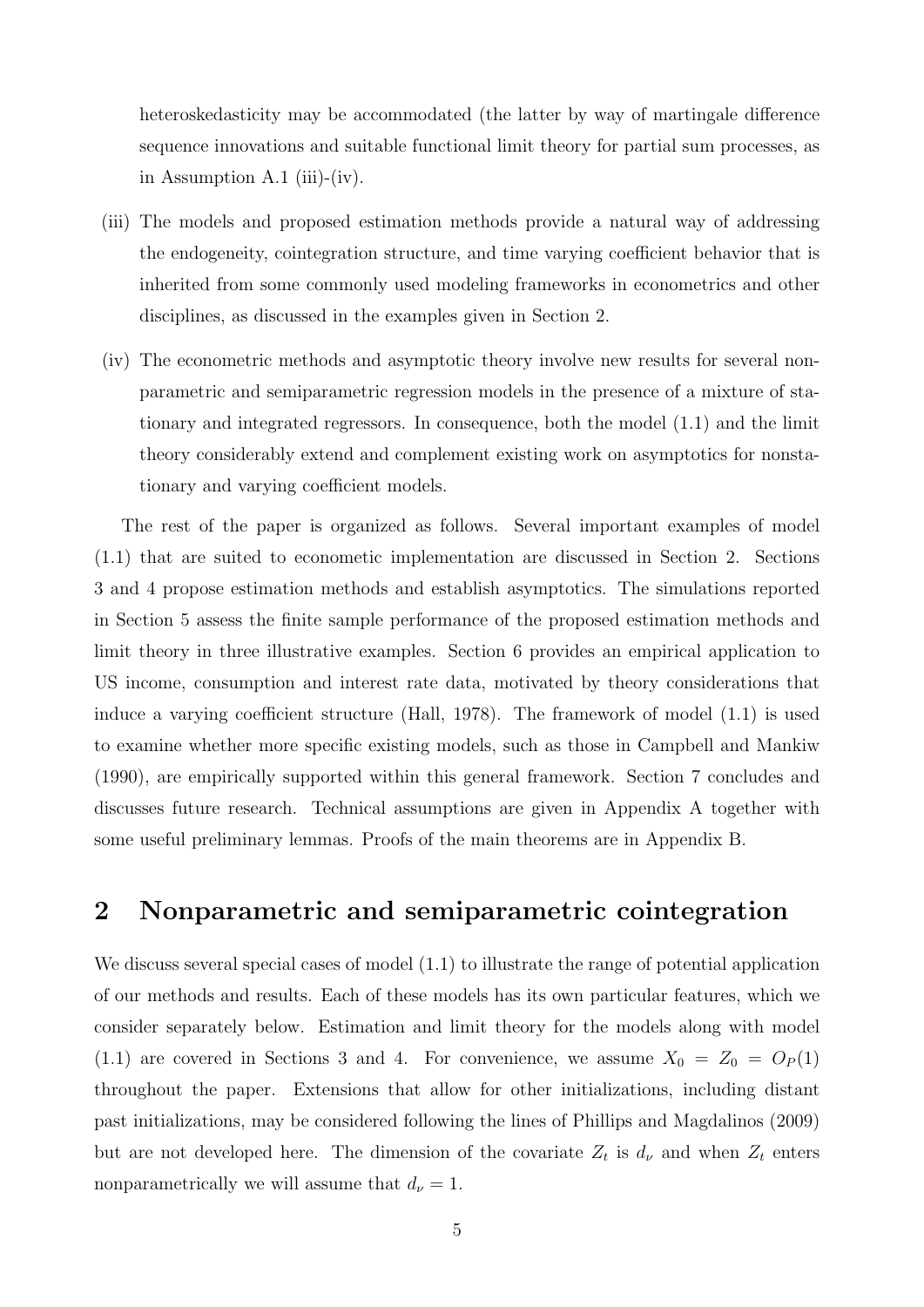heteroskedasticity may be accommodated (the latter by way of martingale difference sequence innovations and suitable functional limit theory for partial sum processes, as in Assumption A.1 (iii)-(iv).

(iii) The models and proposed estimation methods provide a natural way of addressing the endogeneity, cointegration structure, and time varying coefficient behavior that is inherited from some commonly used modeling frameworks in econometrics and other disciplines, as discussed in the examples given in Section 2.

(iv) The econometric methods and asymptotic theory involve new results for several nonparametric and semiparametric regression models in the presence of a mixture of stationary and integrated regressors. In consequence, both the model (1.1) and the limit theory considerably extend and complement existing work on asymptotics for nonstationary and varying coefficient models.

The rest of the paper is organized as follows. Several important examples of model (1.1) that are suited to econometic implementation are discussed in Section 2. Sections 3 and 4 propose estimation methods and establish asymptotics. The simulations reported in Section 5 assess the finite sample performance of the proposed estimation methods and limit theory in three illustrative examples. Section 6 provides an empirical application to US income, consumption and interest rate data, motivated by theory considerations that induce a varying coefficient structure (Hall, 1978). The framework of model (1.1) is used to examine whether more specific existing models, such as those in Campbell and Mankiw (1990), are empirically supported within this general framework. Section 7 concludes and discusses future research. Technical assumptions are given in Appendix A together with some useful preliminary lemmas. Proofs of the main theorems are in Appendix B.

## 2 Nonparametric and semiparametric cointegration

We discuss several special cases of model (1.1) to illustrate the range of potential application of our methods and results. Each of these models has its own particular features, which we consider separately below. Estimation and limit theory for the models along with model (1.1) are covered in Sections 3 and 4. For convenience, we assume $X_0 = Z_0 = O_P(1)$ throughout the paper. Extensions that allow for other initializations, including distant past initializations, may be considered following the lines of Phillips and Magdalinos (2009) but are not developed here. The dimension of the covariate $Z_t$ is $d_\nu$ and when $Z_t$ enters nonparametrically we will assume that $d_\nu = 1$.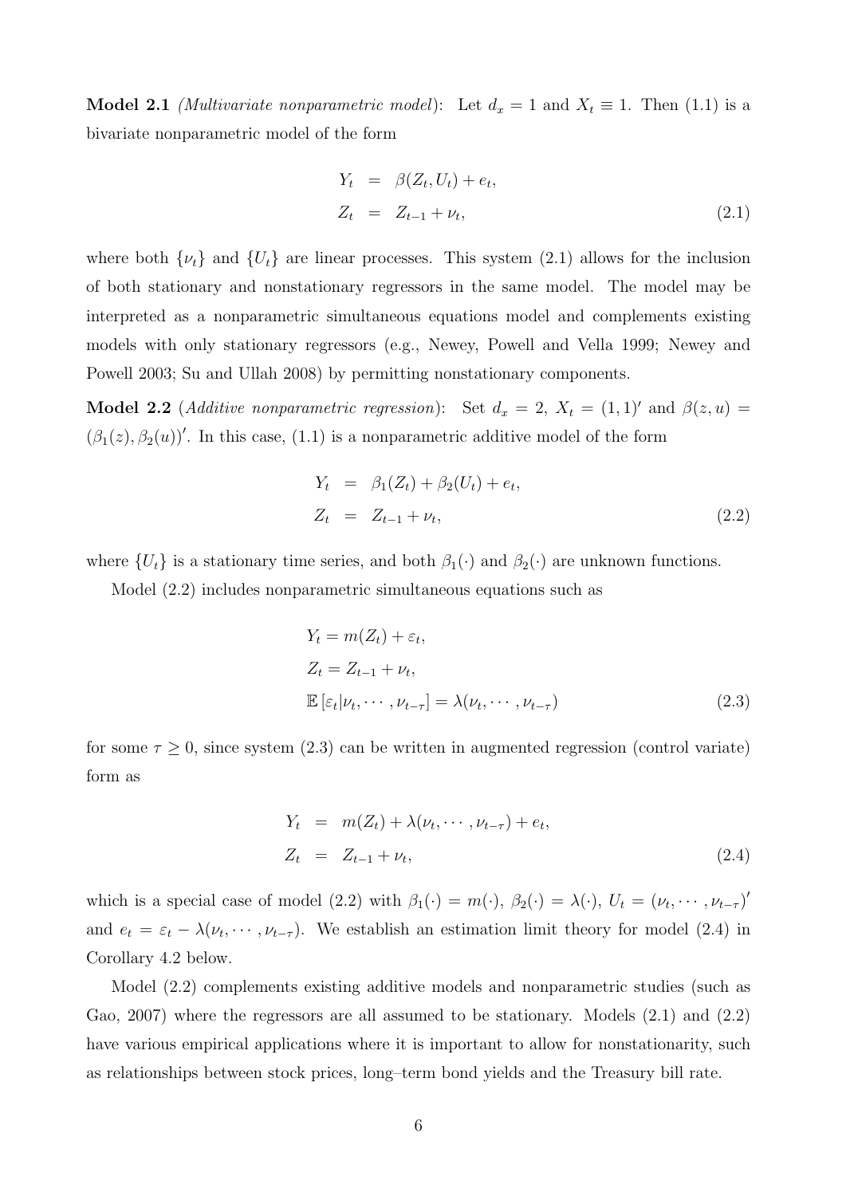**Model 2.1** *(Multivariate nonparametric model)*: Let $d_x = 1$ and $X_t \equiv 1$. Then (1.1) is a bivariate nonparametric model of the form

$$
\begin{aligned}
Y_t &= \beta(Z_t, U_t) + e_t, \\
Z_t &= Z_{t-1} + \nu_t,
\end{aligned}
\tag{2.1}
$$

where both $\{\nu_t\}$ and $\{U_t\}$ are linear processes. This system (2.1) allows for the inclusion of both stationary and nonstationary regressors in the same model. The model may be interpreted as a nonparametric simultaneous equations model and complements existing models with only stationary regressors (e.g., Newey, Powell and Vella 1999; Newey and Powell 2003; Su and Ullah 2008) by permitting nonstationary components.

**Model 2.2** (*Additive nonparametric regression*): Set $d_x = 2$, $X_t = (1, 1)'$ and $\beta(z, u) = (\beta_1(z), \beta_2(u))'$. In this case, (1.1) is a nonparametric additive model of the form

$$
\begin{aligned}
Y_t &= \beta_1(Z_t) + \beta_2(U_t) + e_t, \\
Z_t &= Z_{t-1} + \nu_t,
\end{aligned}
\tag{2.2}
$$

where $\{U_t\}$ is a stationary time series, and both $\beta_1(\cdot)$ and $\beta_2(\cdot)$ are unknown functions.

Model (2.2) includes nonparametric simultaneous equations such as

$$
\begin{aligned}
&Y_t = m(Z_t) + \varepsilon_t, \\
&Z_t = Z_{t-1} + \nu_t, \\
&\mathbb{E}\left[\varepsilon_t | \nu_t, \cdots, \nu_{t-\tau}\right] = \lambda(\nu_t, \cdots, \nu_{t-\tau})
\end{aligned}
\tag{2.3}
$$

for some $\tau \geq 0$, since system (2.3) can be written in augmented regression (control variate) form as

$$
\begin{aligned}
Y_t &= m(Z_t) + \lambda(\nu_t, \cdots, \nu_{t-\tau}) + e_t, \\
Z_t &= Z_{t-1} + \nu_t,
\end{aligned}
\tag{2.4}
$$

which is a special case of model (2.2) with $\beta_1(\cdot) = m(\cdot)$, $\beta_2(\cdot) = \lambda(\cdot)$, $U_t = (\nu_t, \cdots, \nu_{t-\tau})'$ and $e_t = \varepsilon_t - \lambda(\nu_t, \cdots, \nu_{t-\tau})$. We establish an estimation limit theory for model (2.4) in Corollary 4.2 below.

Model (2.2) complements existing additive models and nonparametric studies (such as Gao, 2007) where the regressors are all assumed to be stationary. Models (2.1) and (2.2) have various empirical applications where it is important to allow for nonstationarity, such as relationships between stock prices, long–term bond yields and the Treasury bill rate.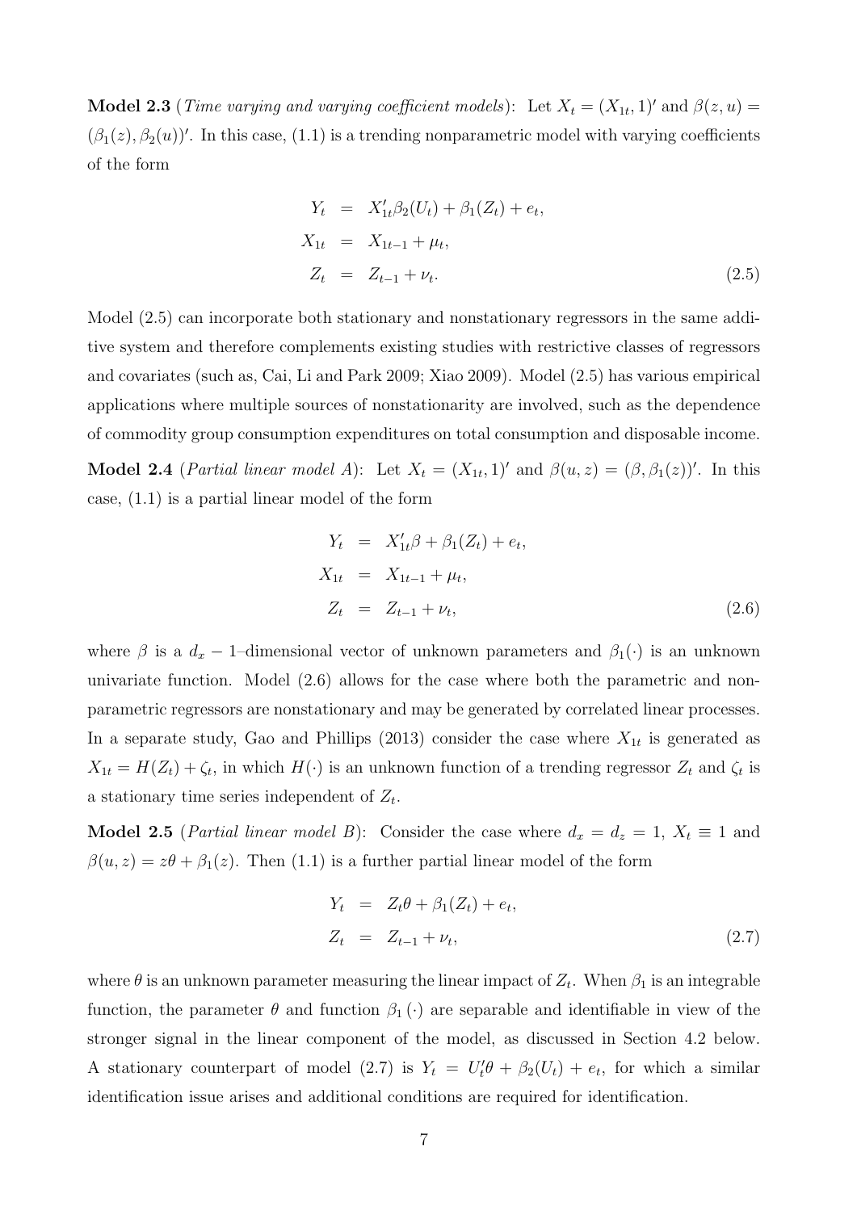**Model 2.3** (*Time varying and varying coefficient models*): Let $X_t = (X_{1t}, 1)'$ and $\beta(z, u) = (\beta_1(z), \beta_2(u))'$. In this case, (1.1) is a trending nonparametric model with varying coefficients of the form

$$
\begin{aligned}
Y_t &= X_{1t}'\beta_2(U_t) + \beta_1(Z_t) + e_t, \\
X_{1t} &= X_{1t-1} + \mu_t, \\
Z_t &= Z_{t-1} + \nu_t.
\end{aligned}
\tag{2.5}
$$

Model (2.5) can incorporate both stationary and nonstationary regressors in the same additive system and therefore complements existing studies with restrictive classes of regressors and covariates (such as, Cai, Li and Park 2009; Xiao 2009). Model (2.5) has various empirical applications where multiple sources of nonstationarity are involved, such as the dependence of commodity group consumption expenditures on total consumption and disposable income.

**Model 2.4** (*Partial linear model A*): Let $X_t = (X_{1t}, 1)'$ and $\beta(u, z) = (\beta, \beta_1(z))'$. In this case, (1.1) is a partial linear model of the form

$$
\begin{aligned}
Y_t &= X_{1t}'\beta + \beta_1(Z_t) + e_t, \\
X_{1t} &= X_{1t-1} + \mu_t, \\
Z_t &= Z_{t-1} + \nu_t,
\end{aligned}
\tag{2.6}
$$

where $\beta$ is a $d_x - 1$–dimensional vector of unknown parameters and $\beta_1(\cdot)$ is an unknown univariate function. Model (2.6) allows for the case where both the parametric and nonparametric regressors are nonstationary and may be generated by correlated linear processes. In a separate study, Gao and Phillips (2013) consider the case where $X_{1t}$ is generated as $X_{1t} = H(Z_t) + \zeta_t$, in which $H(\cdot)$ is an unknown function of a trending regressor $Z_t$ and $\zeta_t$ is a stationary time series independent of $Z_t$.

**Model 2.5** (*Partial linear model B*): Consider the case where $d_x = d_z = 1$, $X_t \equiv 1$ and $\beta(u, z) = z\theta + \beta_1(z)$. Then (1.1) is a further partial linear model of the form

$$
\begin{aligned}
Y_t &= Z_t\theta + \beta_1(Z_t) + e_t, \\
Z_t &= Z_{t-1} + \nu_t,
\end{aligned}
\tag{2.7}
$$

where $\theta$ is an unknown parameter measuring the linear impact of $Z_t$. When $\beta_1$ is an integrable function, the parameter $\theta$ and function $\beta_1(\cdot)$ are separable and identifiable in view of the stronger signal in the linear component of the model, as discussed in Section 4.2 below. A stationary counterpart of model (2.7) is $Y_t = U_t'\theta + \beta_2(U_t) + e_t$, for which a similar identification issue arises and additional conditions are required for identification.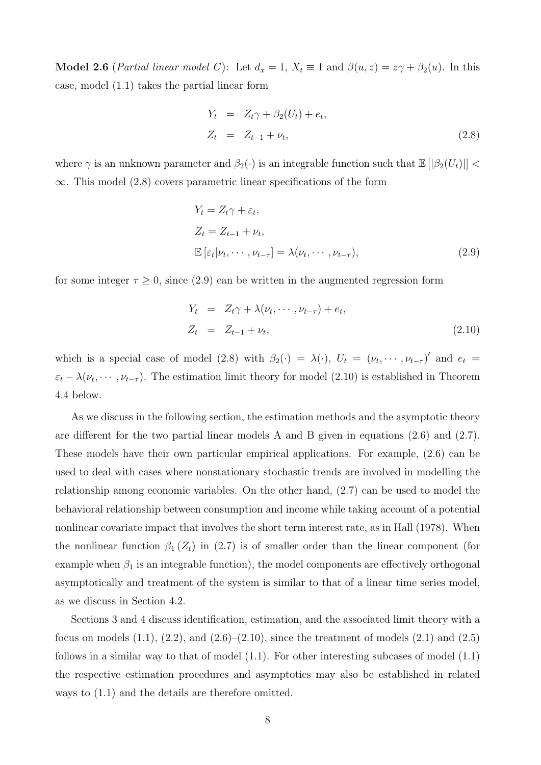**Model 2.6** (*Partial linear model C*): Let $d_x = 1$, $X_t \equiv 1$ and $\beta(u, z) = z\gamma + \beta_2(u)$. In this case, model (1.1) takes the partial linear form

$$
\begin{aligned}
Y_t &= Z_t\gamma + \beta_2(U_t) + e_t, \\
Z_t &= Z_{t-1} + \nu_t,
\end{aligned}
\tag{2.8}
$$

where $\gamma$ is an unknown parameter and $\beta_2(\cdot)$ is an integrable function such that $\mathbb{E}\left[|\beta_2(U_t)|\right] < \infty$. This model (2.8) covers parametric linear specifications of the form

$$
\begin{aligned}
& Y_t = Z_t\gamma + \varepsilon_t, \\
& Z_t = Z_{t-1} + \nu_t, \\
& \mathbb{E}\left[\varepsilon_t | \nu_t, \cdots, \nu_{t-\tau}\right] = \lambda(\nu_t, \cdots, \nu_{t-\tau}),
\end{aligned}
\tag{2.9}
$$

for some integer $\tau \geq 0$, since (2.9) can be written in the augmented regression form

$$
\begin{aligned}
Y_t &= Z_t\gamma + \lambda(\nu_t, \cdots, \nu_{t-\tau}) + e_t, \\
Z_t &= Z_{t-1} + \nu_t,
\end{aligned}
\tag{2.10}
$$

which is a special case of model (2.8) with $\beta_2(\cdot) = \lambda(\cdot)$, $U_t = (\nu_t, \cdots, \nu_{t-\tau})'$ and $e_t = \varepsilon_t - \lambda(\nu_t, \cdots, \nu_{t-\tau})$. The estimation limit theory for model (2.10) is established in Theorem 4.4 below.

As we discuss in the following section, the estimation methods and the asymptotic theory are different for the two partial linear models A and B given in equations (2.6) and (2.7). These models have their own particular empirical applications. For example, (2.6) can be used to deal with cases where nonstationary stochastic trends are involved in modelling the relationship among economic variables. On the other hand, (2.7) can be used to model the behavioral relationship between consumption and income while taking account of a potential nonlinear covariate impact that involves the short term interest rate, as in Hall (1978). When the nonlinear function $\beta_1(Z_t)$ in (2.7) is of smaller order than the linear component (for example when $\beta_1$ is an integrable function), the model components are effectively orthogonal asymptotically and treatment of the system is similar to that of a linear time series model, as we discuss in Section 4.2.

Sections 3 and 4 discuss identification, estimation, and the associated limit theory with a focus on models (1.1), (2.2), and (2.6)–(2.10), since the treatment of models (2.1) and (2.5) follows in a similar way to that of model (1.1). For other interesting subcases of model (1.1) the respective estimation procedures and asymptotics may also be established in related ways to (1.1) and the details are therefore omitted.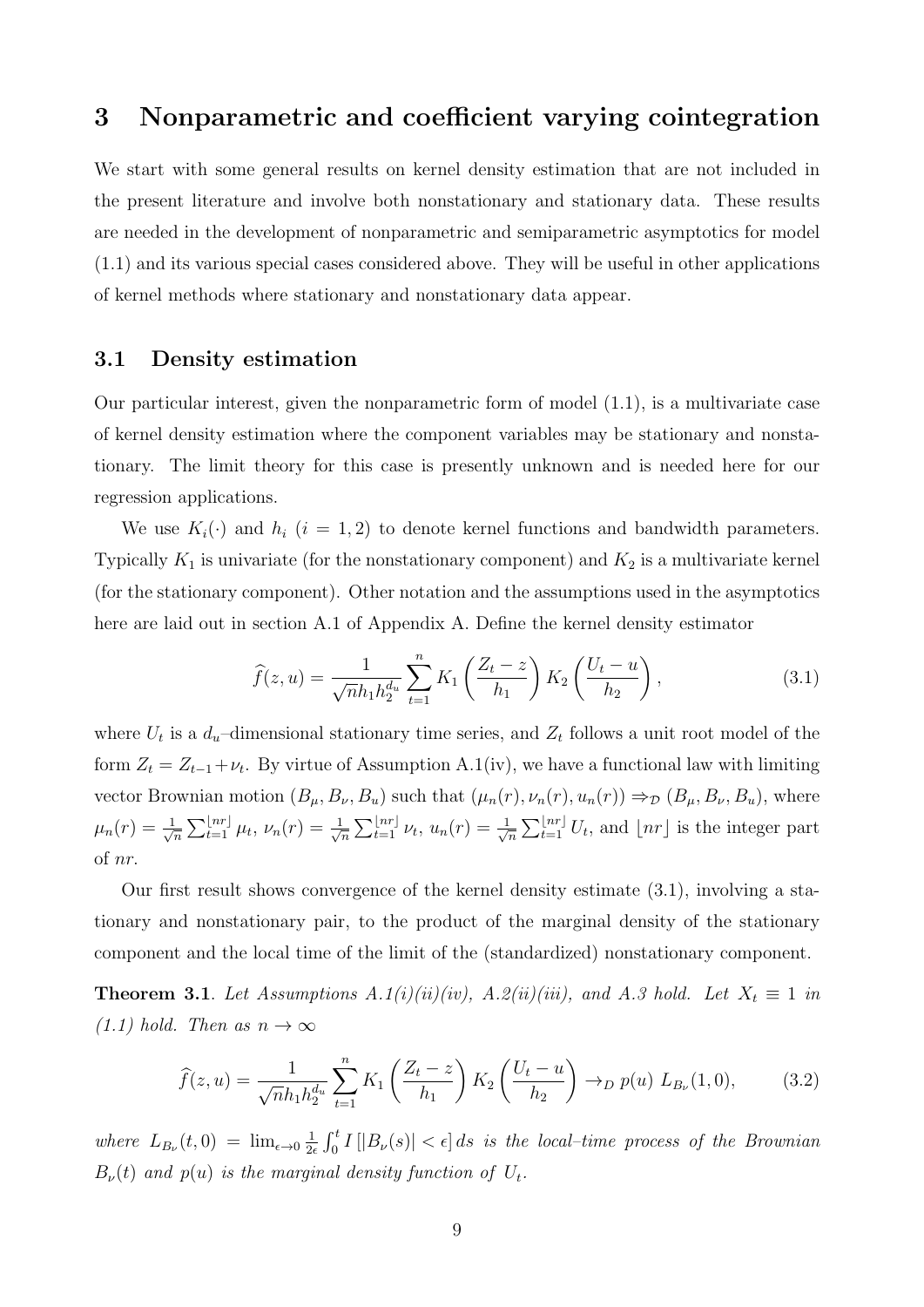# 3 Nonparametric and coefficient varying cointegration

We start with some general results on kernel density estimation that are not included in the present literature and involve both nonstationary and stationary data. These results are needed in the development of nonparametric and semiparametric asymptotics for model (1.1) and its various special cases considered above. They will be useful in other applications of kernel methods where stationary and nonstationary data appear.

## 3.1 Density estimation

Our particular interest, given the nonparametric form of model (1.1), is a multivariate case of kernel density estimation where the component variables may be stationary and nonstationary. The limit theory for this case is presently unknown and is needed here for our regression applications.

We use $K_i(\cdot)$ and $h_i$ $(i = 1, 2)$ to denote kernel functions and bandwidth parameters. Typically $K_1$ is univariate (for the nonstationary component) and $K_2$ is a multivariate kernel (for the stationary component). Other notation and the assumptions used in the asymptotics here are laid out in section A.1 of Appendix A. Define the kernel density estimator

$$\widehat{f}(z, u) = \frac{1}{\sqrt{n} h_1 h_2^{d_u}} \sum_{t=1}^{n} K_1\left(\frac{Z_t - z}{h_1}\right) K_2\left(\frac{U_t - u}{h_2}\right), \tag{3.1}$$

where $U_t$ is a $d_u$–dimensional stationary time series, and $Z_t$ follows a unit root model of the form $Z_t = Z_{t-1} + \nu_t$. By virtue of Assumption A.1(iv), we have a functional law with limiting vector Brownian motion $(B_\mu, B_\nu, B_u)$ such that $(\mu_n(r), \nu_n(r), u_n(r)) \Rightarrow_{\mathcal{D}} (B_\mu, B_\nu, B_u)$, where $\mu_n(r) = \frac{1}{\sqrt{n}} \sum_{t=1}^{\lfloor nr \rfloor} \mu_t$, $\nu_n(r) = \frac{1}{\sqrt{n}} \sum_{t=1}^{\lfloor nr \rfloor} \nu_t$, $u_n(r) = \frac{1}{\sqrt{n}} \sum_{t=1}^{\lfloor nr \rfloor} U_t$, and $\lfloor nr \rfloor$ is the integer part of $nr$.

Our first result shows convergence of the kernel density estimate (3.1), involving a stationary and nonstationary pair, to the product of the marginal density of the stationary component and the local time of the limit of the (standardized) nonstationary component.

**Theorem 3.1**. *Let Assumptions A.1(i)(ii)(iv), A.2(ii)(iii), and A.3 hold. Let $X_t \equiv 1$ in (1.1) hold. Then as $n \to \infty$*

$$\widehat{f}(z, u) = \frac{1}{\sqrt{n} h_1 h_2^{d_u}} \sum_{t=1}^{n} K_1\left(\frac{Z_t - z}{h_1}\right) K_2\left(\frac{U_t - u}{h_2}\right) \to_D p(u)\ L_{B_\nu}(1, 0), \tag{3.2}$$

*where $L_{B_\nu}(t, 0) = \lim_{\epsilon \to 0} \frac{1}{2\epsilon} \int_0^t I\left[|B_\nu(s)| < \epsilon\right] ds$ is the local–time process of the Brownian $B_\nu(t)$ and $p(u)$ is the marginal density function of $U_t$.*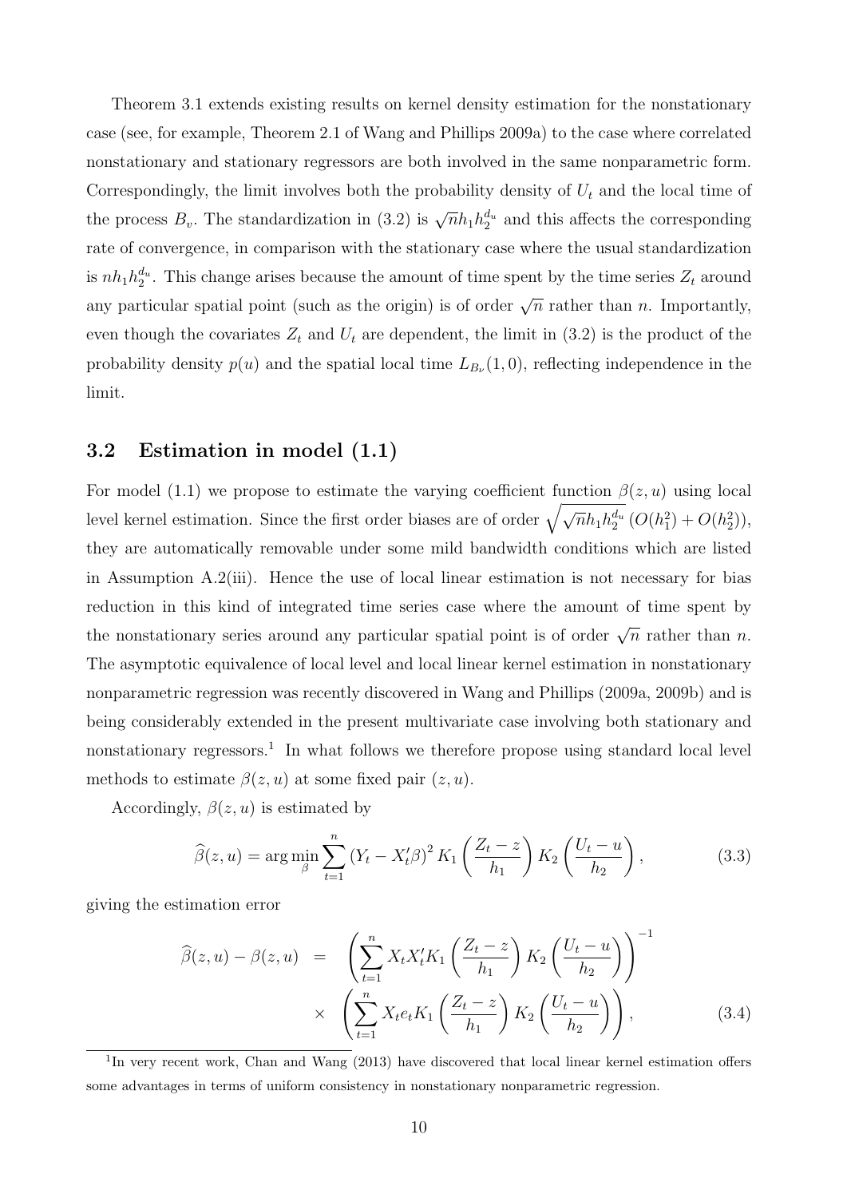Theorem 3.1 extends existing results on kernel density estimation for the nonstationary case (see, for example, Theorem 2.1 of Wang and Phillips 2009a) to the case where correlated nonstationary and stationary regressors are both involved in the same nonparametric form. Correspondingly, the limit involves both the probability density of $U_t$ and the local time of the process $B_v$. The standardization in (3.2) is $\sqrt{n}h_1 h_2^{d_u}$ and this affects the corresponding rate of convergence, in comparison with the stationary case where the usual standardization is $nh_1 h_2^{d_u}$. This change arises because the amount of time spent by the time series $Z_t$ around any particular spatial point (such as the origin) is of order $\sqrt{n}$ rather than $n$. Importantly, even though the covariates $Z_t$ and $U_t$ are dependent, the limit in (3.2) is the product of the probability density $p(u)$ and the spatial local time $L_{B_v}(1,0)$, reflecting independence in the limit.

### 3.2 Estimation in model (1.1)

For model (1.1) we propose to estimate the varying coefficient function $\beta(z,u)$ using local level kernel estimation. Since the first order biases are of order $\sqrt{\sqrt{n}h_1 h_2^{d_u}}\,(O(h_1^2)+O(h_2^2))$, they are automatically removable under some mild bandwidth conditions which are listed in Assumption A.2(iii). Hence the use of local linear estimation is not necessary for bias reduction in this kind of integrated time series case where the amount of time spent by the nonstationary series around any particular spatial point is of order $\sqrt{n}$ rather than $n$. The asymptotic equivalence of local level and local linear kernel estimation in nonstationary nonparametric regression was recently discovered in Wang and Phillips (2009a, 2009b) and is being considerably extended in the present multivariate case involving both stationary and nonstationary regressors.[1] In what follows we therefore propose using standard local level methods to estimate $\beta(z,u)$ at some fixed pair $(z,u)$.

Accordingly, $\beta(z,u)$ is estimated by

$$\widehat{\beta}(z,u) = \arg\min_{\beta} \sum_{t=1}^{n} \left(Y_t - X_t'\beta\right)^2 K_1\left(\frac{Z_t - z}{h_1}\right) K_2\left(\frac{U_t - u}{h_2}\right), \tag{3.3}$$

giving the estimation error

$$\begin{aligned}\widehat{\beta}(z,u) - \beta(z,u) &= \left(\sum_{t=1}^{n} X_t X_t' K_1\left(\frac{Z_t - z}{h_1}\right) K_2\left(\frac{U_t - u}{h_2}\right)\right)^{-1} \\ &\times \left(\sum_{t=1}^{n} X_t e_t K_1\left(\frac{Z_t - z}{h_1}\right) K_2\left(\frac{U_t - u}{h_2}\right)\right),\end{aligned} \tag{3.4}$$

[1] In very recent work, Chan and Wang (2013) have discovered that local linear kernel estimation offers some advantages in terms of uniform consistency in nonstationary nonparametric regression.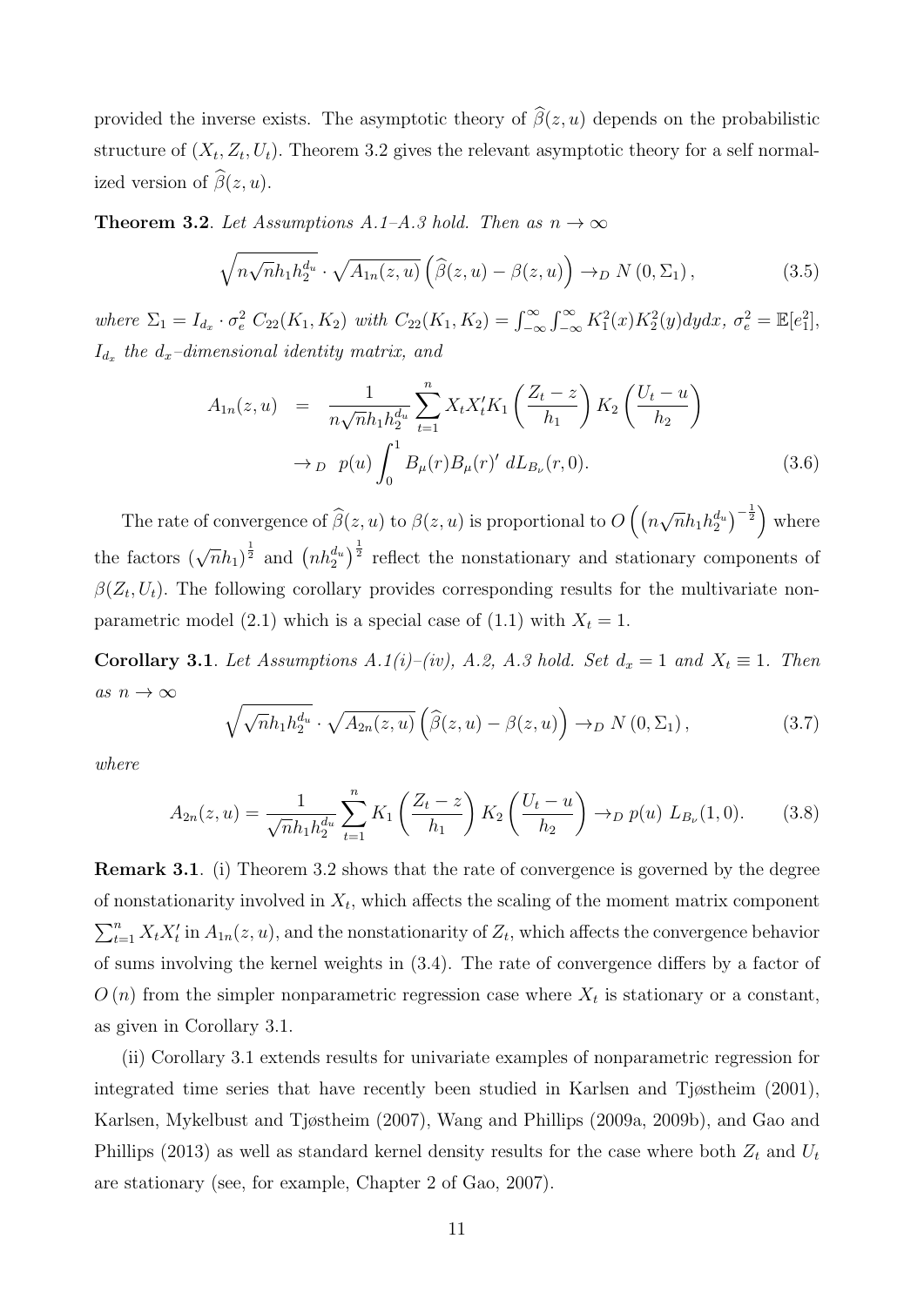provided the inverse exists. The asymptotic theory of $\widehat{\beta}(z,u)$ depends on the probabilistic structure of $(X_t, Z_t, U_t)$. Theorem 3.2 gives the relevant asymptotic theory for a self normalized version of $\widehat{\beta}(z,u)$.

**Theorem 3.2**. *Let Assumptions A.1–A.3 hold. Then as $n \to \infty$*

$$\sqrt{n\sqrt{n}h_1 h_2^{d_u}} \cdot \sqrt{A_{1n}(z,u)} \left(\widehat{\beta}(z,u) - \beta(z,u)\right) \to_D N\left(0, \Sigma_1\right), \tag{3.5}$$

*where $\Sigma_1 = I_{d_x} \cdot \sigma_e^2 \, C_{22}(K_1, K_2)$ with $C_{22}(K_1,K_2) = \int_{-\infty}^{\infty}\int_{-\infty}^{\infty} K_1^2(x) K_2^2(y) dy dx$, $\sigma_e^2 = \mathbb{E}[e_1^2]$, $I_{d_x}$ the $d_x$–dimensional identity matrix, and*

$$\begin{aligned} A_{1n}(z,u) &= \frac{1}{n\sqrt{n}h_1 h_2^{d_u}} \sum_{t=1}^n X_t X_t' K_1\left(\frac{Z_t - z}{h_1}\right) K_2\left(\frac{U_t - u}{h_2}\right) \\ &\to_D \; p(u) \int_0^1 B_\mu(r) B_\mu(r)' \; dL_{B_\nu}(r, 0). \end{aligned} \tag{3.6}$$

The rate of convergence of $\widehat{\beta}(z,u)$ to $\beta(z,u)$ is proportional to $O\left(\left(n\sqrt{n}h_1 h_2^{d_u}\right)^{-\frac{1}{2}}\right)$ where the factors $\left(\sqrt{n}h_1\right)^{\frac{1}{2}}$ and $\left(nh_2^{d_u}\right)^{\frac{1}{2}}$ reflect the nonstationary and stationary components of $\beta(Z_t, U_t)$. The following corollary provides corresponding results for the multivariate nonparametric model (2.1) which is a special case of (1.1) with $X_t = 1$.

**Corollary 3.1**. *Let Assumptions A.1(i)–(iv), A.2, A.3 hold. Set $d_x = 1$ and $X_t \equiv 1$. Then as $n \to \infty$*

$$\sqrt{\sqrt{n}h_1 h_2^{d_u}} \cdot \sqrt{A_{2n}(z,u)} \left(\widehat{\beta}(z,u) - \beta(z,u)\right) \to_D N\left(0, \Sigma_1\right), \tag{3.7}$$

*where*

$$A_{2n}(z,u) = \frac{1}{\sqrt{n}h_1 h_2^{d_u}} \sum_{t=1}^n K_1\left(\frac{Z_t - z}{h_1}\right) K_2\left(\frac{U_t - u}{h_2}\right) \to_D p(u) \; L_{B_\nu}(1, 0). \tag{3.8}$$

**Remark 3.1**. (i) Theorem 3.2 shows that the rate of convergence is governed by the degree of nonstationarity involved in $X_t$, which affects the scaling of the moment matrix component $\sum_{t=1}^n X_t X_t'$ in $A_{1n}(z,u)$, and the nonstationarity of $Z_t$, which affects the convergence behavior of sums involving the kernel weights in (3.4). The rate of convergence differs by a factor of $O\left(n\right)$ from the simpler nonparametric regression case where $X_t$ is stationary or a constant, as given in Corollary 3.1.

(ii) Corollary 3.1 extends results for univariate examples of nonparametric regression for integrated time series that have recently been studied in Karlsen and Tjøstheim (2001), Karlsen, Mykelbust and Tjøstheim (2007), Wang and Phillips (2009a, 2009b), and Gao and Phillips (2013) as well as standard kernel density results for the case where both $Z_t$ and $U_t$ are stationary (see, for example, Chapter 2 of Gao, 2007).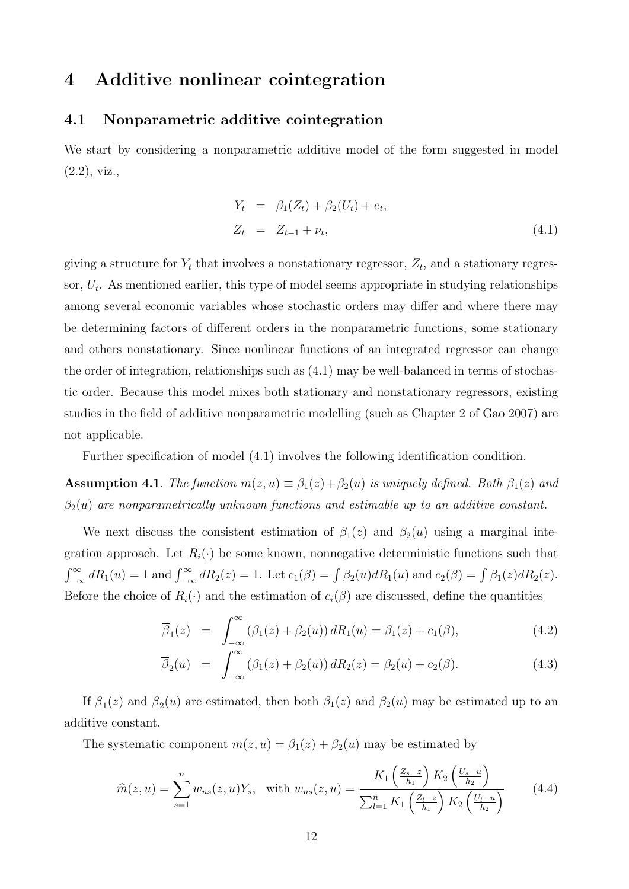# 4 Additive nonlinear cointegration

## 4.1 Nonparametric additive cointegration

We start by considering a nonparametric additive model of the form suggested in model (2.2), viz.,

$$
\begin{aligned}
Y_t &= \beta_1(Z_t) + \beta_2(U_t) + e_t, \\
Z_t &= Z_{t-1} + \nu_t,
\end{aligned} \tag{4.1}
$$

giving a structure for $Y_t$ that involves a nonstationary regressor, $Z_t$, and a stationary regressor, $U_t$. As mentioned earlier, this type of model seems appropriate in studying relationships among several economic variables whose stochastic orders may differ and where there may be determining factors of different orders in the nonparametric functions, some stationary and others nonstationary. Since nonlinear functions of an integrated regressor can change the order of integration, relationships such as (4.1) may be well-balanced in terms of stochastic order. Because this model mixes both stationary and nonstationary regressors, existing studies in the field of additive nonparametric modelling (such as Chapter 2 of Gao 2007) are not applicable.

Further specification of model (4.1) involves the following identification condition.

**Assumption 4.1**. *The function $m(z,u) \equiv \beta_1(z) + \beta_2(u)$ is uniquely defined. Both $\beta_1(z)$ and $\beta_2(u)$ are nonparametrically unknown functions and estimable up to an additive constant.*

We next discuss the consistent estimation of $\beta_1(z)$ and $\beta_2(u)$ using a marginal integration approach. Let $R_i(\cdot)$ be some known, nonnegative deterministic functions such that $\int_{-\infty}^{\infty} dR_1(u) = 1$ and $\int_{-\infty}^{\infty} dR_2(z) = 1$. Let $c_1(\beta) = \int \beta_2(u) dR_1(u)$ and $c_2(\beta) = \int \beta_1(z) dR_2(z)$. Before the choice of $R_i(\cdot)$ and the estimation of $c_i(\beta)$ are discussed, define the quantities

$$
\overline{\beta}_1(z) = \int_{-\infty}^{\infty} \left(\beta_1(z) + \beta_2(u)\right) dR_1(u) = \beta_1(z) + c_1(\beta), \tag{4.2}
$$

$$
\overline{\beta}_2(u) = \int_{-\infty}^{\infty} \left(\beta_1(z) + \beta_2(u)\right) dR_2(z) = \beta_2(u) + c_2(\beta). \tag{4.3}
$$

If $\overline{\beta}_1(z)$ and $\overline{\beta}_2(u)$ are estimated, then both $\beta_1(z)$ and $\beta_2(u)$ may be estimated up to an additive constant.

The systematic component $m(z,u) = \beta_1(z) + \beta_2(u)$ may be estimated by

$$
\widehat{m}(z,u) = \sum_{s=1}^{n} w_{ns}(z,u) Y_s, \quad \text{with } w_{ns}(z,u) = \frac{K_1\left(\frac{Z_s - z}{h_1}\right) K_2\left(\frac{U_s - u}{h_2}\right)}{\sum_{l=1}^{n} K_1\left(\frac{Z_l - z}{h_1}\right) K_2\left(\frac{U_l - u}{h_2}\right)} \tag{4.4}
$$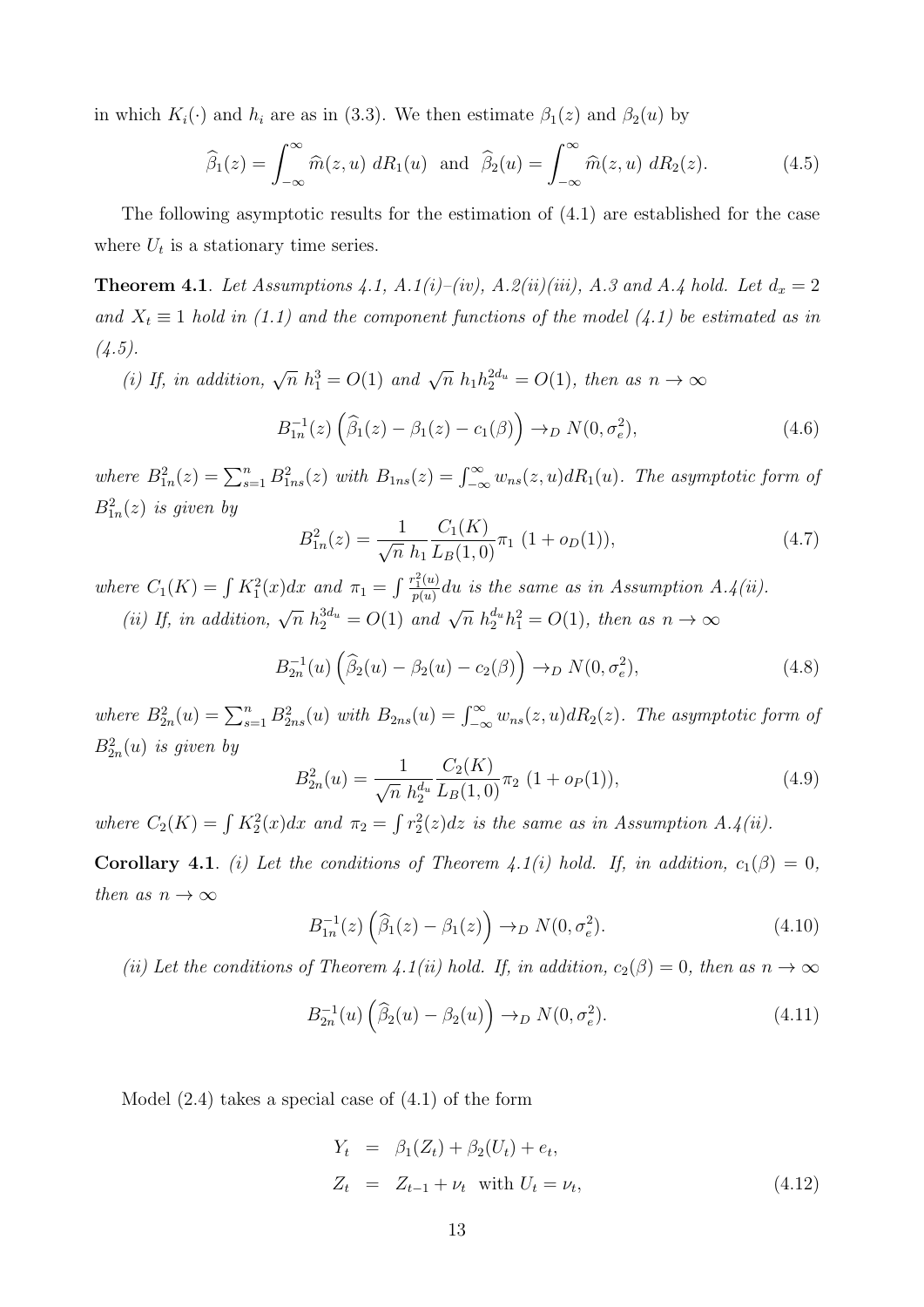in which $K_i(\cdot)$ and $h_i$ are as in (3.3). We then estimate $\beta_1(z)$ and $\beta_2(u)$ by

$$\widehat{\beta}_1(z) = \int_{-\infty}^{\infty} \widehat{m}(z,u)\ dR_1(u) \ \text{ and } \ \widehat{\beta}_2(u) = \int_{-\infty}^{\infty} \widehat{m}(z,u)\ dR_2(z). \tag{4.5}$$

The following asymptotic results for the estimation of (4.1) are established for the case where $U_t$ is a stationary time series.

**Theorem 4.1**. *Let Assumptions 4.1, A.1(i)–(iv), A.2(ii)(iii), A.3 and A.4 hold. Let $d_x = 2$ and $X_t \equiv 1$ hold in (1.1) and the component functions of the model (4.1) be estimated as in (4.5).*

*(i) If, in addition, $\sqrt{n}\ h_1^3 = O(1)$ and $\sqrt{n}\ h_1 h_2^{2d_u} = O(1)$, then as $n \to \infty$*

$$B_{1n}^{-1}(z)\left(\widehat{\beta}_1(z) - \beta_1(z) - c_1(\beta)\right) \to_D N(0, \sigma_e^2), \tag{4.6}$$

*where $B_{1n}^2(z) = \sum_{s=1}^n B_{1ns}^2(z)$ with $B_{1ns}(z) = \int_{-\infty}^{\infty} w_{ns}(z,u) dR_1(u)$. The asymptotic form of $B_{1n}^2(z)$ is given by*

$$B_{1n}^2(z) = \frac{1}{\sqrt{n}\ h_1} \frac{C_1(K)}{L_B(1,0)} \pi_1\ (1 + o_D(1)), \tag{4.7}$$

*where $C_1(K) = \int K_1^2(x)dx$ and $\pi_1 = \int \frac{r_1^2(u)}{p(u)} du$ is the same as in Assumption A.4(ii).*

*(ii) If, in addition, $\sqrt{n}\ h_2^{3d_u} = O(1)$ and $\sqrt{n}\ h_2^{d_u} h_1^2 = O(1)$, then as $n \to \infty$*

$$B_{2n}^{-1}(u)\left(\widehat{\beta}_2(u) - \beta_2(u) - c_2(\beta)\right) \to_D N(0, \sigma_e^2), \tag{4.8}$$

*where $B_{2n}^2(u) = \sum_{s=1}^n B_{2ns}^2(u)$ with $B_{2ns}(u) = \int_{-\infty}^{\infty} w_{ns}(z,u) dR_2(z)$. The asymptotic form of $B_{2n}^2(u)$ is given by*

$$B_{2n}^2(u) = \frac{1}{\sqrt{n}\ h_2^{d_u}} \frac{C_2(K)}{L_B(1,0)} \pi_2\ (1 + o_P(1)), \tag{4.9}$$

*where $C_2(K) = \int K_2^2(x)dx$ and $\pi_2 = \int r_2^2(z)dz$ is the same as in Assumption A.4(ii).*

**Corollary 4.1**. *(i) Let the conditions of Theorem 4.1(i) hold. If, in addition, $c_1(\beta) = 0$, then as $n \to \infty$*

$$B_{1n}^{-1}(z)\left(\widehat{\beta}_1(z) - \beta_1(z)\right) \to_D N(0, \sigma_e^2). \tag{4.10}$$

*(ii) Let the conditions of Theorem 4.1(ii) hold. If, in addition, $c_2(\beta) = 0$, then as $n \to \infty$*

$$B_{2n}^{-1}(u)\left(\widehat{\beta}_2(u) - \beta_2(u)\right) \to_D N(0, \sigma_e^2). \tag{4.11}$$

Model (2.4) takes a special case of (4.1) of the form

$$\begin{aligned} Y_t &= \beta_1(Z_t) + \beta_2(U_t) + e_t, \\ Z_t &= Z_{t-1} + \nu_t \ \text{ with } U_t = \nu_t, \end{aligned} \tag{4.12}$$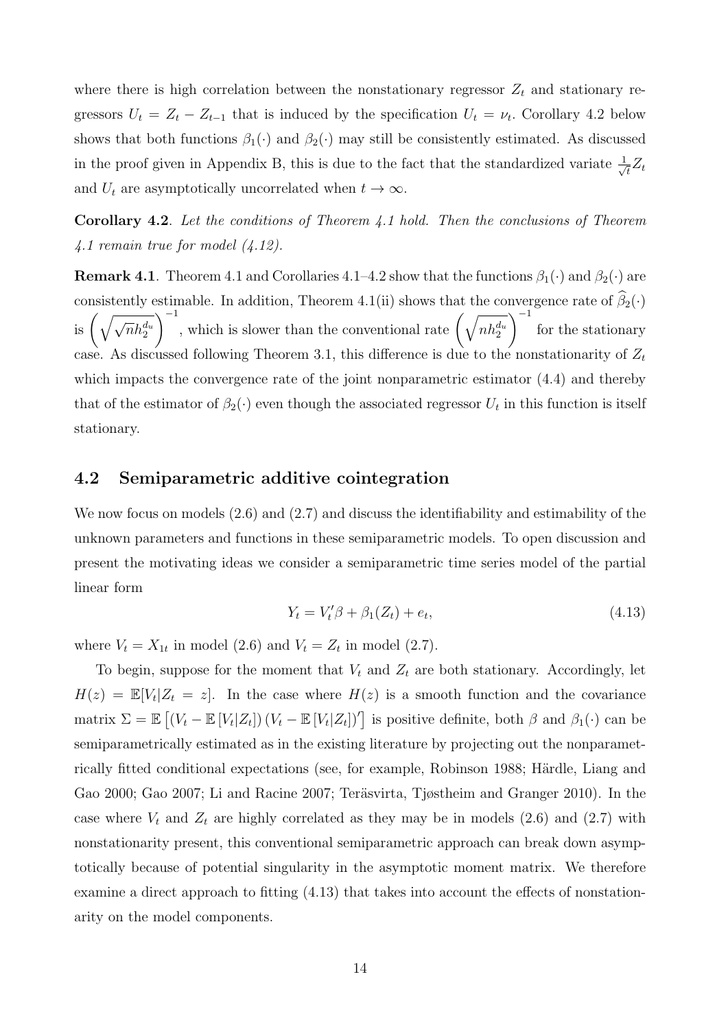where there is high correlation between the nonstationary regressor $Z_t$ and stationary regressors $U_t = Z_t - Z_{t-1}$ that is induced by the specification $U_t = \nu_t$. Corollary 4.2 below shows that both functions $\beta_1(\cdot)$ and $\beta_2(\cdot)$ may still be consistently estimated. As discussed in the proof given in Appendix B, this is due to the fact that the standardized variate $\frac{1}{\sqrt{t}} Z_t$ and $U_t$ are asymptotically uncorrelated when $t \to \infty$.

**Corollary 4.2**. *Let the conditions of Theorem 4.1 hold. Then the conclusions of Theorem 4.1 remain true for model (4.12).*

**Remark 4.1**. Theorem 4.1 and Corollaries 4.1–4.2 show that the functions $\beta_1(\cdot)$ and $\beta_2(\cdot)$ are consistently estimable. In addition, Theorem 4.1(ii) shows that the convergence rate of $\widehat{\beta}_2(\cdot)$ is $\left(\sqrt{\sqrt{n} h_2^{d_u}}\right)^{-1}$, which is slower than the conventional rate $\left(\sqrt{n h_2^{d_u}}\right)^{-1}$ for the stationary case. As discussed following Theorem 3.1, this difference is due to the nonstationarity of $Z_t$ which impacts the convergence rate of the joint nonparametric estimator (4.4) and thereby that of the estimator of $\beta_2(\cdot)$ even though the associated regressor $U_t$ in this function is itself stationary.

## 4.2 Semiparametric additive cointegration

We now focus on models (2.6) and (2.7) and discuss the identifiability and estimability of the unknown parameters and functions in these semiparametric models. To open discussion and present the motivating ideas we consider a semiparametric time series model of the partial linear form

$$Y_t = V_t' \beta + \beta_1(Z_t) + e_t, \tag{4.13}$$

where $V_t = X_{1t}$ in model (2.6) and $V_t = Z_t$ in model (2.7).

To begin, suppose for the moment that $V_t$ and $Z_t$ are both stationary. Accordingly, let $H(z) = \mathbb{E}[V_t | Z_t = z]$. In the case where $H(z)$ is a smooth function and the covariance matrix $\Sigma = \mathbb{E}\left[\left(V_t - \mathbb{E}\left[V_t | Z_t\right]\right)\left(V_t - \mathbb{E}\left[V_t | Z_t\right]\right)'\right]$ is positive definite, both $\beta$ and $\beta_1(\cdot)$ can be semiparametrically estimated as in the existing literature by projecting out the nonparametrically fitted conditional expectations (see, for example, Robinson 1988; Härdle, Liang and Gao 2000; Gao 2007; Li and Racine 2007; Teräsvirta, Tjøstheim and Granger 2010). In the case where $V_t$ and $Z_t$ are highly correlated as they may be in models (2.6) and (2.7) with nonstationarity present, this conventional semiparametric approach can break down asymptotically because of potential singularity in the asymptotic moment matrix. We therefore examine a direct approach to fitting (4.13) that takes into account the effects of nonstationarity on the model components.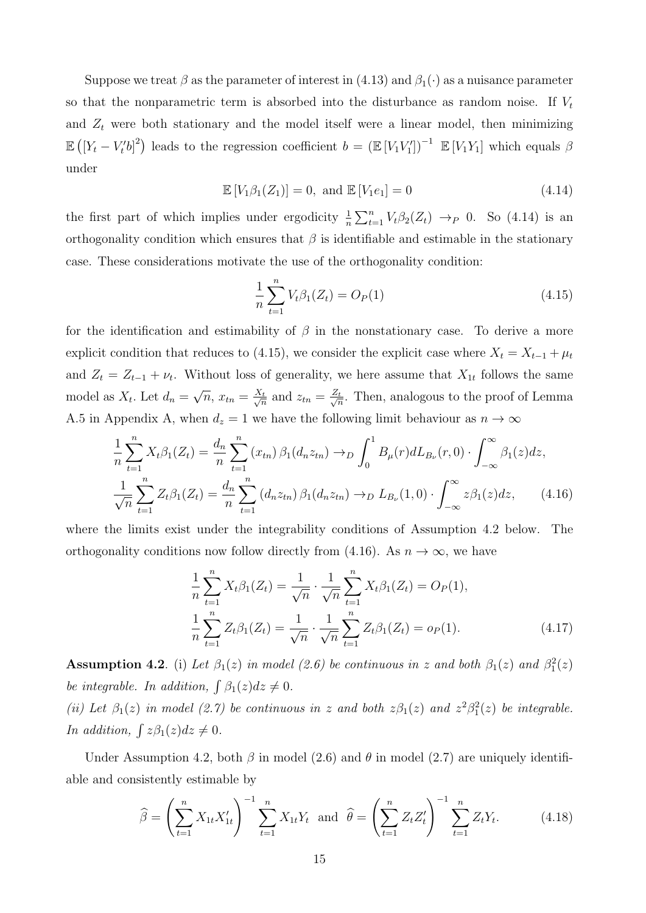Suppose we treat $\beta$ as the parameter of interest in (4.13) and $\beta_1(\cdot)$ as a nuisance parameter so that the nonparametric term is absorbed into the disturbance as random noise. If $V_t$ and $Z_t$ were both stationary and the model itself were a linear model, then minimizing $\mathbb{E}\left([Y_t - V_t' b]^2\right)$ leads to the regression coefficient $b = \left(\mathbb{E}\left[V_1 V_1'\right]\right)^{-1} \mathbb{E}\left[V_1 Y_1\right]$ which equals $\beta$ under

$$
\mathbb{E}\left[V_1 \beta_1(Z_1)\right] = 0, \text{ and } \mathbb{E}\left[V_1 e_1\right] = 0 \tag{4.14}
$$

the first part of which implies under ergodicity $\frac{1}{n}\sum_{t=1}^{n} V_t \beta_2(Z_t) \to_P 0$. So (4.14) is an orthogonality condition which ensures that $\beta$ is identifiable and estimable in the stationary case. These considerations motivate the use of the orthogonality condition:

$$
\frac{1}{n}\sum_{t=1}^{n} V_t \beta_1(Z_t) = O_P(1) \tag{4.15}
$$

for the identification and estimability of $\beta$ in the nonstationary case. To derive a more explicit condition that reduces to (4.15), we consider the explicit case where $X_t = X_{t-1} + \mu_t$ and $Z_t = Z_{t-1} + \nu_t$. Without loss of generality, we here assume that $X_{1t}$ follows the same model as $X_t$. Let $d_n = \sqrt{n}$, $x_{tn} = \frac{X_t}{\sqrt{n}}$ and $z_{tn} = \frac{Z_t}{\sqrt{n}}$. Then, analogous to the proof of Lemma A.5 in Appendix A, when $d_z = 1$ we have the following limit behaviour as $n \to \infty$

$$
\begin{aligned}
\frac{1}{n}\sum_{t=1}^{n} X_t \beta_1(Z_t) &= \frac{d_n}{n}\sum_{t=1}^{n} (x_{tn})\, \beta_1(d_n z_{tn}) \to_D \int_0^1 B_\mu(r) dL_{B_\nu}(r,0) \cdot \int_{-\infty}^{\infty} \beta_1(z) dz, \\
\frac{1}{\sqrt{n}}\sum_{t=1}^{n} Z_t \beta_1(Z_t) &= \frac{d_n}{n}\sum_{t=1}^{n} (d_n z_{tn})\, \beta_1(d_n z_{tn}) \to_D L_{B_\nu}(1,0) \cdot \int_{-\infty}^{\infty} z \beta_1(z) dz,
\end{aligned} \tag{4.16}
$$

where the limits exist under the integrability conditions of Assumption 4.2 below. The orthogonality conditions now follow directly from (4.16). As $n \to \infty$, we have

$$
\begin{aligned}
\frac{1}{n}\sum_{t=1}^{n} X_t \beta_1(Z_t) &= \frac{1}{\sqrt{n}} \cdot \frac{1}{\sqrt{n}}\sum_{t=1}^{n} X_t \beta_1(Z_t) = O_P(1), \\
\frac{1}{n}\sum_{t=1}^{n} Z_t \beta_1(Z_t) &= \frac{1}{\sqrt{n}} \cdot \frac{1}{\sqrt{n}}\sum_{t=1}^{n} Z_t \beta_1(Z_t) = o_P(1).
\end{aligned} \tag{4.17}
$$

**Assumption 4.2**. (i) *Let $\beta_1(z)$ in model (2.6) be continuous in $z$ and both $\beta_1(z)$ and $\beta_1^2(z)$ be integrable. In addition, $\int \beta_1(z) dz \neq 0$.*

*(ii) Let $\beta_1(z)$ in model (2.7) be continuous in $z$ and both $z\beta_1(z)$ and $z^2\beta_1^2(z)$ be integrable. In addition, $\int z\beta_1(z) dz \neq 0$.*

Under Assumption 4.2, both $\beta$ in model (2.6) and $\theta$ in model (2.7) are uniquely identifiable and consistently estimable by

$$
\widehat{\beta} = \left(\sum_{t=1}^{n} X_{1t} X_{1t}'\right)^{-1} \sum_{t=1}^{n} X_{1t} Y_t \text{ and } \widehat{\theta} = \left(\sum_{t=1}^{n} Z_t Z_t'\right)^{-1} \sum_{t=1}^{n} Z_t Y_t. \tag{4.18}
$$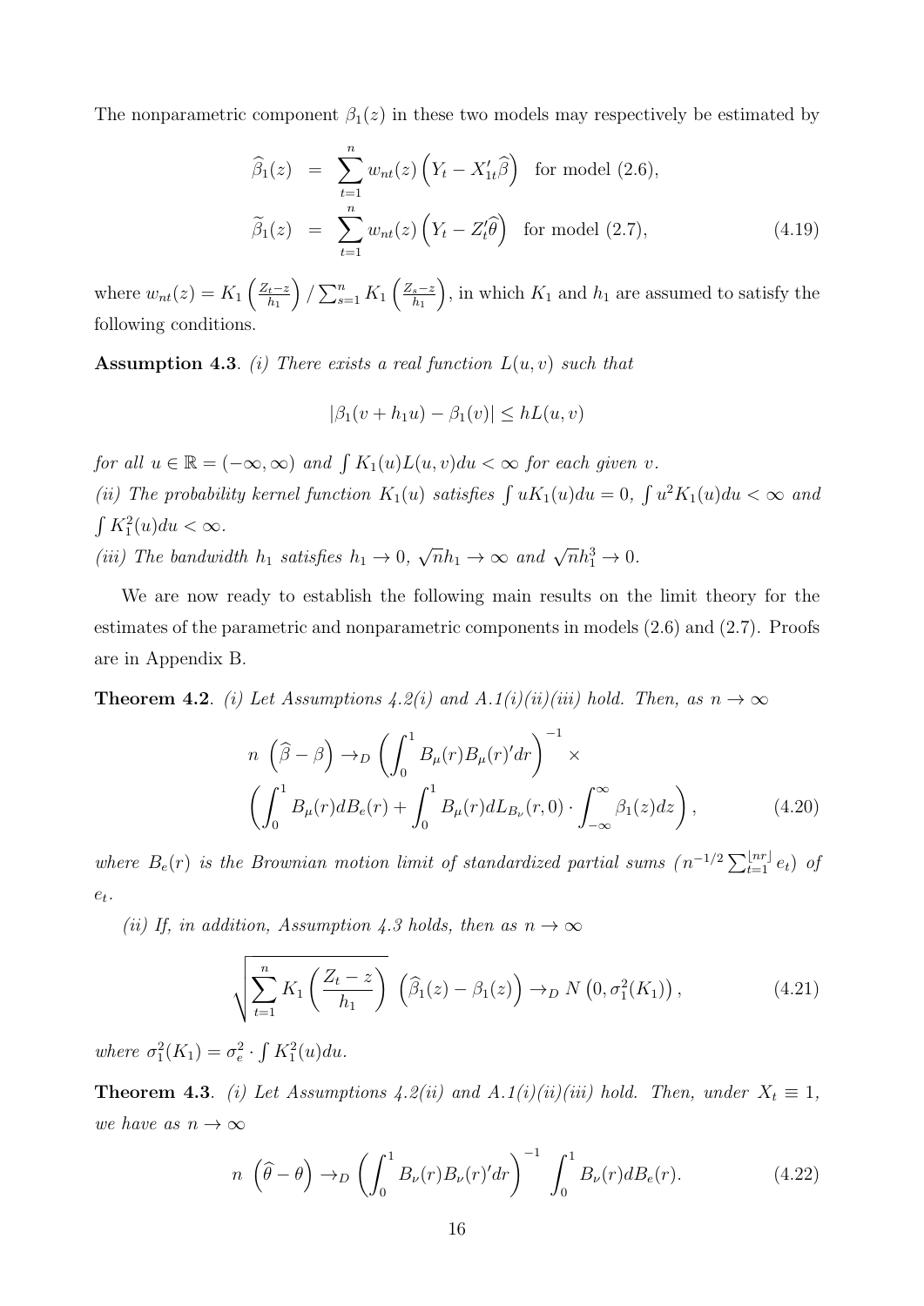The nonparametric component $\beta_1(z)$ in these two models may respectively be estimated by

$$
\begin{aligned}
\widehat{\beta}_1(z) &= \sum_{t=1}^{n} w_{nt}(z)\left(Y_t - X_{1t}'\widehat{\beta}\right) \quad \text{for model (2.6)}, \\
\widetilde{\beta}_1(z) &= \sum_{t=1}^{n} w_{nt}(z)\left(Y_t - Z_t'\widehat{\theta}\right) \quad \text{for model (2.7)},
\end{aligned}
\tag{4.19}
$$

where $w_{nt}(z) = K_1\left(\frac{Z_t - z}{h_1}\right) / \sum_{s=1}^{n} K_1\left(\frac{Z_s - z}{h_1}\right)$, in which $K_1$ and $h_1$ are assumed to satisfy the following conditions.

**Assumption 4.3**. *(i) There exists a real function $L(u,v)$ such that*

$$|\beta_1(v + h_1 u) - \beta_1(v)| \leq h L(u,v)$$

*for all $u \in \mathbb{R} = (-\infty, \infty)$ and $\int K_1(u) L(u,v) du < \infty$ for each given $v$.*
*(ii) The probability kernel function $K_1(u)$ satisfies $\int u K_1(u) du = 0$, $\int u^2 K_1(u) du < \infty$ and $\int K_1^2(u) du < \infty$.*
*(iii) The bandwidth $h_1$ satisfies $h_1 \to 0$, $\sqrt{n} h_1 \to \infty$ and $\sqrt{n} h_1^3 \to 0$.*

We are now ready to establish the following main results on the limit theory for the estimates of the parametric and nonparametric components in models (2.6) and (2.7). Proofs are in Appendix B.

**Theorem 4.2**. *(i) Let Assumptions 4.2(i) and A.1(i)(ii)(iii) hold. Then, as $n \to \infty$*

$$
\begin{aligned}
& n\,\left(\widehat{\beta} - \beta\right) \to_D \left(\int_0^1 B_\mu(r) B_\mu(r)' dr\right)^{-1} \times \\
& \left(\int_0^1 B_\mu(r) dB_e(r) + \int_0^1 B_\mu(r) dL_{B_\nu}(r,0) \cdot \int_{-\infty}^{\infty} \beta_1(z) dz\right),
\end{aligned}
\tag{4.20}
$$

*where $B_e(r)$ is the Brownian motion limit of standardized partial sums ($n^{-1/2} \sum_{t=1}^{\lfloor nr \rfloor} e_t$) of $e_t$.*

*(ii) If, in addition, Assumption 4.3 holds, then as $n \to \infty$*

$$\sqrt{\sum_{t=1}^{n} K_1\left(\frac{Z_t - z}{h_1}\right)}\ \left(\widehat{\beta}_1(z) - \beta_1(z)\right) \to_D N\left(0, \sigma_1^2(K_1)\right), \tag{4.21}$$

*where $\sigma_1^2(K_1) = \sigma_e^2 \cdot \int K_1^2(u) du$.*

**Theorem 4.3**. *(i) Let Assumptions 4.2(ii) and A.1(i)(ii)(iii) hold. Then, under $X_t \equiv 1$, we have as $n \to \infty$*

$$n\,\left(\widehat{\theta} - \theta\right) \to_D \left(\int_0^1 B_\nu(r) B_\nu(r)' dr\right)^{-1} \int_0^1 B_\nu(r) dB_e(r). \tag{4.22}$$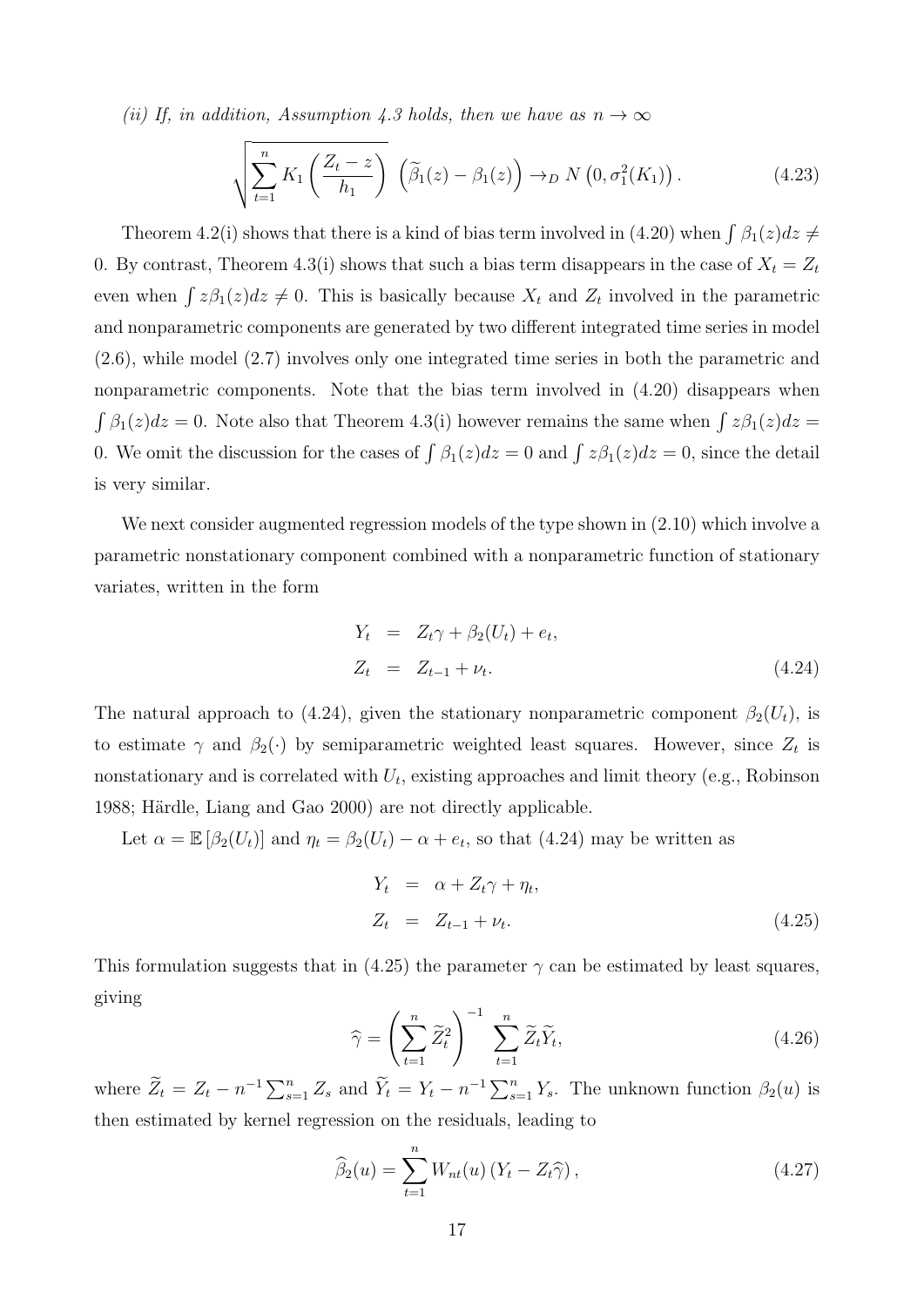*(ii) If, in addition, Assumption 4.3 holds, then we have as $n \to \infty$*

$$\sqrt{\sum_{t=1}^{n} K_1\left(\frac{Z_t - z}{h_1}\right)} \left(\widetilde{\beta}_1(z) - \beta_1(z)\right) \to_D N\left(0, \sigma_1^2(K_1)\right). \tag{4.23}$$

Theorem 4.2(i) shows that there is a kind of bias term involved in (4.20) when $\int \beta_1(z)dz \neq 0$. By contrast, Theorem 4.3(i) shows that such a bias term disappears in the case of $X_t = Z_t$ even when $\int z\beta_1(z)dz \neq 0$. This is basically because $X_t$ and $Z_t$ involved in the parametric and nonparametric components are generated by two different integrated time series in model (2.6), while model (2.7) involves only one integrated time series in both the parametric and nonparametric components. Note that the bias term involved in (4.20) disappears when $\int \beta_1(z)dz = 0$. Note also that Theorem 4.3(i) however remains the same when $\int z\beta_1(z)dz = 0$. We omit the discussion for the cases of $\int \beta_1(z)dz = 0$ and $\int z\beta_1(z)dz = 0$, since the detail is very similar.

We next consider augmented regression models of the type shown in (2.10) which involve a parametric nonstationary component combined with a nonparametric function of stationary variates, written in the form

$$\begin{aligned} Y_t &= Z_t\gamma + \beta_2(U_t) + e_t, \\ Z_t &= Z_{t-1} + \nu_t. \end{aligned} \tag{4.24}$$

The natural approach to (4.24), given the stationary nonparametric component $\beta_2(U_t)$, is to estimate $\gamma$ and $\beta_2(\cdot)$ by semiparametric weighted least squares. However, since $Z_t$ is nonstationary and is correlated with $U_t$, existing approaches and limit theory (e.g., Robinson 1988; Härdle, Liang and Gao 2000) are not directly applicable.

Let $\alpha = \mathbb{E}\left[\beta_2(U_t)\right]$ and $\eta_t = \beta_2(U_t) - \alpha + e_t$, so that (4.24) may be written as

$$\begin{aligned} Y_t &= \alpha + Z_t\gamma + \eta_t, \\ Z_t &= Z_{t-1} + \nu_t. \end{aligned} \tag{4.25}$$

This formulation suggests that in (4.25) the parameter $\gamma$ can be estimated by least squares, giving

$$\widehat{\gamma} = \left(\sum_{t=1}^{n} \widetilde{Z}_t^2\right)^{-1} \sum_{t=1}^{n} \widetilde{Z}_t \widetilde{Y}_t, \tag{4.26}$$

where $\widetilde{Z}_t = Z_t - n^{-1}\sum_{s=1}^{n} Z_s$ and $\widetilde{Y}_t = Y_t - n^{-1}\sum_{s=1}^{n} Y_s$. The unknown function $\beta_2(u)$ is then estimated by kernel regression on the residuals, leading to

$$\widehat{\beta}_2(u) = \sum_{t=1}^{n} W_{nt}(u)\left(Y_t - Z_t\widehat{\gamma}\right), \tag{4.27}$$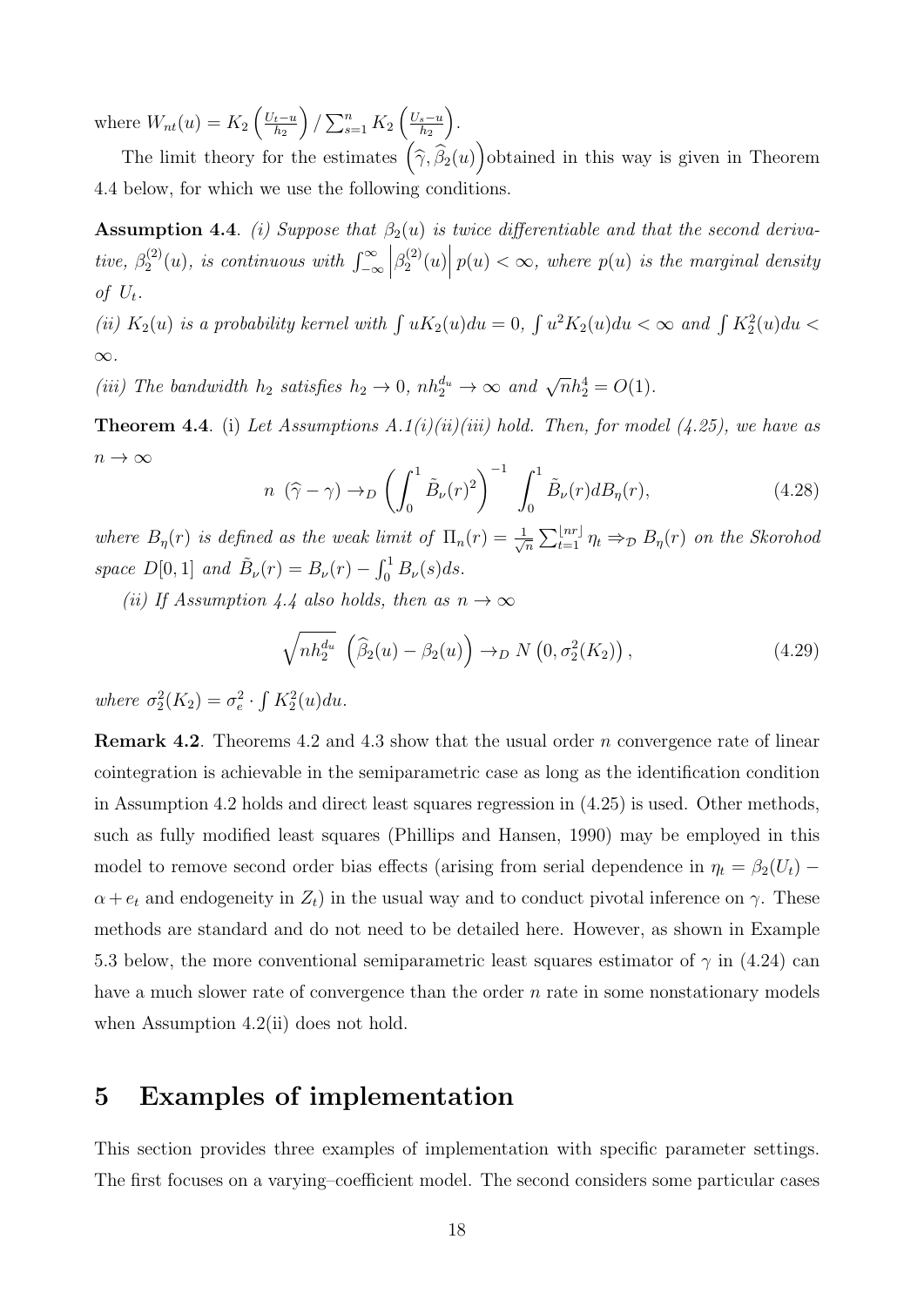where $W_{nt}(u) = K_2\left(\frac{U_t - u}{h_2}\right) / \sum_{s=1}^n K_2\left(\frac{U_s - u}{h_2}\right)$.

The limit theory for the estimates $\left(\widehat{\gamma}, \widehat{\beta}_2(u)\right)$obtained in this way is given in Theorem 4.4 below, for which we use the following conditions.

**Assumption 4.4**. *(i) Suppose that $\beta_2(u)$ is twice differentiable and that the second derivative, $\beta_2^{(2)}(u)$, is continuous with $\int_{-\infty}^{\infty}\left|\beta_2^{(2)}(u)\right| p(u) < \infty$, where $p(u)$ is the marginal density of $U_t$.*

*(ii) $K_2(u)$ is a probability kernel with $\int uK_2(u)du = 0$, $\int u^2 K_2(u)du < \infty$ and $\int K_2^2(u)du < \infty$.*

*(iii) The bandwidth $h_2$ satisfies $h_2 \to 0$, $nh_2^{d_u} \to \infty$ and $\sqrt{n}h_2^4 = O(1)$.*

**Theorem 4.4**. (i) *Let Assumptions A.1(i)(ii)(iii) hold. Then, for model (4.25), we have as $n \to \infty$*

$$n\ (\widehat{\gamma} - \gamma) \to_D \left(\int_0^1 \tilde{B}_\nu(r)^2\right)^{-1} \int_0^1 \tilde{B}_\nu(r) dB_\eta(r), \tag{4.28}$$

*where $B_\eta(r)$ is defined as the weak limit of $\Pi_n(r) = \frac{1}{\sqrt{n}}\sum_{t=1}^{\lfloor nr \rfloor}\eta_t \Rightarrow_{\mathcal{D}} B_\eta(r)$ on the Skorohod space $D[0,1]$ and $\tilde{B}_\nu(r) = B_\nu(r) - \int_0^1 B_\nu(s)ds$.*

*(ii) If Assumption 4.4 also holds, then as $n \to \infty$*

$$\sqrt{nh_2^{d_u}}\ \left(\widehat{\beta}_2(u) - \beta_2(u)\right) \to_D N\left(0, \sigma_2^2(K_2)\right), \tag{4.29}$$

*where $\sigma_2^2(K_2) = \sigma_e^2 \cdot \int K_2^2(u)du$.*

**Remark 4.2**. Theorems 4.2 and 4.3 show that the usual order $n$ convergence rate of linear cointegration is achievable in the semiparametric case as long as the identification condition in Assumption 4.2 holds and direct least squares regression in (4.25) is used. Other methods, such as fully modified least squares (Phillips and Hansen, 1990) may be employed in this model to remove second order bias effects (arising from serial dependence in $\eta_t = \beta_2(U_t) - \alpha + e_t$ and endogeneity in $Z_t$) in the usual way and to conduct pivotal inference on $\gamma$. These methods are standard and do not need to be detailed here. However, as shown in Example 5.3 below, the more conventional semiparametric least squares estimator of $\gamma$ in (4.24) can have a much slower rate of convergence than the order $n$ rate in some nonstationary models when Assumption 4.2(ii) does not hold.

# 5 Examples of implementation

This section provides three examples of implementation with specific parameter settings. The first focuses on a varying–coefficient model. The second considers some particular cases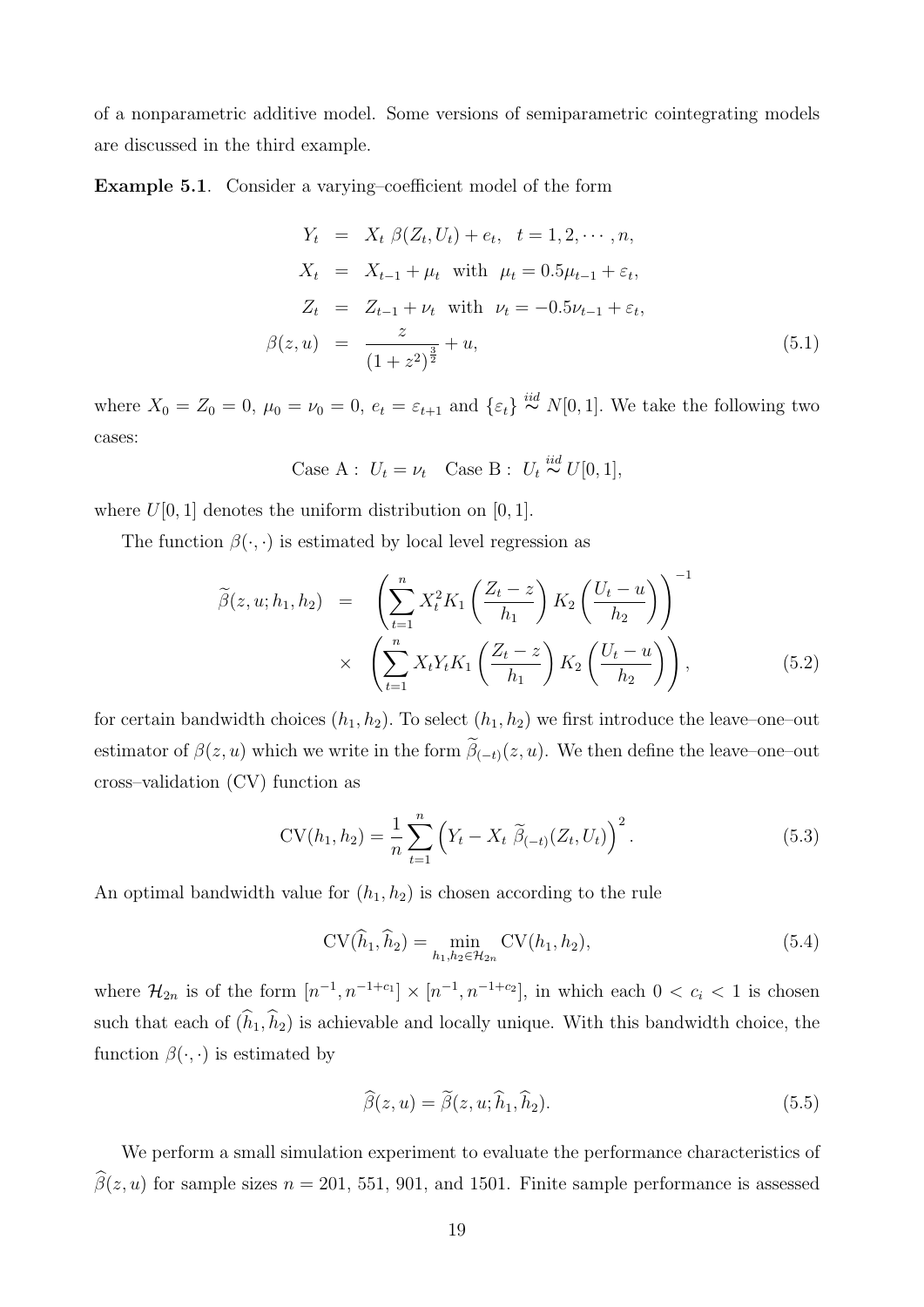of a nonparametric additive model. Some versions of semiparametric cointegrating models are discussed in the third example.

**Example 5.1**. Consider a varying–coefficient model of the form

$$
\begin{aligned}
Y_t &= X_t\ \beta(Z_t, U_t) + e_t, \quad t = 1, 2, \cdots, n, \\
X_t &= X_{t-1} + \mu_t \ \text{ with } \ \mu_t = 0.5\mu_{t-1} + \varepsilon_t, \\
Z_t &= Z_{t-1} + \nu_t \ \text{ with } \ \nu_t = -0.5\nu_{t-1} + \varepsilon_t, \\
\beta(z, u) &= \frac{z}{(1+z^2)^{\frac{3}{2}}} + u, 
\end{aligned}
\tag{5.1}
$$

where $X_0 = Z_0 = 0$, $\mu_0 = \nu_0 = 0$, $e_t = \varepsilon_{t+1}$ and $\{\varepsilon_t\} \stackrel{iid}{\sim} N[0, 1]$. We take the following two cases:

$$
\text{Case A}: \ U_t = \nu_t \quad \text{Case B}: \ U_t \stackrel{iid}{\sim} U[0, 1],
$$

where $U[0, 1]$ denotes the uniform distribution on $[0, 1]$.

The function $\beta(\cdot, \cdot)$ is estimated by local level regression as

$$
\begin{aligned}
\widetilde{\beta}(z, u; h_1, h_2) &= \left( \sum_{t=1}^{n} X_t^2 K_1\left(\frac{Z_t - z}{h_1}\right) K_2\left(\frac{U_t - u}{h_2}\right) \right)^{-1} \\
&\times \left( \sum_{t=1}^{n} X_t Y_t K_1\left(\frac{Z_t - z}{h_1}\right) K_2\left(\frac{U_t - u}{h_2}\right) \right),
\end{aligned}
\tag{5.2}
$$

for certain bandwidth choices $(h_1, h_2)$. To select $(h_1, h_2)$ we first introduce the leave–one–out estimator of $\beta(z, u)$ which we write in the form $\widetilde{\beta}_{(-t)}(z, u)$. We then define the leave–one–out cross–validation (CV) function as

$$
\text{CV}(h_1, h_2) = \frac{1}{n} \sum_{t=1}^{n} \left( Y_t - X_t\ \widetilde{\beta}_{(-t)}(Z_t, U_t) \right)^2. \tag{5.3}
$$

An optimal bandwidth value for $(h_1, h_2)$ is chosen according to the rule

$$
\text{CV}(\widehat{h}_1, \widehat{h}_2) = \min_{h_1, h_2 \in \mathcal{H}_{2n}} \text{CV}(h_1, h_2), \tag{5.4}
$$

where $\mathcal{H}_{2n}$ is of the form $[n^{-1}, n^{-1+c_1}] \times [n^{-1}, n^{-1+c_2}]$, in which each $0 < c_i < 1$ is chosen such that each of $(\widehat{h}_1, \widehat{h}_2)$ is achievable and locally unique. With this bandwidth choice, the function $\beta(\cdot, \cdot)$ is estimated by

$$
\widehat{\beta}(z, u) = \widetilde{\beta}(z, u; \widehat{h}_1, \widehat{h}_2). \tag{5.5}
$$

We perform a small simulation experiment to evaluate the performance characteristics of $\widehat{\beta}(z, u)$ for sample sizes $n = 201$, $551$, $901$, and $1501$. Finite sample performance is assessed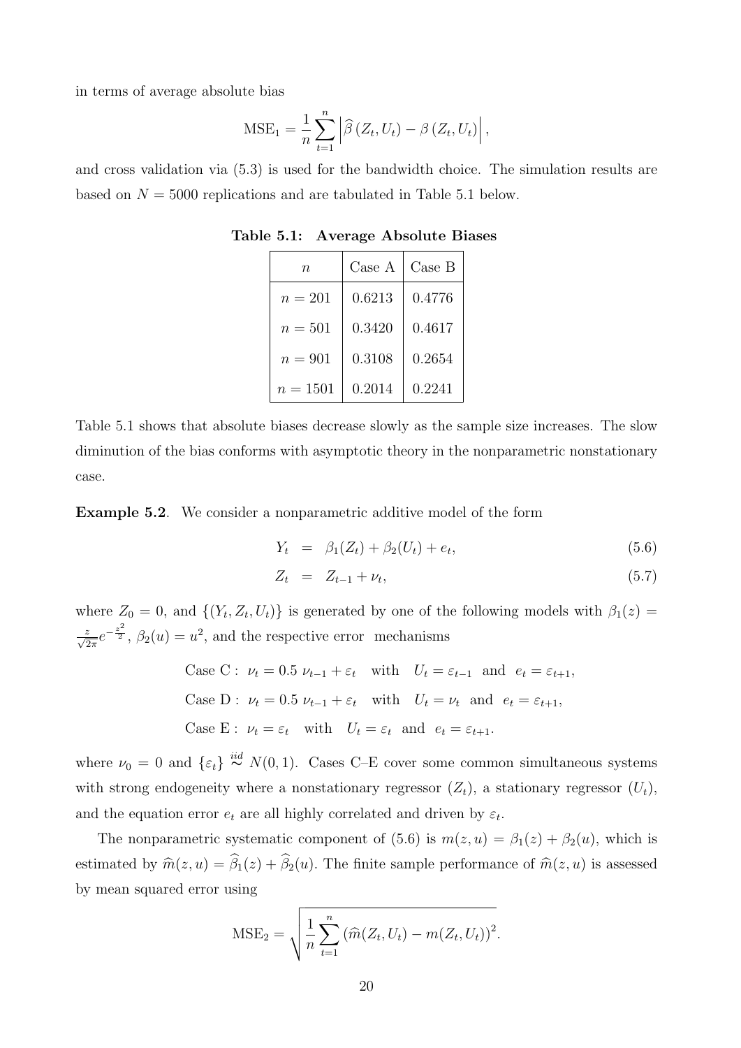in terms of average absolute bias

$$\text{MSE}_1 = \frac{1}{n}\sum_{t=1}^{n}\left|\widehat{\beta}\left(Z_t, U_t\right) - \beta\left(Z_t, U_t\right)\right|,$$

and cross validation via (5.3) is used for the bandwidth choice. The simulation results are based on $N = 5000$ replications and are tabulated in Table 5.1 below.

**Table 5.1: Average Absolute Biases**

| $n$ | Case A | Case B |
|---|---|---|
| $n = 201$ | 0.6213 | 0.4776 |
| $n = 501$ | 0.3420 | 0.4617 |
| $n = 901$ | 0.3108 | 0.2654 |
| $n = 1501$ | 0.2014 | 0.2241 |

Table 5.1 shows that absolute biases decrease slowly as the sample size increases. The slow diminution of the bias conforms with asymptotic theory in the nonparametric nonstationary case.

**Example 5.2**. We consider a nonparametric additive model of the form

$$Y_t = \beta_1(Z_t) + \beta_2(U_t) + e_t, \tag{5.6}$$

$$Z_t = Z_{t-1} + \nu_t, \tag{5.7}$$

where $Z_0 = 0$, and $\{(Y_t, Z_t, U_t)\}$ is generated by one of the following models with $\beta_1(z) = \frac{z}{\sqrt{2\pi}}e^{-\frac{z^2}{2}}$, $\beta_2(u) = u^2$, and the respective error mechanisms

$$\text{Case C}: \ \nu_t = 0.5\ \nu_{t-1} + \varepsilon_t \quad \text{with} \quad U_t = \varepsilon_{t-1} \ \text{ and } \ e_t = \varepsilon_{t+1},$$

$$\text{Case D}: \ \nu_t = 0.5\ \nu_{t-1} + \varepsilon_t \quad \text{with} \quad U_t = \nu_t \ \text{ and } \ e_t = \varepsilon_{t+1},$$

$$\text{Case E}: \ \nu_t = \varepsilon_t \quad \text{with} \quad U_t = \varepsilon_t \ \text{ and } \ e_t = \varepsilon_{t+1}.$$

where $\nu_0 = 0$ and $\{\varepsilon_t\} \overset{iid}{\sim} N(0, 1)$. Cases C–E cover some common simultaneous systems with strong endogeneity where a nonstationary regressor $(Z_t)$, a stationary regressor $(U_t)$, and the equation error $e_t$ are all highly correlated and driven by $\varepsilon_t$.

The nonparametric systematic component of (5.6) is $m(z, u) = \beta_1(z) + \beta_2(u)$, which is estimated by $\widehat{m}(z, u) = \widehat{\beta}_1(z) + \widehat{\beta}_2(u)$. The finite sample performance of $\widehat{m}(z, u)$ is assessed by mean squared error using

$$\text{MSE}_2 = \sqrt{\frac{1}{n}\sum_{t=1}^{n}\left(\widehat{m}(Z_t, U_t) - m(Z_t, U_t)\right)^2}.$$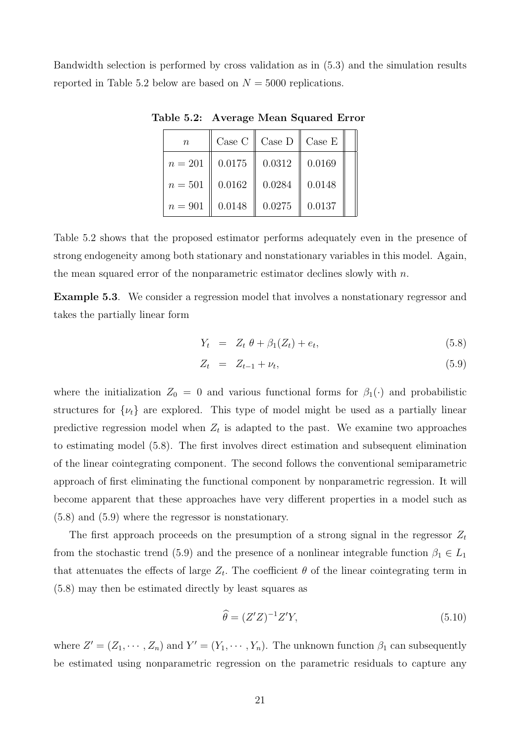Bandwidth selection is performed by cross validation as in (5.3) and the simulation results reported in Table 5.2 below are based on $N = 5000$ replications.

**Table 5.2: Average Mean Squared Error**

| $n$ | Case C | Case D | Case E |
|---|---|---|---|
| $n = 201$ | 0.0175 | 0.0312 | 0.0169 |
| $n = 501$ | 0.0162 | 0.0284 | 0.0148 |
| $n = 901$ | 0.0148 | 0.0275 | 0.0137 |

Table 5.2 shows that the proposed estimator performs adequately even in the presence of strong endogeneity among both stationary and nonstationary variables in this model. Again, the mean squared error of the nonparametric estimator declines slowly with $n$.

**Example 5.3**. We consider a regression model that involves a nonstationary regressor and takes the partially linear form

$$Y_t = Z_t \, \theta + \beta_1(Z_t) + e_t, \tag{5.8}$$

$$Z_t = Z_{t-1} + \nu_t, \tag{5.9}$$

where the initialization $Z_0 = 0$ and various functional forms for $\beta_1(\cdot)$ and probabilistic structures for $\{\nu_t\}$ are explored. This type of model might be used as a partially linear predictive regression model when $Z_t$ is adapted to the past. We examine two approaches to estimating model (5.8). The first involves direct estimation and subsequent elimination of the linear cointegrating component. The second follows the conventional semiparametric approach of first eliminating the functional component by nonparametric regression. It will become apparent that these approaches have very different properties in a model such as (5.8) and (5.9) where the regressor is nonstationary.

The first approach proceeds on the presumption of a strong signal in the regressor $Z_t$ from the stochastic trend (5.9) and the presence of a nonlinear integrable function $\beta_1 \in L_1$ that attenuates the effects of large $Z_t$. The coefficient $\theta$ of the linear cointegrating term in (5.8) may then be estimated directly by least squares as

$$\widehat{\theta} = (Z'Z)^{-1} Z'Y, \tag{5.10}$$

where $Z' = (Z_1, \cdots, Z_n)$ and $Y' = (Y_1, \cdots, Y_n)$. The unknown function $\beta_1$ can subsequently be estimated using nonparametric regression on the parametric residuals to capture any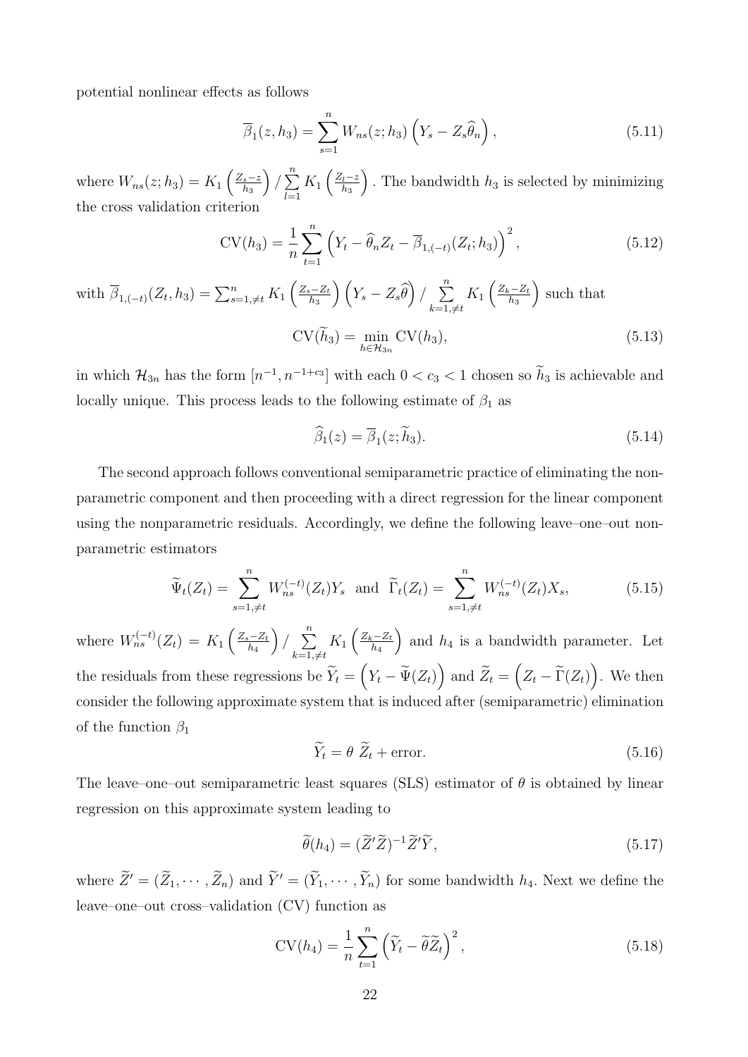potential nonlinear effects as follows

$$\overline{\beta}_1(z, h_3) = \sum_{s=1}^{n} W_{ns}(z; h_3) \left( Y_s - Z_s \widehat{\theta}_n \right), \tag{5.11}$$

where $W_{ns}(z; h_3) = K_1\left(\frac{Z_s - z}{h_3}\right) / \sum_{l=1}^{n} K_1\left(\frac{Z_l - z}{h_3}\right)$. The bandwidth $h_3$ is selected by minimizing the cross validation criterion

$$\mathrm{CV}(h_3) = \frac{1}{n} \sum_{t=1}^{n} \left( Y_t - \widehat{\theta}_n Z_t - \overline{\beta}_{1,(-t)}(Z_t; h_3) \right)^2, \tag{5.12}$$

with $\overline{\beta}_{1,(-t)}(Z_t, h_3) = \sum_{s=1,\neq t}^{n} K_1\left(\frac{Z_s - Z_t}{h_3}\right)\left(Y_s - Z_s \widehat{\theta}\right) / \sum_{k=1,\neq t}^{n} K_1\left(\frac{Z_k - Z_t}{h_3}\right)$ such that

$$\mathrm{CV}(\widetilde{h}_3) = \min_{h \in \mathcal{H}_{3n}} \mathrm{CV}(h_3), \tag{5.13}$$

in which $\mathcal{H}_{3n}$ has the form $[n^{-1}, n^{-1+c_3}]$ with each $0 < c_3 < 1$ chosen so $\widetilde{h}_3$ is achievable and locally unique. This process leads to the following estimate of $\beta_1$ as

$$\widehat{\beta}_1(z) = \overline{\beta}_1(z; \widetilde{h}_3). \tag{5.14}$$

The second approach follows conventional semiparametric practice of eliminating the nonparametric component and then proceeding with a direct regression for the linear component using the nonparametric residuals. Accordingly, we define the following leave–one–out nonparametric estimators

$$\widetilde{\Psi}_t(Z_t) = \sum_{s=1,\neq t}^{n} W_{ns}^{(-t)}(Z_t) Y_s \quad \text{and} \quad \widetilde{\Gamma}_t(Z_t) = \sum_{s=1,\neq t}^{n} W_{ns}^{(-t)}(Z_t) X_s, \tag{5.15}$$

where $W_{ns}^{(-t)}(Z_t) = K_1\left(\frac{Z_s - Z_t}{h_4}\right) / \sum_{k=1,\neq t}^{n} K_1\left(\frac{Z_k - Z_t}{h_4}\right)$ and $h_4$ is a bandwidth parameter. Let the residuals from these regressions be $\widetilde{Y}_t = \left(Y_t - \widetilde{\Psi}(Z_t)\right)$ and $\widetilde{Z}_t = \left(Z_t - \widetilde{\Gamma}(Z_t)\right)$. We then consider the following approximate system that is induced after (semiparametric) elimination of the function $\beta_1$

$$\widetilde{Y}_t = \theta \; \widetilde{Z}_t + \text{error}. \tag{5.16}$$

The leave–one–out semiparametric least squares (SLS) estimator of $\theta$ is obtained by linear regression on this approximate system leading to

$$\widetilde{\theta}(h_4) = (\widetilde{Z}'\widetilde{Z})^{-1}\widetilde{Z}'\widetilde{Y}, \tag{5.17}$$

where $\widetilde{Z}' = (\widetilde{Z}_1, \cdots, \widetilde{Z}_n)$ and $\widetilde{Y}' = (\widetilde{Y}_1, \cdots, \widetilde{Y}_n)$ for some bandwidth $h_4$. Next we define the leave–one–out cross–validation (CV) function as

$$\mathrm{CV}(h_4) = \frac{1}{n} \sum_{t=1}^{n} \left( \widetilde{Y}_t - \widetilde{\theta}\widetilde{Z}_t \right)^2, \tag{5.18}$$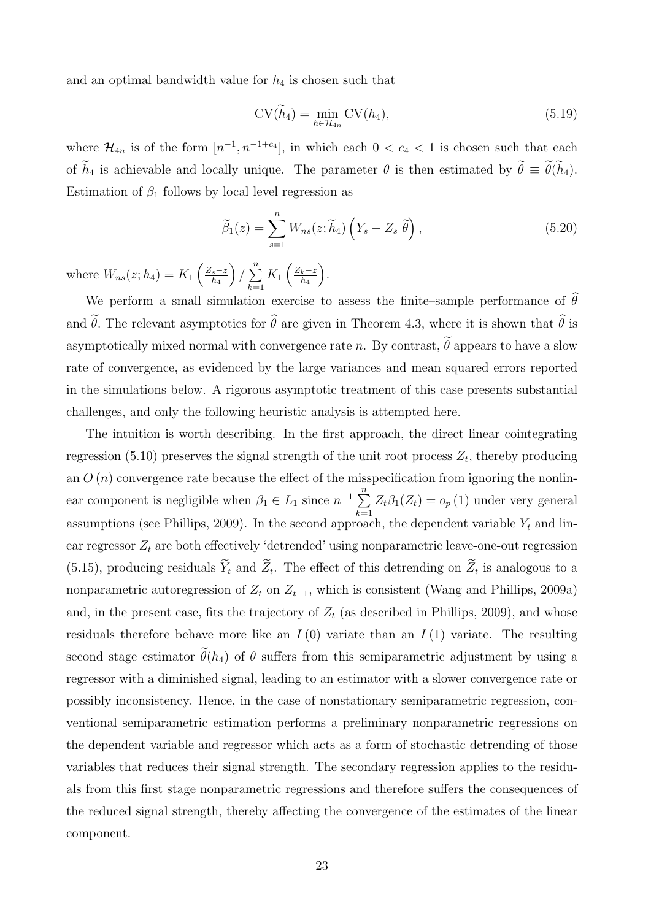and an optimal bandwidth value for $h_4$ is chosen such that

$$\mathrm{CV}(\widetilde{h}_4) = \min_{h \in \mathcal{H}_{4n}} \mathrm{CV}(h_4), \tag{5.19}$$

where $\mathcal{H}_{4n}$ is of the form $[n^{-1}, n^{-1+c_4}]$, in which each $0 < c_4 < 1$ is chosen such that each of $\widetilde{h}_4$ is achievable and locally unique. The parameter $\theta$ is then estimated by $\widetilde{\theta} \equiv \widetilde{\theta}(\widetilde{h}_4)$. Estimation of $\beta_1$ follows by local level regression as

$$\widetilde{\beta}_1(z) = \sum_{s=1}^{n} W_{ns}(z; \widetilde{h}_4) \left( Y_s - Z_s \, \widetilde{\theta} \right), \tag{5.20}$$

where $W_{ns}(z; h_4) = K_1\left(\frac{Z_s - z}{h_4}\right) / \sum_{k=1}^{n} K_1\left(\frac{Z_k - z}{h_4}\right)$.

We perform a small simulation exercise to assess the finite–sample performance of $\widehat{\theta}$ and $\widetilde{\theta}$. The relevant asymptotics for $\widehat{\theta}$ are given in Theorem 4.3, where it is shown that $\widehat{\theta}$ is asymptotically mixed normal with convergence rate $n$. By contrast, $\widetilde{\theta}$ appears to have a slow rate of convergence, as evidenced by the large variances and mean squared errors reported in the simulations below. A rigorous asymptotic treatment of this case presents substantial challenges, and only the following heuristic analysis is attempted here.

The intuition is worth describing. In the first approach, the direct linear cointegrating regression (5.10) preserves the signal strength of the unit root process $Z_t$, thereby producing an $O(n)$ convergence rate because the effect of the misspecification from ignoring the nonlinear component is negligible when $\beta_1 \in L_1$ since $n^{-1} \sum_{k=1}^{n} Z_t \beta_1(Z_t) = o_p(1)$ under very general assumptions (see Phillips, 2009). In the second approach, the dependent variable $Y_t$ and linear regressor $Z_t$ are both effectively 'detrended' using nonparametric leave-one-out regression (5.15), producing residuals $\widetilde{Y}_t$ and $\widetilde{Z}_t$. The effect of this detrending on $\widetilde{Z}_t$ is analogous to a nonparametric autoregression of $Z_t$ on $Z_{t-1}$, which is consistent (Wang and Phillips, 2009a) and, in the present case, fits the trajectory of $Z_t$ (as described in Phillips, 2009), and whose residuals therefore behave more like an $I(0)$ variate than an $I(1)$ variate. The resulting second stage estimator $\widetilde{\theta}(h_4)$ of $\theta$ suffers from this semiparametric adjustment by using a regressor with a diminished signal, leading to an estimator with a slower convergence rate or possibly inconsistency. Hence, in the case of nonstationary semiparametric regression, conventional semiparametric estimation performs a preliminary nonparametric regressions on the dependent variable and regressor which acts as a form of stochastic detrending of those variables that reduces their signal strength. The secondary regression applies to the residuals from this first stage nonparametric regressions and therefore suffers the consequences of the reduced signal strength, thereby affecting the convergence of the estimates of the linear component.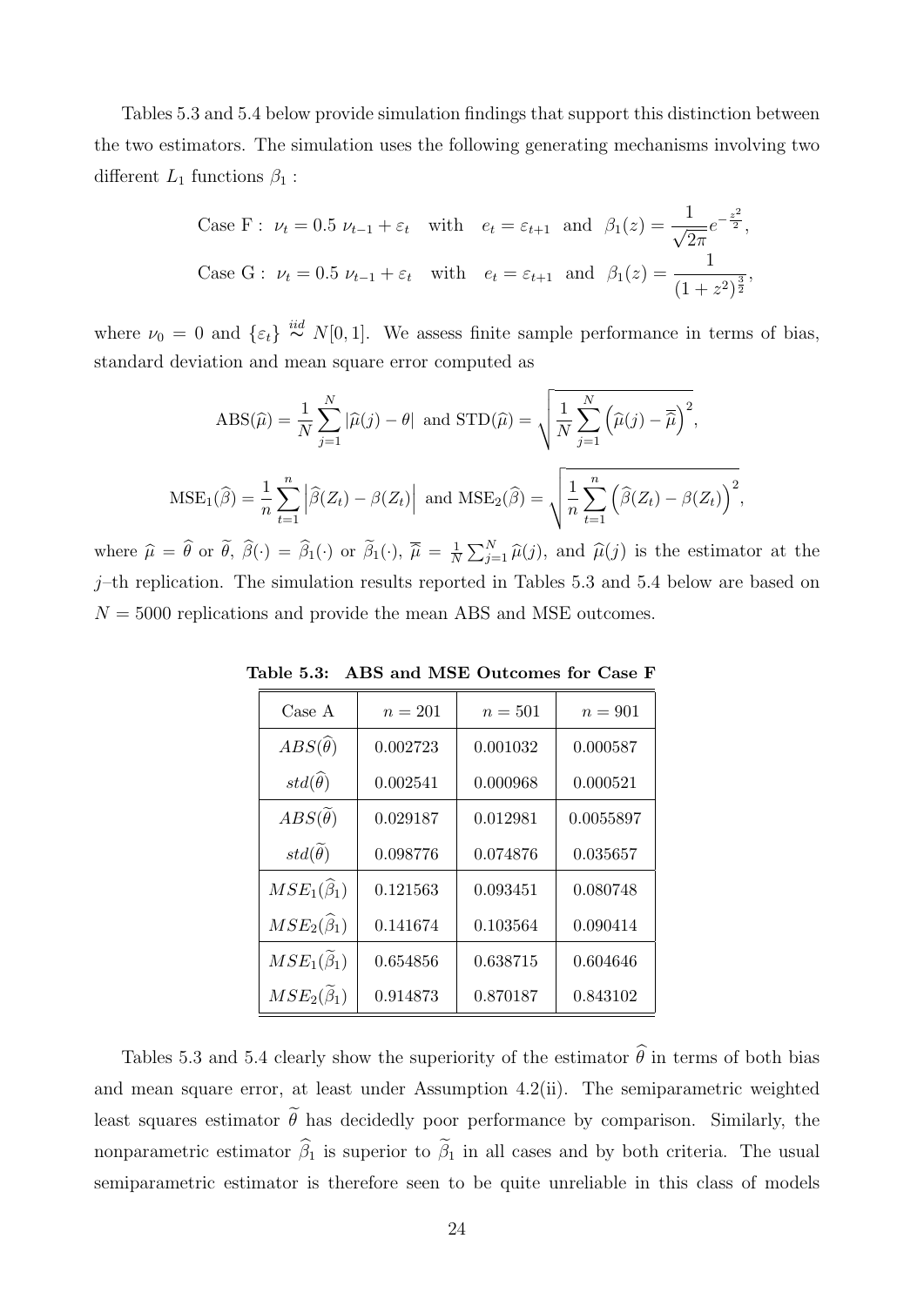Tables 5.3 and 5.4 below provide simulation findings that support this distinction between the two estimators. The simulation uses the following generating mechanisms involving two different $L_1$ functions $\beta_1$ :

$$
\begin{aligned}
&\text{Case F}: \ \nu_t = 0.5\ \nu_{t-1} + \varepsilon_t \quad \text{with} \quad e_t = \varepsilon_{t+1} \ \text{ and } \ \beta_1(z) = \frac{1}{\sqrt{2\pi}} e^{-\frac{z^2}{2}}, \\
&\text{Case G}: \ \nu_t = 0.5\ \nu_{t-1} + \varepsilon_t \quad \text{with} \quad e_t = \varepsilon_{t+1} \ \text{ and } \ \beta_1(z) = \frac{1}{(1+z^2)^{\frac{3}{2}}},
\end{aligned}
$$

where $\nu_0 = 0$ and $\{\varepsilon_t\} \stackrel{iid}{\sim} N[0,1]$. We assess finite sample performance in terms of bias, standard deviation and mean square error computed as

$$
\text{ABS}(\widehat{\mu}) = \frac{1}{N}\sum_{j=1}^{N} |\widehat{\mu}(j) - \theta| \ \text{ and } \ \text{STD}(\widehat{\mu}) = \sqrt{\frac{1}{N}\sum_{j=1}^{N}\left(\widehat{\mu}(j) - \overline{\widehat{\mu}}\right)^2},
$$

$$
\text{MSE}_1(\widehat{\beta}) = \frac{1}{n}\sum_{t=1}^{n}\left|\widehat{\beta}(Z_t) - \beta(Z_t)\right| \ \text{ and } \ \text{MSE}_2(\widehat{\beta}) = \sqrt{\frac{1}{n}\sum_{t=1}^{n}\left(\widehat{\beta}(Z_t) - \beta(Z_t)\right)^2},
$$

where $\widehat{\mu} = \widehat{\theta}$ or $\widetilde{\theta}$, $\widehat{\beta}(\cdot) = \widehat{\beta}_1(\cdot)$ or $\widetilde{\beta}_1(\cdot)$, $\overline{\widehat{\mu}} = \frac{1}{N}\sum_{j=1}^{N}\widehat{\mu}(j)$, and $\widehat{\mu}(j)$ is the estimator at the $j$–th replication. The simulation results reported in Tables 5.3 and 5.4 below are based on $N = 5000$ replications and provide the mean ABS and MSE outcomes.

**Table 5.3: ABS and MSE Outcomes for Case F**

| Case A | $n = 201$ | $n = 501$ | $n = 901$ |
|---|---|---|---|
| $ABS(\widehat{\theta})$ | 0.002723 | 0.001032 | 0.000587 |
| $std(\widehat{\theta})$ | 0.002541 | 0.000968 | 0.000521 |
| $ABS(\widetilde{\theta})$ | 0.029187 | 0.012981 | 0.0055897 |
| $std(\widetilde{\theta})$ | 0.098776 | 0.074876 | 0.035657 |
| $MSE_1(\widehat{\beta}_1)$ | 0.121563 | 0.093451 | 0.080748 |
| $MSE_2(\widehat{\beta}_1)$ | 0.141674 | 0.103564 | 0.090414 |
| $MSE_1(\widetilde{\beta}_1)$ | 0.654856 | 0.638715 | 0.604646 |
| $MSE_2(\widetilde{\beta}_1)$ | 0.914873 | 0.870187 | 0.843102 |

Tables 5.3 and 5.4 clearly show the superiority of the estimator $\widehat{\theta}$ in terms of both bias and mean square error, at least under Assumption 4.2(ii). The semiparametric weighted least squares estimator $\widetilde{\theta}$ has decidedly poor performance by comparison. Similarly, the nonparametric estimator $\widehat{\beta}_1$ is superior to $\widetilde{\beta}_1$ in all cases and by both criteria. The usual semiparametric estimator is therefore seen to be quite unreliable in this class of models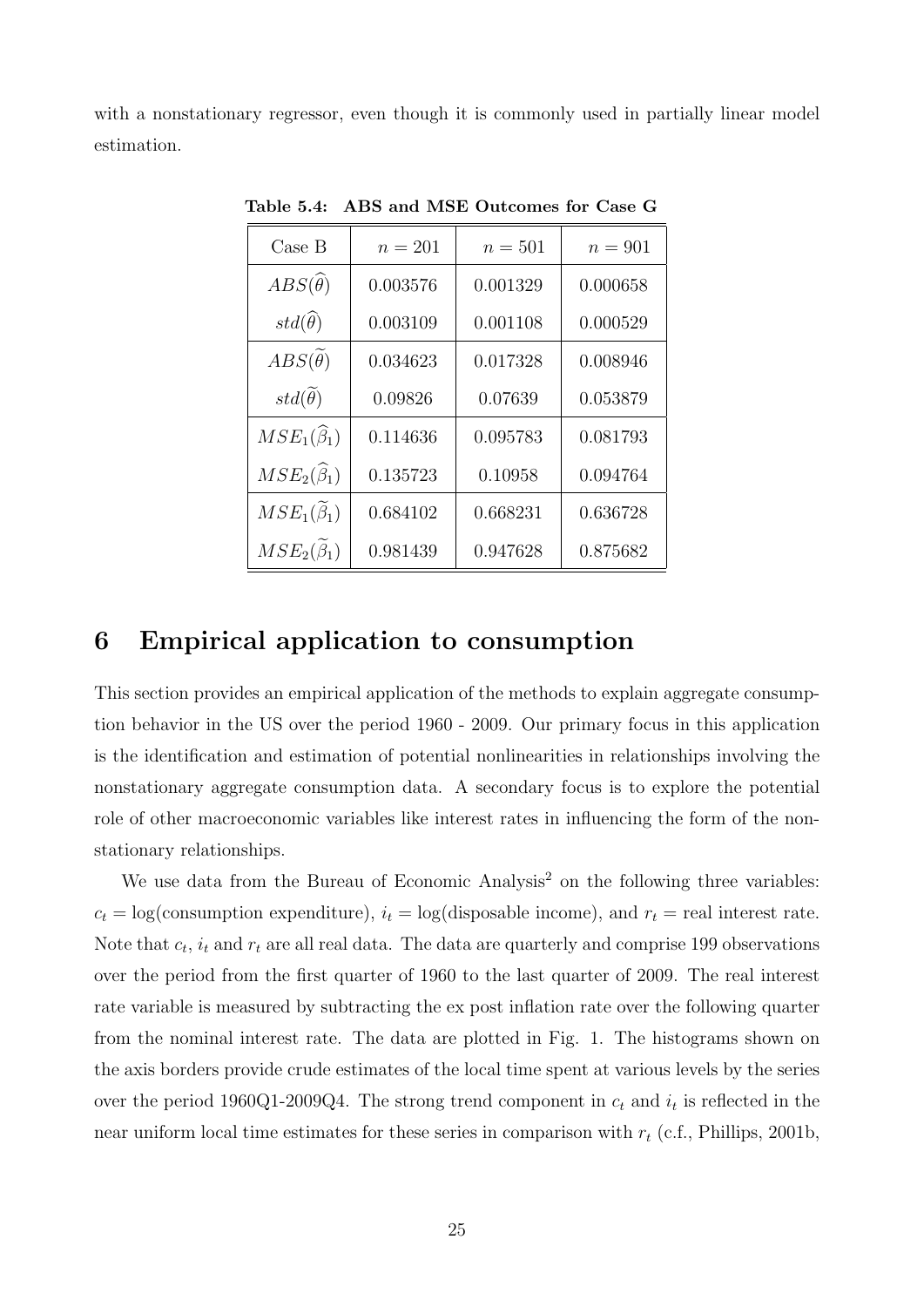with a nonstationary regressor, even though it is commonly used in partially linear model estimation.

**Table 5.4: ABS and MSE Outcomes for Case G**

| Case B | $n = 201$ | $n = 501$ | $n = 901$ |
|---|---|---|---|
| $ABS(\widehat{\theta})$ | 0.003576 | 0.001329 | 0.000658 |
| $std(\widehat{\theta})$ | 0.003109 | 0.001108 | 0.000529 |
| $ABS(\widetilde{\theta})$ | 0.034623 | 0.017328 | 0.008946 |
| $std(\widetilde{\theta})$ | 0.09826 | 0.07639 | 0.053879 |
| $MSE_1(\widehat{\beta}_1)$ | 0.114636 | 0.095783 | 0.081793 |
| $MSE_2(\widehat{\beta}_1)$ | 0.135723 | 0.10958 | 0.094764 |
| $MSE_1(\widetilde{\beta}_1)$ | 0.684102 | 0.668231 | 0.636728 |
| $MSE_2(\widetilde{\beta}_1)$ | 0.981439 | 0.947628 | 0.875682 |

# 6 Empirical application to consumption

This section provides an empirical application of the methods to explain aggregate consumption behavior in the US over the period 1960 - 2009. Our primary focus in this application is the identification and estimation of potential nonlinearities in relationships involving the nonstationary aggregate consumption data. A secondary focus is to explore the potential role of other macroeconomic variables like interest rates in influencing the form of the nonstationary relationships.

We use data from the Bureau of Economic Analysis[2] on the following three variables: $c_t = \log(\text{consumption expenditure})$, $i_t = \log(\text{disposable income})$, and $r_t = $ real interest rate. Note that $c_t$, $i_t$ and $r_t$ are all real data. The data are quarterly and comprise 199 observations over the period from the first quarter of 1960 to the last quarter of 2009. The real interest rate variable is measured by subtracting the ex post inflation rate over the following quarter from the nominal interest rate. The data are plotted in Fig. 1. The histograms shown on the axis borders provide crude estimates of the local time spent at various levels by the series over the period 1960Q1-2009Q4. The strong trend component in $c_t$ and $i_t$ is reflected in the near uniform local time estimates for these series in comparison with $r_t$ (c.f., Phillips, 2001b,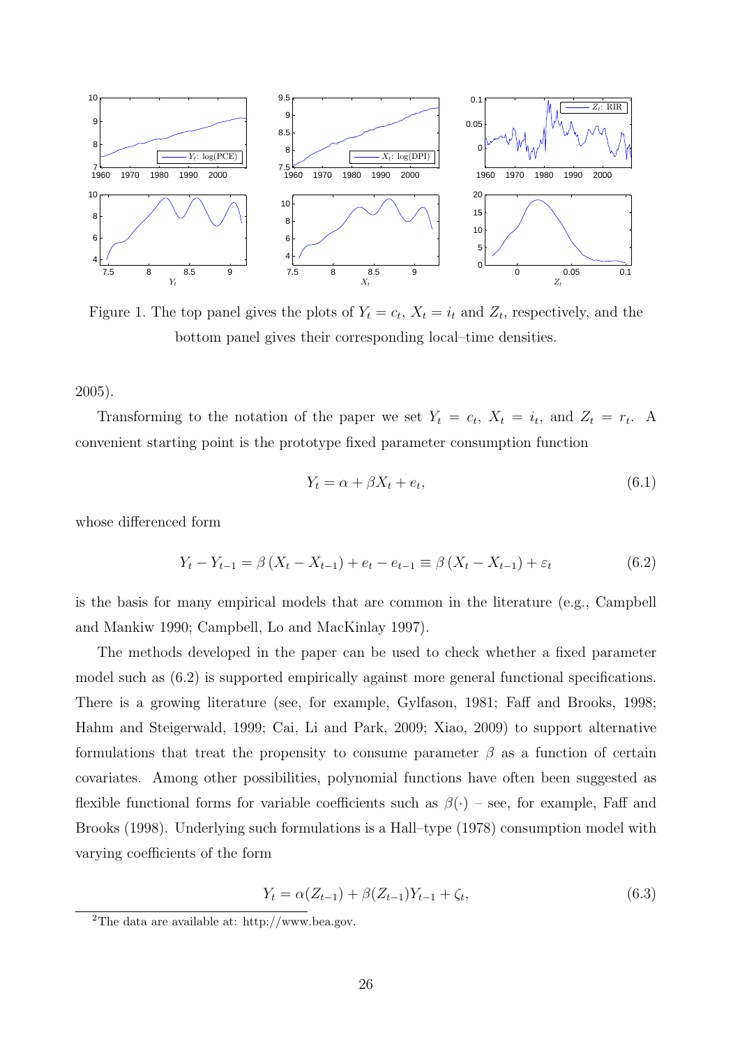Figure 1. The top panel gives the plots of $Y_t = c_t$, $X_t = i_t$ and $Z_t$, respectively, and the bottom panel gives their corresponding local–time densities.

2005).

Transforming to the notation of the paper we set $Y_t = c_t$, $X_t = i_t$, and $Z_t = r_t$. A convenient starting point is the prototype fixed parameter consumption function

$$Y_t = \alpha + \beta X_t + e_t, \tag{6.1}$$

whose differenced form

$$Y_t - Y_{t-1} = \beta (X_t - X_{t-1}) + e_t - e_{t-1} \equiv \beta (X_t - X_{t-1}) + \varepsilon_t \tag{6.2}$$

is the basis for many empirical models that are common in the literature (e.g., Campbell and Mankiw 1990; Campbell, Lo and MacKinlay 1997).

The methods developed in the paper can be used to check whether a fixed parameter model such as (6.2) is supported empirically against more general functional specifications. There is a growing literature (see, for example, Gylfason, 1981; Faff and Brooks, 1998; Hahm and Steigerwald, 1999; Cai, Li and Park, 2009; Xiao, 2009) to support alternative formulations that treat the propensity to consume parameter $\beta$ as a function of certain covariates. Among other possibilities, polynomial functions have often been suggested as flexible functional forms for variable coefficients such as $\beta(\cdot)$ – see, for example, Faff and Brooks (1998). Underlying such formulations is a Hall–type (1978) consumption model with varying coefficients of the form

$$Y_t = \alpha(Z_{t-1}) + \beta(Z_{t-1})Y_{t-1} + \zeta_t, \tag{6.3}$$

[2]The data are available at: http://www.bea.gov.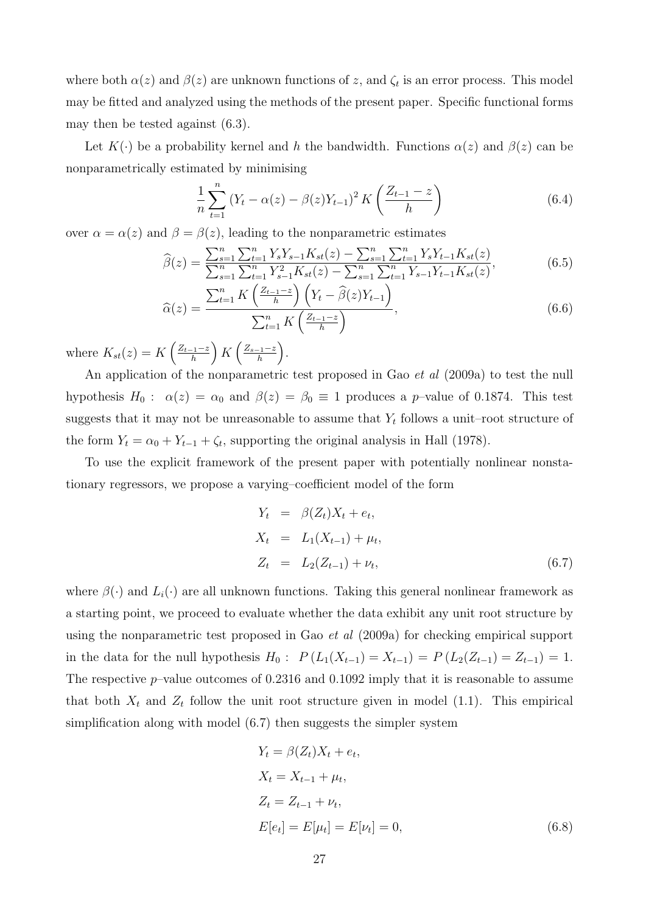where both $\alpha(z)$ and $\beta(z)$ are unknown functions of $z$, and $\zeta_t$ is an error process. This model may be fitted and analyzed using the methods of the present paper. Specific functional forms may then be tested against (6.3).

Let $K(\cdot)$ be a probability kernel and $h$ the bandwidth. Functions $\alpha(z)$ and $\beta(z)$ can be nonparametrically estimated by minimising

$$\frac{1}{n}\sum_{t=1}^{n}\left(Y_t - \alpha(z) - \beta(z)Y_{t-1}\right)^2 K\left(\frac{Z_{t-1}-z}{h}\right) \tag{6.4}$$

over $\alpha = \alpha(z)$ and $\beta = \beta(z)$, leading to the nonparametric estimates

$$\widehat{\beta}(z) = \frac{\sum_{s=1}^{n}\sum_{t=1}^{n} Y_s Y_{s-1} K_{st}(z) - \sum_{s=1}^{n}\sum_{t=1}^{n} Y_s Y_{t-1} K_{st}(z)}{\sum_{s=1}^{n}\sum_{t=1}^{n} Y_{s-1}^2 K_{st}(z) - \sum_{s=1}^{n}\sum_{t=1}^{n} Y_{s-1} Y_{t-1} K_{st}(z)}, \tag{6.5}$$

$$\widehat{\alpha}(z) = \frac{\sum_{t=1}^{n} K\left(\frac{Z_{t-1}-z}{h}\right)\left(Y_t - \widehat{\beta}(z)Y_{t-1}\right)}{\sum_{t=1}^{n} K\left(\frac{Z_{t-1}-z}{h}\right)}, \tag{6.6}$$

where $K_{st}(z) = K\left(\frac{Z_{t-1}-z}{h}\right) K\left(\frac{Z_{s-1}-z}{h}\right)$.

An application of the nonparametric test proposed in Gao *et al* (2009a) to test the null hypothesis $H_0: \ \alpha(z) = \alpha_0$ and $\beta(z) = \beta_0 \equiv 1$ produces a $p$–value of 0.1874. This test suggests that it may not be unreasonable to assume that $Y_t$ follows a unit–root structure of the form $Y_t = \alpha_0 + Y_{t-1} + \zeta_t$, supporting the original analysis in Hall (1978).

To use the explicit framework of the present paper with potentially nonlinear nonstationary regressors, we propose a varying–coefficient model of the form

$$\begin{aligned} Y_t &= \beta(Z_t)X_t + e_t, \\ X_t &= L_1(X_{t-1}) + \mu_t, \\ Z_t &= L_2(Z_{t-1}) + \nu_t, \end{aligned} \tag{6.7}$$

where $\beta(\cdot)$ and $L_i(\cdot)$ are all unknown functions. Taking this general nonlinear framework as a starting point, we proceed to evaluate whether the data exhibit any unit root structure by using the nonparametric test proposed in Gao *et al* (2009a) for checking empirical support in the data for the null hypothesis $H_0: \ P\left(L_1(X_{t-1}) = X_{t-1}\right) = P\left(L_2(Z_{t-1}) = Z_{t-1}\right) = 1$. The respective $p$–value outcomes of 0.2316 and 0.1092 imply that it is reasonable to assume that both $X_t$ and $Z_t$ follow the unit root structure given in model (1.1). This empirical simplification along with model (6.7) then suggests the simpler system

$$\begin{aligned} & Y_t = \beta(Z_t)X_t + e_t, \\ & X_t = X_{t-1} + \mu_t, \\ & Z_t = Z_{t-1} + \nu_t, \\ & E[e_t] = E[\mu_t] = E[\nu_t] = 0, \end{aligned} \tag{6.8}$$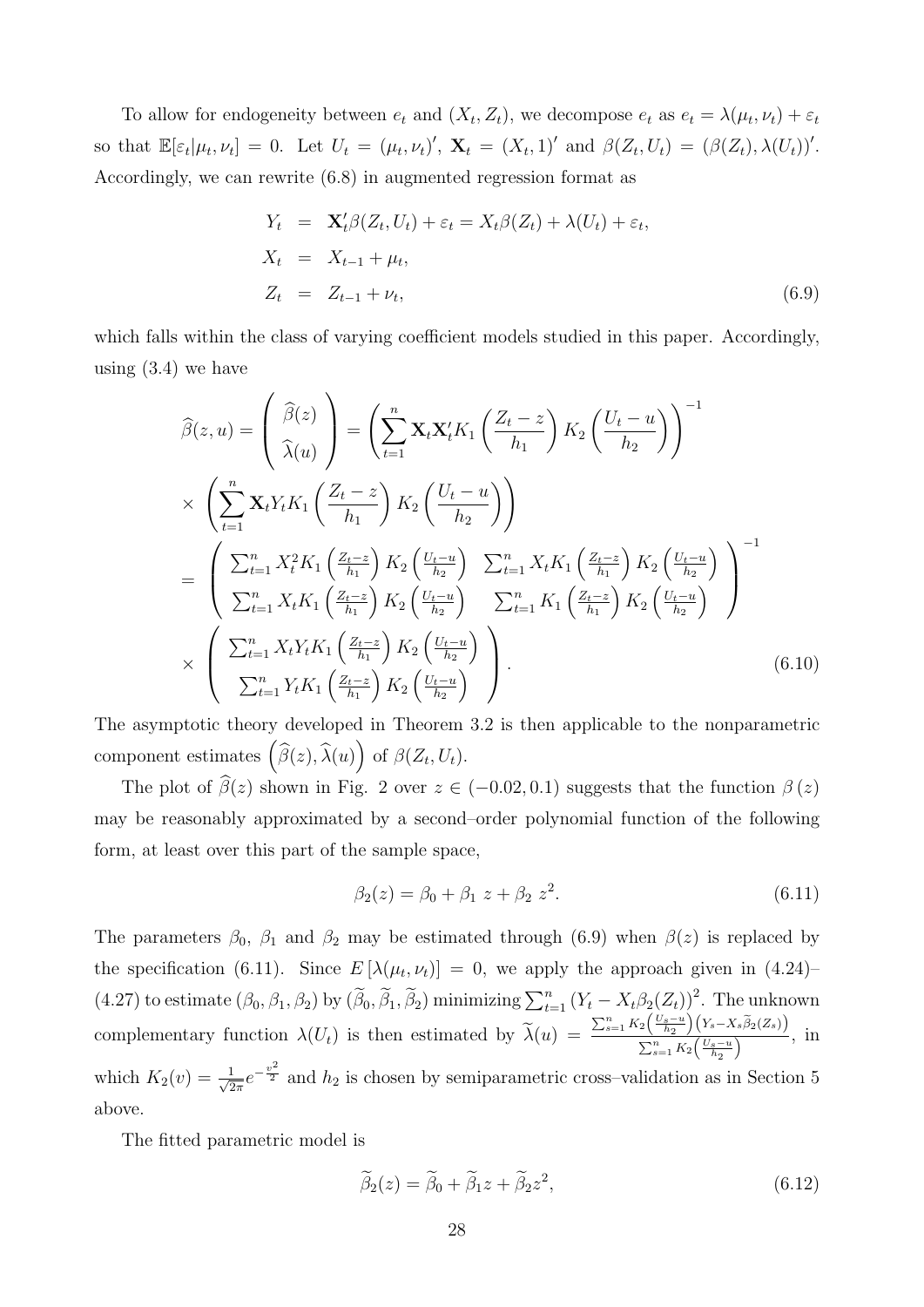To allow for endogeneity between $e_t$ and $(X_t, Z_t)$, we decompose $e_t$ as $e_t = \lambda(\mu_t, \nu_t) + \varepsilon_t$ so that $\mathbb{E}[\varepsilon_t|\mu_t, \nu_t] = 0$. Let $U_t = (\mu_t, \nu_t)'$, $\mathbf{X}_t = (X_t, 1)'$ and $\beta(Z_t, U_t) = (\beta(Z_t), \lambda(U_t))'$. Accordingly, we can rewrite (6.8) in augmented regression format as

$$
\begin{aligned}
Y_t &= \mathbf{X}_t'\beta(Z_t, U_t) + \varepsilon_t = X_t\beta(Z_t) + \lambda(U_t) + \varepsilon_t, \\
X_t &= X_{t-1} + \mu_t, \\
Z_t &= Z_{t-1} + \nu_t,
\end{aligned}
\tag{6.9}
$$

which falls within the class of varying coefficient models studied in this paper. Accordingly, using (3.4) we have

$$
\begin{aligned}
\widehat{\beta}(z, u) &= \begin{pmatrix} \widehat{\beta}(z) \\ \widehat{\lambda}(u) \end{pmatrix} = \left( \sum_{t=1}^{n} \mathbf{X}_t \mathbf{X}_t' K_1\left(\frac{Z_t - z}{h_1}\right) K_2\left(\frac{U_t - u}{h_2}\right) \right)^{-1} \\
&\times \left( \sum_{t=1}^{n} \mathbf{X}_t Y_t K_1\left(\frac{Z_t - z}{h_1}\right) K_2\left(\frac{U_t - u}{h_2}\right) \right) \\
&= \begin{pmatrix} \sum_{t=1}^n X_t^2 K_1\left(\frac{Z_t-z}{h_1}\right) K_2\left(\frac{U_t-u}{h_2}\right) & \sum_{t=1}^n X_t K_1\left(\frac{Z_t-z}{h_1}\right) K_2\left(\frac{U_t-u}{h_2}\right) \\ \sum_{t=1}^n X_t K_1\left(\frac{Z_t-z}{h_1}\right) K_2\left(\frac{U_t-u}{h_2}\right) & \sum_{t=1}^n K_1\left(\frac{Z_t-z}{h_1}\right) K_2\left(\frac{U_t-u}{h_2}\right) \end{pmatrix}^{-1} \\
&\times \begin{pmatrix} \sum_{t=1}^n X_t Y_t K_1\left(\frac{Z_t-z}{h_1}\right) K_2\left(\frac{U_t-u}{h_2}\right) \\ \sum_{t=1}^n Y_t K_1\left(\frac{Z_t-z}{h_1}\right) K_2\left(\frac{U_t-u}{h_2}\right) \end{pmatrix}.
\end{aligned}
\tag{6.10}
$$

The asymptotic theory developed in Theorem 3.2 is then applicable to the nonparametric component estimates $\left(\widehat{\beta}(z), \widehat{\lambda}(u)\right)$ of $\beta(Z_t, U_t)$.

The plot of $\widehat{\beta}(z)$ shown in Fig. 2 over $z \in (-0.02, 0.1)$ suggests that the function $\beta(z)$ may be reasonably approximated by a second–order polynomial function of the following form, at least over this part of the sample space,

$$
\beta_2(z) = \beta_0 + \beta_1 z + \beta_2 z^2. \tag{6.11}
$$

The parameters $\beta_0$, $\beta_1$ and $\beta_2$ may be estimated through (6.9) when $\beta(z)$ is replaced by the specification (6.11). Since $E[\lambda(\mu_t, \nu_t)] = 0$, we apply the approach given in (4.24)–(4.27) to estimate $(\beta_0, \beta_1, \beta_2)$ by $(\widetilde{\beta}_0, \widetilde{\beta}_1, \widetilde{\beta}_2)$ minimizing $\sum_{t=1}^n (Y_t - X_t\beta_2(Z_t))^2$. The unknown complementary function $\lambda(U_t)$ is then estimated by $\widetilde{\lambda}(u) = \frac{\sum_{s=1}^n K_2\left(\frac{U_s-u}{h_2}\right)\left(Y_s - X_s\widetilde{\beta}_2(Z_s)\right)}{\sum_{s=1}^n K_2\left(\frac{U_s-u}{h_2}\right)}$, in which $K_2(v) = \frac{1}{\sqrt{2\pi}}e^{-\frac{v^2}{2}}$ and $h_2$ is chosen by semiparametric cross–validation as in Section 5 above.

The fitted parametric model is

$$
\widetilde{\beta}_2(z) = \widetilde{\beta}_0 + \widetilde{\beta}_1 z + \widetilde{\beta}_2 z^2, \tag{6.12}
$$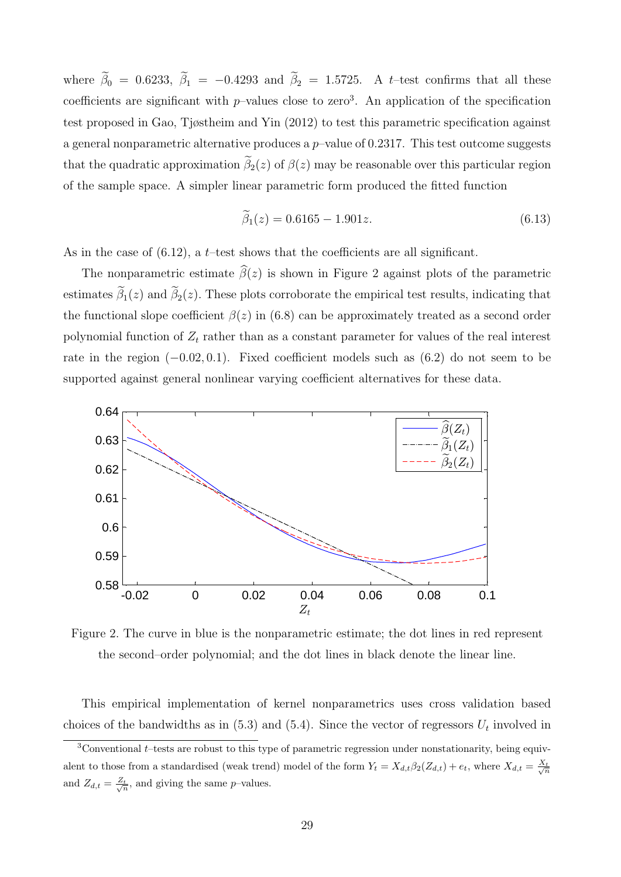where $\widetilde{\beta}_0 = 0.6233$, $\widetilde{\beta}_1 = -0.4293$ and $\widetilde{\beta}_2 = 1.5725$. A $t$–test confirms that all these coefficients are significant with $p$–values close to zero[3]. An application of the specification test proposed in Gao, Tjøstheim and Yin (2012) to test this parametric specification against a general nonparametric alternative produces a $p$–value of 0.2317. This test outcome suggests that the quadratic approximation $\widetilde{\beta}_2(z)$ of $\beta(z)$ may be reasonable over this particular region of the sample space. A simpler linear parametric form produced the fitted function

$$\widetilde{\beta}_1(z) = 0.6165 - 1.901z. \tag{6.13}$$

As in the case of (6.12), a $t$–test shows that the coefficients are all significant.

The nonparametric estimate $\widehat{\beta}(z)$ is shown in Figure 2 against plots of the parametric estimates $\widetilde{\beta}_1(z)$ and $\widetilde{\beta}_2(z)$. These plots corroborate the empirical test results, indicating that the functional slope coefficient $\beta(z)$ in (6.8) can be approximately treated as a second order polynomial function of $Z_t$ rather than as a constant parameter for values of the real interest rate in the region $(-0.02, 0.1)$. Fixed coefficient models such as (6.2) do not seem to be supported against general nonlinear varying coefficient alternatives for these data.

Figure 2. The curve in blue is the nonparametric estimate; the dot lines in red represent the second–order polynomial; and the dot lines in black denote the linear line.

This empirical implementation of kernel nonparametrics uses cross validation based choices of the bandwidths as in (5.3) and (5.4). Since the vector of regressors $U_t$ involved in

[3] Conventional $t$–tests are robust to this type of parametric regression under nonstationarity, being equivalent to those from a standardised (weak trend) model of the form $Y_t = X_{d,t}\beta_2(Z_{d,t}) + e_t$, where $X_{d,t} = \frac{X_t}{\sqrt{n}}$ and $Z_{d,t} = \frac{Z_t}{\sqrt{n}}$, and giving the same $p$–values.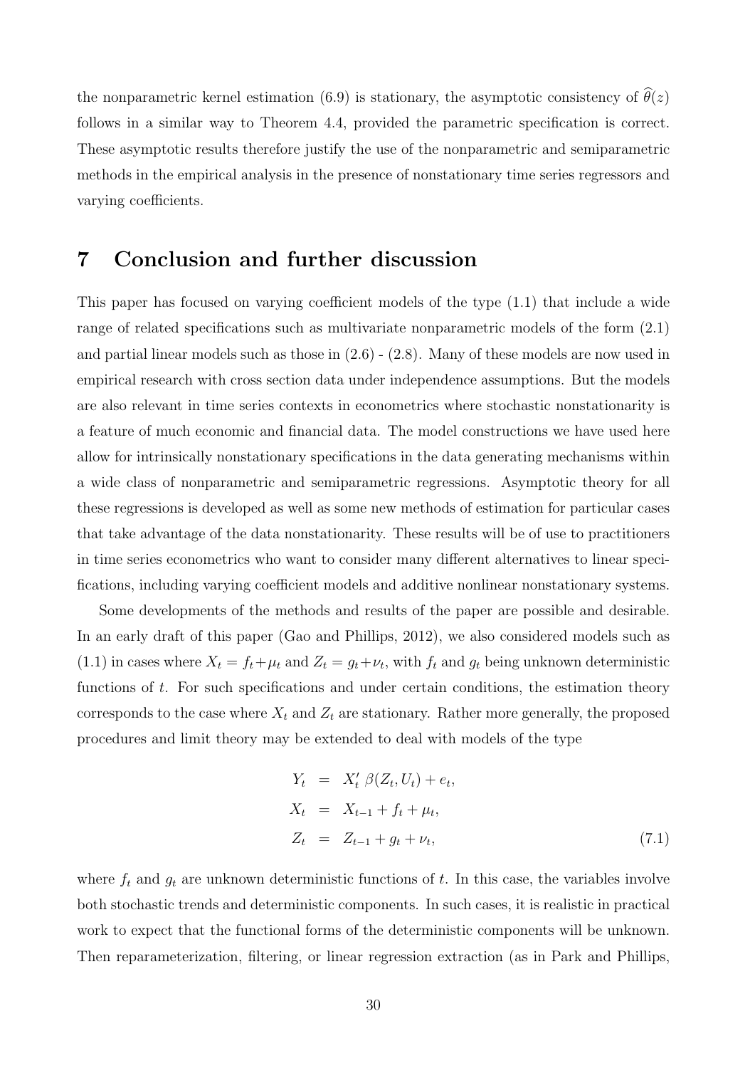the nonparametric kernel estimation (6.9) is stationary, the asymptotic consistency of $\widehat{\theta}(z)$ follows in a similar way to Theorem 4.4, provided the parametric specification is correct. These asymptotic results therefore justify the use of the nonparametric and semiparametric methods in the empirical analysis in the presence of nonstationary time series regressors and varying coefficients.

# 7 Conclusion and further discussion

This paper has focused on varying coefficient models of the type (1.1) that include a wide range of related specifications such as multivariate nonparametric models of the form (2.1) and partial linear models such as those in (2.6) - (2.8). Many of these models are now used in empirical research with cross section data under independence assumptions. But the models are also relevant in time series contexts in econometrics where stochastic nonstationarity is a feature of much economic and financial data. The model constructions we have used here allow for intrinsically nonstationary specifications in the data generating mechanisms within a wide class of nonparametric and semiparametric regressions. Asymptotic theory for all these regressions is developed as well as some new methods of estimation for particular cases that take advantage of the data nonstationarity. These results will be of use to practitioners in time series econometrics who want to consider many different alternatives to linear specifications, including varying coefficient models and additive nonlinear nonstationary systems.

Some developments of the methods and results of the paper are possible and desirable. In an early draft of this paper (Gao and Phillips, 2012), we also considered models such as (1.1) in cases where $X_t = f_t + \mu_t$ and $Z_t = g_t + \nu_t$, with $f_t$ and $g_t$ being unknown deterministic functions of $t$. For such specifications and under certain conditions, the estimation theory corresponds to the case where $X_t$ and $Z_t$ are stationary. Rather more generally, the proposed procedures and limit theory may be extended to deal with models of the type

$$
\begin{aligned}
Y_t &= X_t' \, \beta(Z_t, U_t) + e_t, \\
X_t &= X_{t-1} + f_t + \mu_t, \\
Z_t &= Z_{t-1} + g_t + \nu_t, 
\end{aligned}
\tag{7.1}
$$

where $f_t$ and $g_t$ are unknown deterministic functions of $t$. In this case, the variables involve both stochastic trends and deterministic components. In such cases, it is realistic in practical work to expect that the functional forms of the deterministic components will be unknown. Then reparameterization, filtering, or linear regression extraction (as in Park and Phillips,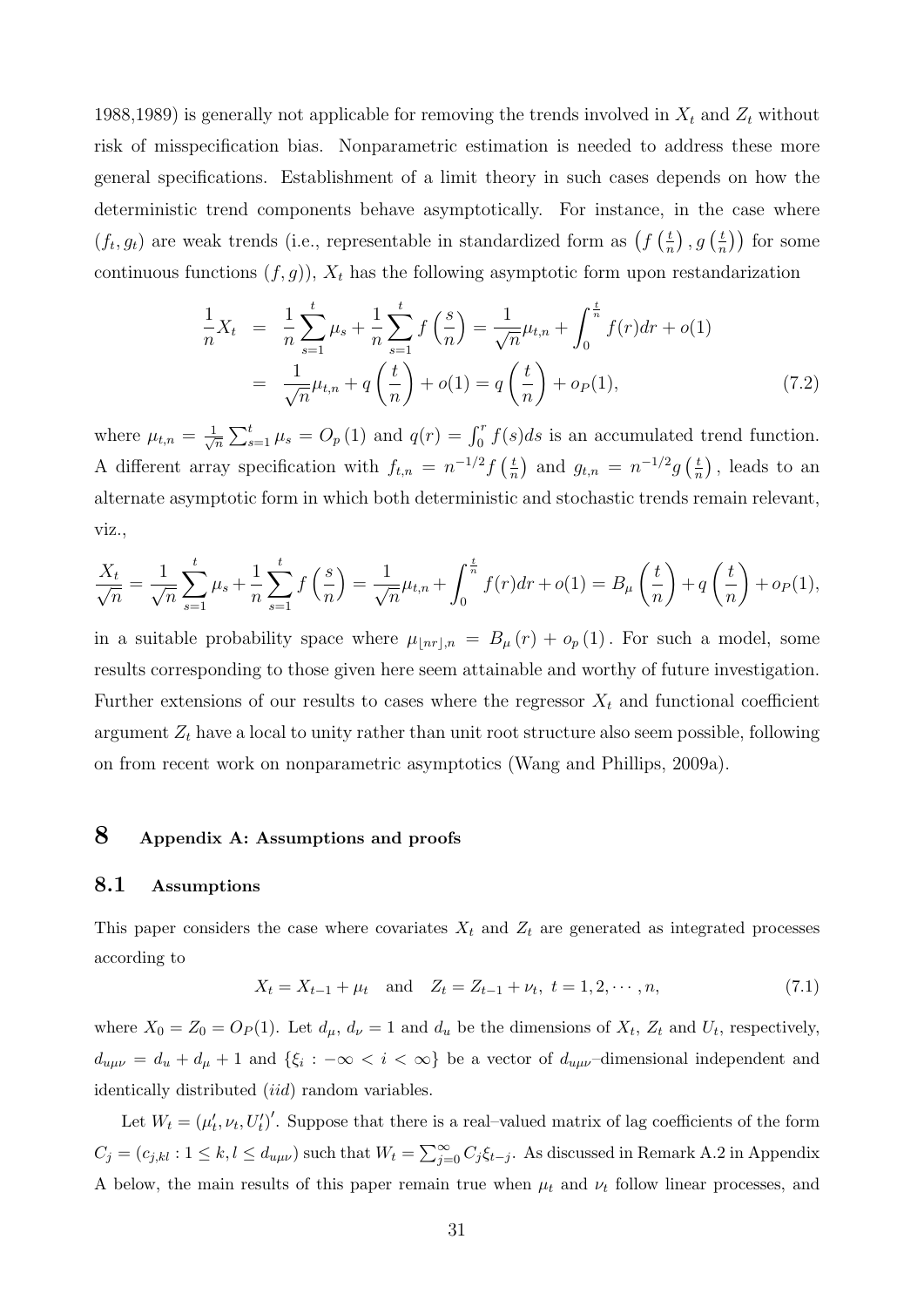1988,1989) is generally not applicable for removing the trends involved in $X_t$ and $Z_t$ without risk of misspecification bias. Nonparametric estimation is needed to address these more general specifications. Establishment of a limit theory in such cases depends on how the deterministic trend components behave asymptotically. For instance, in the case where $(f_t, g_t)$ are weak trends (i.e., representable in standardized form as $\left(f\left(\frac{t}{n}\right), g\left(\frac{t}{n}\right)\right)$ for some continuous functions $(f, g)$), $X_t$ has the following asymptotic form upon restandarization

$$
\begin{aligned}
\frac{1}{n}X_t &= \frac{1}{n}\sum_{s=1}^{t}\mu_s + \frac{1}{n}\sum_{s=1}^{t} f\left(\frac{s}{n}\right) = \frac{1}{\sqrt{n}}\mu_{t,n} + \int_0^{\frac{t}{n}} f(r)dr + o(1) \\
&= \frac{1}{\sqrt{n}}\mu_{t,n} + q\left(\frac{t}{n}\right) + o(1) = q\left(\frac{t}{n}\right) + o_P(1), \qquad (7.2)
\end{aligned}
$$

where $\mu_{t,n} = \frac{1}{\sqrt{n}}\sum_{s=1}^{t}\mu_s = O_p(1)$ and $q(r) = \int_0^r f(s)ds$ is an accumulated trend function. A different array specification with $f_{t,n} = n^{-1/2} f\left(\frac{t}{n}\right)$ and $g_{t,n} = n^{-1/2} g\left(\frac{t}{n}\right)$, leads to an alternate asymptotic form in which both deterministic and stochastic trends remain relevant, viz.,

$$
\frac{X_t}{\sqrt{n}} = \frac{1}{\sqrt{n}}\sum_{s=1}^{t}\mu_s + \frac{1}{n}\sum_{s=1}^{t} f\left(\frac{s}{n}\right) = \frac{1}{\sqrt{n}}\mu_{t,n} + \int_0^{\frac{t}{n}} f(r)dr + o(1) = B_\mu\left(\frac{t}{n}\right) + q\left(\frac{t}{n}\right) + o_P(1),
$$

in a suitable probability space where $\mu_{\lfloor nr \rfloor, n} = B_\mu(r) + o_p(1)$. For such a model, some results corresponding to those given here seem attainable and worthy of future investigation. Further extensions of our results to cases where the regressor $X_t$ and functional coefficient argument $Z_t$ have a local to unity rather than unit root structure also seem possible, following on from recent work on nonparametric asymptotics (Wang and Phillips, 2009a).

# 8 Appendix A: Assumptions and proofs

## 8.1 Assumptions

This paper considers the case where covariates $X_t$ and $Z_t$ are generated as integrated processes according to

$$
X_t = X_{t-1} + \mu_t \quad \text{and} \quad Z_t = Z_{t-1} + \nu_t, \ t = 1, 2, \cdots, n, \qquad (7.1)
$$

where $X_0 = Z_0 = O_P(1)$. Let $d_\mu$, $d_\nu = 1$ and $d_u$ be the dimensions of $X_t$, $Z_t$ and $U_t$, respectively, $d_{u\mu\nu} = d_u + d_\mu + 1$ and $\{\xi_i : -\infty < i < \infty\}$ be a vector of $d_{u\mu\nu}$–dimensional independent and identically distributed (*iid*) random variables.

Let $W_t = (\mu_t', \nu_t, U_t')'$. Suppose that there is a real–valued matrix of lag coefficients of the form $C_j = (c_{j,kl} : 1 \le k, l \le d_{u\mu\nu})$ such that $W_t = \sum_{j=0}^{\infty} C_j \xi_{t-j}$. As discussed in Remark A.2 in Appendix A below, the main results of this paper remain true when $\mu_t$ and $\nu_t$ follow linear processes, and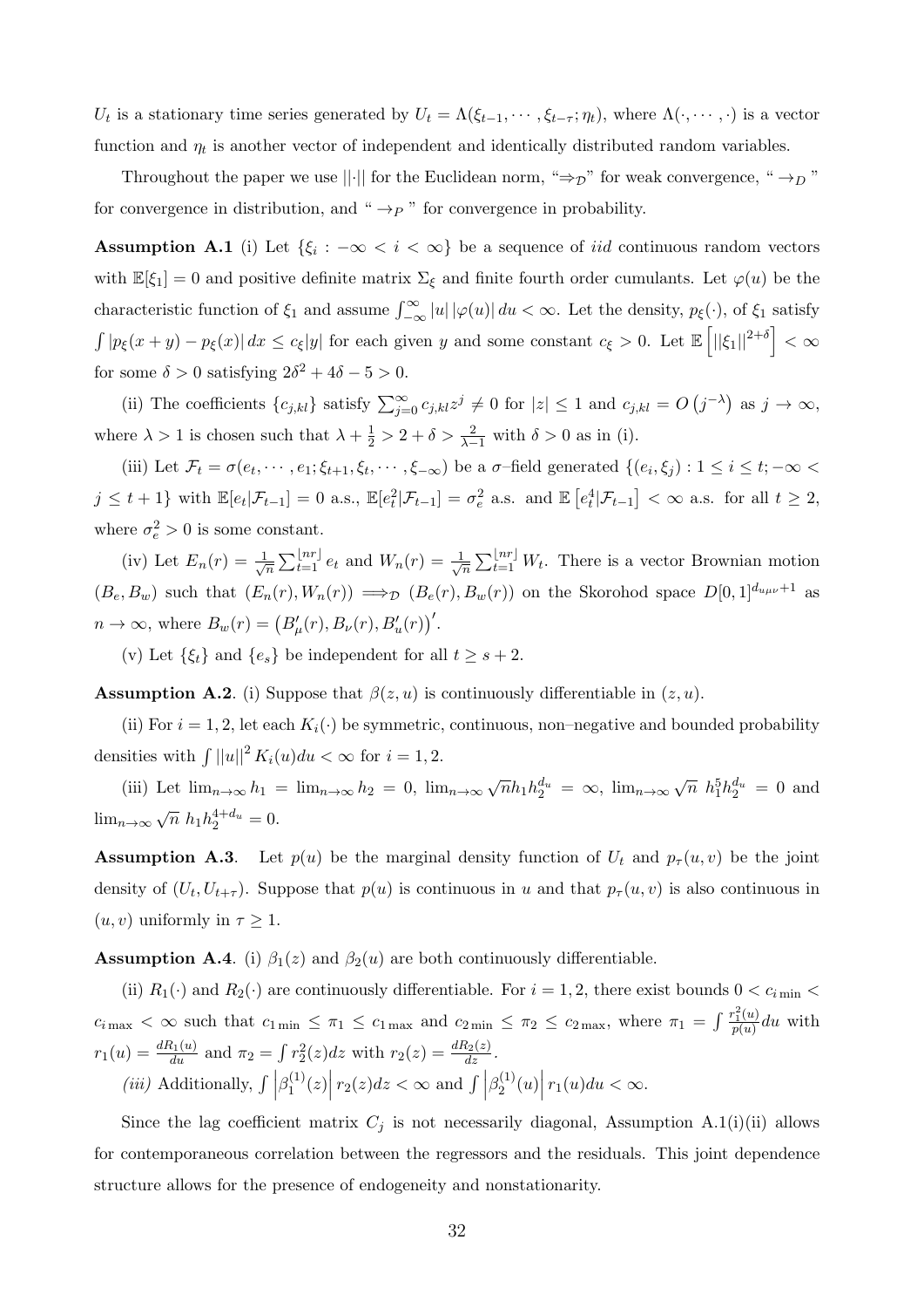$U_t$ is a stationary time series generated by $U_t = \Lambda(\xi_{t-1}, \cdots, \xi_{t-\tau}; \eta_t)$, where $\Lambda(\cdot, \cdots, \cdot)$ is a vector function and $\eta_t$ is another vector of independent and identically distributed random variables.

Throughout the paper we use $||\cdot||$ for the Euclidean norm, "$\Rightarrow_{\mathcal{D}}$" for weak convergence, "$\rightarrow_D$" for convergence in distribution, and "$\rightarrow_P$" for convergence in probability.

**Assumption A.1** (i) Let $\{\xi_i : -\infty < i < \infty\}$ be a sequence of *iid* continuous random vectors with $\mathbb{E}[\xi_1] = 0$ and positive definite matrix $\Sigma_\xi$ and finite fourth order cumulants. Let $\varphi(u)$ be the characteristic function of $\xi_1$ and assume $\int_{-\infty}^{\infty} |u| \, |\varphi(u)| \, du < \infty$. Let the density, $p_\xi(\cdot)$, of $\xi_1$ satisfy $\int |p_\xi(x+y) - p_\xi(x)| \, dx \le c_\xi |y|$ for each given $y$ and some constant $c_\xi > 0$. Let $\mathbb{E}\left[||\xi_1||^{2+\delta}\right] < \infty$ for some $\delta > 0$ satisfying $2\delta^2 + 4\delta - 5 > 0$.

(ii) The coefficients $\{c_{j,kl}\}$ satisfy $\sum_{j=0}^{\infty} c_{j,kl} z^j \neq 0$ for $|z| \le 1$ and $c_{j,kl} = O\left(j^{-\lambda}\right)$ as $j \to \infty$, where $\lambda > 1$ is chosen such that $\lambda + \frac{1}{2} > 2 + \delta > \frac{2}{\lambda - 1}$ with $\delta > 0$ as in (i).

(iii) Let $\mathcal{F}_t = \sigma(e_t, \cdots, e_1; \xi_{t+1}, \xi_t, \cdots, \xi_{-\infty})$ be a $\sigma$–field generated $\{(e_i, \xi_j) : 1 \le i \le t; -\infty < j \le t+1\}$ with $\mathbb{E}[e_t | \mathcal{F}_{t-1}] = 0$ a.s., $\mathbb{E}[e_t^2 | \mathcal{F}_{t-1}] = \sigma_e^2$ a.s. and $\mathbb{E}\left[e_t^4 | \mathcal{F}_{t-1}\right] < \infty$ a.s. for all $t \ge 2$, where $\sigma_e^2 > 0$ is some constant.

(iv) Let $E_n(r) = \frac{1}{\sqrt{n}} \sum_{t=1}^{\lfloor nr \rfloor} e_t$ and $W_n(r) = \frac{1}{\sqrt{n}} \sum_{t=1}^{\lfloor nr \rfloor} W_t$. There is a vector Brownian motion $(B_e, B_w)$ such that $(E_n(r), W_n(r)) \Longrightarrow_{\mathcal{D}} (B_e(r), B_w(r))$ on the Skorohod space $D[0,1]^{d_{u\mu\nu}+1}$ as $n \to \infty$, where $B_w(r) = \left(B_\mu'(r), B_\nu(r), B_u'(r)\right)'$.

(v) Let $\{\xi_t\}$ and $\{e_s\}$ be independent for all $t \ge s+2$.

**Assumption A.2**. (i) Suppose that $\beta(z, u)$ is continuously differentiable in $(z, u)$.

(ii) For $i = 1, 2$, let each $K_i(\cdot)$ be symmetric, continuous, non–negative and bounded probability densities with $\int ||u||^2 K_i(u) du < \infty$ for $i = 1, 2$.

(iii) Let $\lim_{n\to\infty} h_1 = \lim_{n\to\infty} h_2 = 0$, $\lim_{n\to\infty} \sqrt{n} h_1 h_2^{d_u} = \infty$, $\lim_{n\to\infty} \sqrt{n} \; h_1^5 h_2^{d_u} = 0$ and $\lim_{n\to\infty} \sqrt{n} \; h_1 h_2^{4+d_u} = 0$.

**Assumption A.3**. Let $p(u)$ be the marginal density function of $U_t$ and $p_\tau(u, v)$ be the joint density of $(U_t, U_{t+\tau})$. Suppose that $p(u)$ is continuous in $u$ and that $p_\tau(u, v)$ is also continuous in $(u, v)$ uniformly in $\tau \ge 1$.

**Assumption A.4**. (i) $\beta_1(z)$ and $\beta_2(u)$ are both continuously differentiable.

(ii) $R_1(\cdot)$ and $R_2(\cdot)$ are continuously differentiable. For $i = 1, 2$, there exist bounds $0 < c_{i\min} < c_{i\max} < \infty$ such that $c_{1\min} \le \pi_1 \le c_{1\max}$ and $c_{2\min} \le \pi_2 \le c_{2\max}$, where $\pi_1 = \int \frac{r_1^2(u)}{p(u)} du$ with $r_1(u) = \frac{dR_1(u)}{du}$ and $\pi_2 = \int r_2^2(z) dz$ with $r_2(z) = \frac{dR_2(z)}{dz}$.

*(iii)* Additionally, $\int \left|\beta_1^{(1)}(z)\right| r_2(z) dz < \infty$ and $\int \left|\beta_2^{(1)}(u)\right| r_1(u) du < \infty$.

Since the lag coefficient matrix $C_j$ is not necessarily diagonal, Assumption A.1(i)(ii) allows for contemporaneous correlation between the regressors and the residuals. This joint dependence structure allows for the presence of endogeneity and nonstationarity.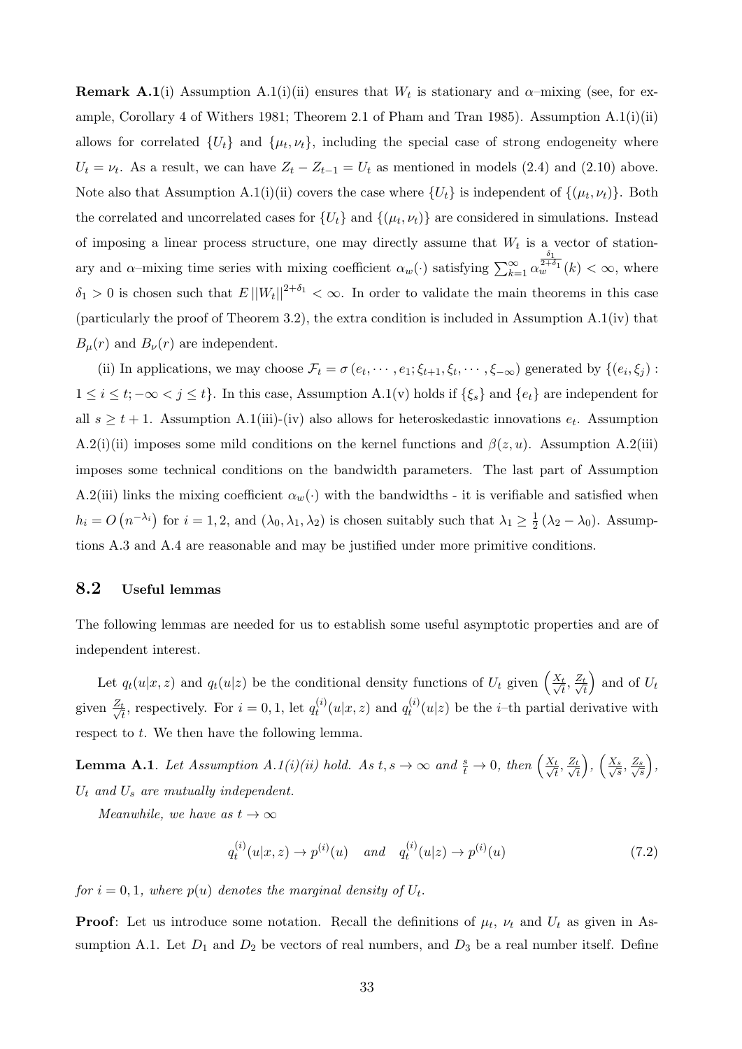**Remark A.1**(i) Assumption A.1(i)(ii) ensures that $W_t$ is stationary and $\alpha$–mixing (see, for example, Corollary 4 of Withers 1981; Theorem 2.1 of Pham and Tran 1985). Assumption A.1(i)(ii) allows for correlated $\{U_t\}$ and $\{\mu_t, \nu_t\}$, including the special case of strong endogeneity where $U_t = \nu_t$. As a result, we can have $Z_t - Z_{t-1} = U_t$ as mentioned in models (2.4) and (2.10) above. Note also that Assumption A.1(i)(ii) covers the case where $\{U_t\}$ is independent of $\{(\mu_t, \nu_t)\}$. Both the correlated and uncorrelated cases for $\{U_t\}$ and $\{(\mu_t, \nu_t)\}$ are considered in simulations. Instead of imposing a linear process structure, one may directly assume that $W_t$ is a vector of stationary and $\alpha$–mixing time series with mixing coefficient $\alpha_w(\cdot)$ satisfying $\sum_{k=1}^{\infty} \alpha_w^{\frac{\delta_1}{2+\delta_1}}(k) < \infty$, where $\delta_1 > 0$ is chosen such that $E\,||W_t||^{2+\delta_1} < \infty$. In order to validate the main theorems in this case (particularly the proof of Theorem 3.2), the extra condition is included in Assumption A.1(iv) that $B_\mu(r)$ and $B_\nu(r)$ are independent.

(ii) In applications, we may choose $\mathcal{F}_t = \sigma\left(e_t, \cdots, e_1; \xi_{t+1}, \xi_t, \cdots, \xi_{-\infty}\right)$ generated by $\{(e_i, \xi_j) : 1 \leq i \leq t; -\infty < j \leq t\}$. In this case, Assumption A.1(v) holds if $\{\xi_s\}$ and $\{e_t\}$ are independent for all $s \geq t+1$. Assumption A.1(iii)-(iv) also allows for heteroskedastic innovations $e_t$. Assumption A.2(i)(ii) imposes some mild conditions on the kernel functions and $\beta(z,u)$. Assumption A.2(iii) imposes some technical conditions on the bandwidth parameters. The last part of Assumption A.2(iii) links the mixing coefficient $\alpha_w(\cdot)$ with the bandwidths - it is verifiable and satisfied when $h_i = O\left(n^{-\lambda_i}\right)$ for $i = 1, 2$, and $(\lambda_0, \lambda_1, \lambda_2)$ is chosen suitably such that $\lambda_1 \geq \frac{1}{2}\left(\lambda_2 - \lambda_0\right)$. Assumptions A.3 and A.4 are reasonable and may be justified under more primitive conditions.

## 8.2 Useful lemmas

The following lemmas are needed for us to establish some useful asymptotic properties and are of independent interest.

Let $q_t(u|x,z)$ and $q_t(u|z)$ be the conditional density functions of $U_t$ given $\left(\frac{X_t}{\sqrt{t}}, \frac{Z_t}{\sqrt{t}}\right)$ and of $U_t$ given $\frac{Z_t}{\sqrt{t}}$, respectively. For $i = 0, 1$, let $q_t^{(i)}(u|x,z)$ and $q_t^{(i)}(u|z)$ be the $i$–th partial derivative with respect to $t$. We then have the following lemma.

**Lemma A.1**. *Let Assumption A.1(i)(ii) hold. As $t, s \to \infty$ and $\frac{s}{t} \to 0$, then $\left(\frac{X_t}{\sqrt{t}}, \frac{Z_t}{\sqrt{t}}\right)$, $\left(\frac{X_s}{\sqrt{s}}, \frac{Z_s}{\sqrt{s}}\right)$, $U_t$ and $U_s$ are mutually independent.*

*Meanwhile, we have as $t \to \infty$*

$$q_t^{(i)}(u|x,z) \to p^{(i)}(u) \quad \text{and} \quad q_t^{(i)}(u|z) \to p^{(i)}(u) \tag{7.2}$$

*for $i = 0, 1$, where $p(u)$ denotes the marginal density of $U_t$.*

**Proof**: Let us introduce some notation. Recall the definitions of $\mu_t$, $\nu_t$ and $U_t$ as given in Assumption A.1. Let $D_1$ and $D_2$ be vectors of real numbers, and $D_3$ be a real number itself. Define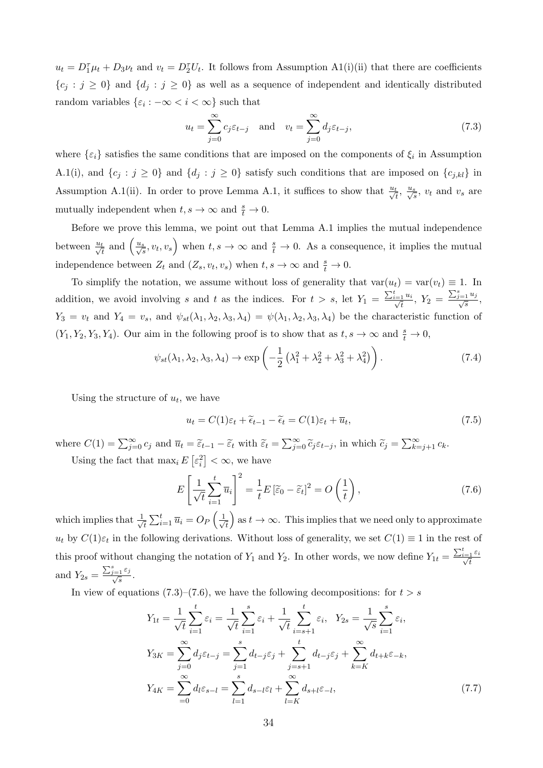$u_t = D_1^\tau \mu_t + D_3 \nu_t$ and $v_t = D_2^\tau U_t$. It follows from Assumption A1(i)(ii) that there are coefficients $\{c_j : j \geq 0\}$ and $\{d_j : j \geq 0\}$ as well as a sequence of independent and identically distributed random variables $\{\varepsilon_i : -\infty < i < \infty\}$ such that

$$u_t = \sum_{j=0}^{\infty} c_j \varepsilon_{t-j} \quad \text{and} \quad v_t = \sum_{j=0}^{\infty} d_j \varepsilon_{t-j}, \tag{7.3}$$

where $\{\varepsilon_i\}$ satisfies the same conditions that are imposed on the components of $\xi_i$ in Assumption A.1(i), and $\{c_j : j \geq 0\}$ and $\{d_j : j \geq 0\}$ satisfy such conditions that are imposed on $\{c_{j,kl}\}$ in Assumption A.1(ii). In order to prove Lemma A.1, it suffices to show that $\frac{u_t}{\sqrt{t}}$, $\frac{u_s}{\sqrt{s}}$, $v_t$ and $v_s$ are mutually independent when $t, s \to \infty$ and $\frac{s}{t} \to 0$.

Before we prove this lemma, we point out that Lemma A.1 implies the mutual independence between $\frac{u_t}{\sqrt{t}}$ and $\left(\frac{u_s}{\sqrt{s}}, v_t, v_s\right)$ when $t, s \to \infty$ and $\frac{s}{t} \to 0$. As a consequence, it implies the mutual independence between $Z_t$ and $(Z_s, v_t, v_s)$ when $t, s \to \infty$ and $\frac{s}{t} \to 0$.

To simplify the notation, we assume without loss of generality that $\text{var}(u_t) = \text{var}(v_t) \equiv 1$. In addition, we avoid involving $s$ and $t$ as the indices. For $t > s$, let $Y_1 = \frac{\sum_{i=1}^t u_i}{\sqrt{t}}$, $Y_2 = \frac{\sum_{j=1}^s u_j}{\sqrt{s}}$, $Y_3 = v_t$ and $Y_4 = v_s$, and $\psi_{st}(\lambda_1, \lambda_2, \lambda_3, \lambda_4) = \psi(\lambda_1, \lambda_2, \lambda_3, \lambda_4)$ be the characteristic function of $(Y_1, Y_2, Y_3, Y_4)$. Our aim in the following proof is to show that as $t, s \to \infty$ and $\frac{s}{t} \to 0$,

$$\psi_{st}(\lambda_1, \lambda_2, \lambda_3, \lambda_4) \to \exp\left(-\frac{1}{2}\left(\lambda_1^2 + \lambda_2^2 + \lambda_3^2 + \lambda_4^2\right)\right). \tag{7.4}$$

Using the structure of $u_t$, we have

$$u_t = C(1)\varepsilon_t + \widetilde{\epsilon}_{t-1} - \widetilde{\epsilon}_t = C(1)\varepsilon_t + \overline{u}_t, \tag{7.5}$$

where $C(1) = \sum_{j=0}^{\infty} c_j$ and $\overline{u}_t = \widetilde{\varepsilon}_{t-1} - \widetilde{\varepsilon}_t$ with $\widetilde{\varepsilon}_t = \sum_{j=0}^{\infty} \widetilde{c}_j \varepsilon_{t-j}$, in which $\widetilde{c}_j = \sum_{k=j+1}^{\infty} c_k$.

Using the fact that $\max_i E\left[\varepsilon_i^2\right] < \infty$, we have

$$E\left[\frac{1}{\sqrt{t}}\sum_{i=1}^t \overline{u}_i\right]^2 = \frac{1}{t}E\left[\widetilde{\varepsilon}_0 - \widetilde{\varepsilon}_t\right]^2 = O\left(\frac{1}{t}\right), \tag{7.6}$$

which implies that $\frac{1}{\sqrt{t}}\sum_{i=1}^t \overline{u}_i = O_P\left(\frac{1}{\sqrt{t}}\right)$ as $t \to \infty$. This implies that we need only to approximate $u_t$ by $C(1)\varepsilon_t$ in the following derivations. Without loss of generality, we set $C(1) \equiv 1$ in the rest of this proof without changing the notation of $Y_1$ and $Y_2$. In other words, we now define $Y_{1t} = \frac{\sum_{i=1}^t \varepsilon_i}{\sqrt{t}}$ and $Y_{2s} = \frac{\sum_{j=1}^s \varepsilon_j}{\sqrt{s}}$.

In view of equations (7.3)–(7.6), we have the following decompositions: for $t > s$

$$\begin{aligned}
Y_{1t} &= \frac{1}{\sqrt{t}}\sum_{i=1}^t \varepsilon_i = \frac{1}{\sqrt{t}}\sum_{i=1}^s \varepsilon_i + \frac{1}{\sqrt{t}}\sum_{i=s+1}^t \varepsilon_i, \quad Y_{2s} = \frac{1}{\sqrt{s}}\sum_{i=1}^s \varepsilon_i, \\
Y_{3K} &= \sum_{j=0}^{\infty} d_j \varepsilon_{t-j} = \sum_{j=1}^s d_{t-j}\varepsilon_j + \sum_{j=s+1}^t d_{t-j}\varepsilon_j + \sum_{k=K}^{\infty} d_{t+k}\varepsilon_{-k}, \\
Y_{4K} &= \sum_{=0}^{\infty} d_l \varepsilon_{s-l} = \sum_{l=1}^s d_{s-l}\varepsilon_l + \sum_{l=K}^{\infty} d_{s+l}\varepsilon_{-l},
\end{aligned} \tag{7.7}$$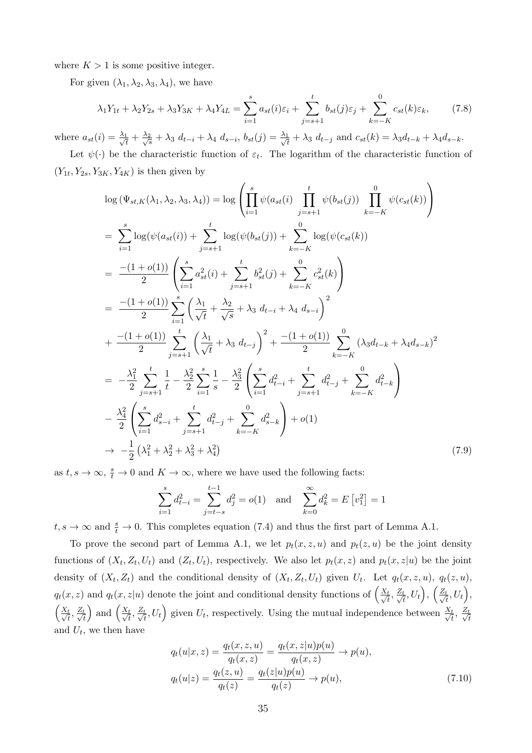where $K > 1$ is some positive integer.

For given $(\lambda_1, \lambda_2, \lambda_3, \lambda_4)$, we have

$$\lambda_1 Y_{1t} + \lambda_2 Y_{2s} + \lambda_3 Y_{3K} + \lambda_4 Y_{4L} = \sum_{i=1}^{s} a_{st}(i)\varepsilon_i + \sum_{j=s+1}^{t} b_{st}(j)\varepsilon_j + \sum_{k=-K}^{0} c_{st}(k)\varepsilon_k, \tag{7.8}$$

where $a_{st}(i) = \frac{\lambda_1}{\sqrt{t}} + \frac{\lambda_2}{\sqrt{s}} + \lambda_3\ d_{t-i} + \lambda_4\ d_{s-i}$, $b_{st}(j) = \frac{\lambda_1}{\sqrt{t}} + \lambda_3\ d_{t-j}$ and $c_{st}(k) = \lambda_3 d_{t-k} + \lambda_4 d_{s-k}$.

Let $\psi(\cdot)$ be the characteristic function of $\varepsilon_t$. The logarithm of the characteristic function of $(Y_{1t}, Y_{2s}, Y_{3K}, Y_{4K})$ is then given by

$$\begin{aligned}
\log\left(\Psi_{st,K}(\lambda_1,\lambda_2,\lambda_3,\lambda_4)\right) &= \log\left(\prod_{i=1}^{s}\psi(a_{st}(i)\ \prod_{j=s+1}^{t}\psi(b_{st}(j))\ \prod_{k=-K}^{0}\psi(c_{st}(k))\right) \\
&= \sum_{i=1}^{s}\log(\psi(a_{st}(i)) + \sum_{j=s+1}^{t}\log(\psi(b_{st}(j)) + \sum_{k=-K}^{0}\log(\psi(c_{st}(k)) \\
&= \frac{-(1+o(1))}{2}\left(\sum_{i=1}^{s}a_{st}^2(i) + \sum_{j=s+1}^{t}b_{st}^2(j) + \sum_{k=-K}^{0}c_{st}^2(k)\right) \\
&= \frac{-(1+o(1))}{2}\sum_{i=1}^{s}\left(\frac{\lambda_1}{\sqrt{t}} + \frac{\lambda_2}{\sqrt{s}} + \lambda_3\ d_{t-i} + \lambda_4\ d_{s-i}\right)^2 \\
&+ \frac{-(1+o(1))}{2}\sum_{j=s+1}^{t}\left(\frac{\lambda_1}{\sqrt{t}} + \lambda_3\ d_{t-j}\right)^2 + \frac{-(1+o(1))}{2}\sum_{k=-K}^{0}\left(\lambda_3 d_{t-k} + \lambda_4 d_{s-k}\right)^2 \\
&= -\frac{\lambda_1^2}{2}\sum_{j=s+1}^{t}\frac{1}{t} - \frac{\lambda_2^2}{2}\sum_{i=1}^{s}\frac{1}{s} - \frac{\lambda_3^2}{2}\left(\sum_{i=1}^{s}d_{t-i}^2 + \sum_{j=s+1}^{t}d_{t-j}^2 + \sum_{k=-K}^{0}d_{t-k}^2\right) \\
&- \frac{\lambda_4^2}{2}\left(\sum_{i=1}^{s}d_{s-i}^2 + \sum_{j=s+1}^{t}d_{t-j}^2 + \sum_{k=-K}^{0}d_{s-k}^2\right) + o(1) \\
&\to -\frac{1}{2}\left(\lambda_1^2 + \lambda_2^2 + \lambda_3^2 + \lambda_4^2\right)
\end{aligned} \tag{7.9}$$

as $t, s \to \infty$, $\frac{s}{t} \to 0$ and $K \to \infty$, where we have used the following facts:

$$\sum_{i=1}^{s} d_{t-i}^2 = \sum_{j=t-s}^{t-1} d_j^2 = o(1) \quad \text{and} \quad \sum_{k=0}^{\infty} d_k^2 = E\left[v_1^2\right] = 1$$

$t, s \to \infty$ and $\frac{s}{t} \to 0$. This completes equation (7.4) and thus the first part of Lemma A.1.

To prove the second part of Lemma A.1, we let $p_t(x,z,u)$ and $p_t(z,u)$ be the joint density functions of $(X_t, Z_t, U_t)$ and $(Z_t, U_t)$, respectively. We also let $p_t(x,z)$ and $p_t(x,z|u)$ be the joint density of $(X_t, Z_t)$ and the conditional density of $(X_t, Z_t, U_t)$ given $U_t$. Let $q_t(x,z,u)$, $q_t(z,u)$, $q_t(x,z)$ and $q_t(x,z|u)$ denote the joint and conditional density functions of $\left(\frac{X_t}{\sqrt{t}}, \frac{Z_t}{\sqrt{t}}, U_t\right)$, $\left(\frac{Z_t}{\sqrt{t}}, U_t\right)$, $\left(\frac{X_t}{\sqrt{t}}, \frac{Z_t}{\sqrt{t}}\right)$ and $\left(\frac{X_t}{\sqrt{t}}, \frac{Z_t}{\sqrt{t}}, U_t\right)$ given $U_t$, respectively. Using the mutual independence between $\frac{X_t}{\sqrt{t}}$, $\frac{Z_t}{\sqrt{t}}$ and $U_t$, we then have

$$\begin{aligned}
q_t(u|x,z) &= \frac{q_t(x,z,u)}{q_t(x,z)} = \frac{q_t(x,z|u)p(u)}{q_t(x,z)} \to p(u), \\
q_t(u|z) &= \frac{q_t(z,u)}{q_t(z)} = \frac{q_t(z|u)p(u)}{q_t(z)} \to p(u),
\end{aligned} \tag{7.10}$$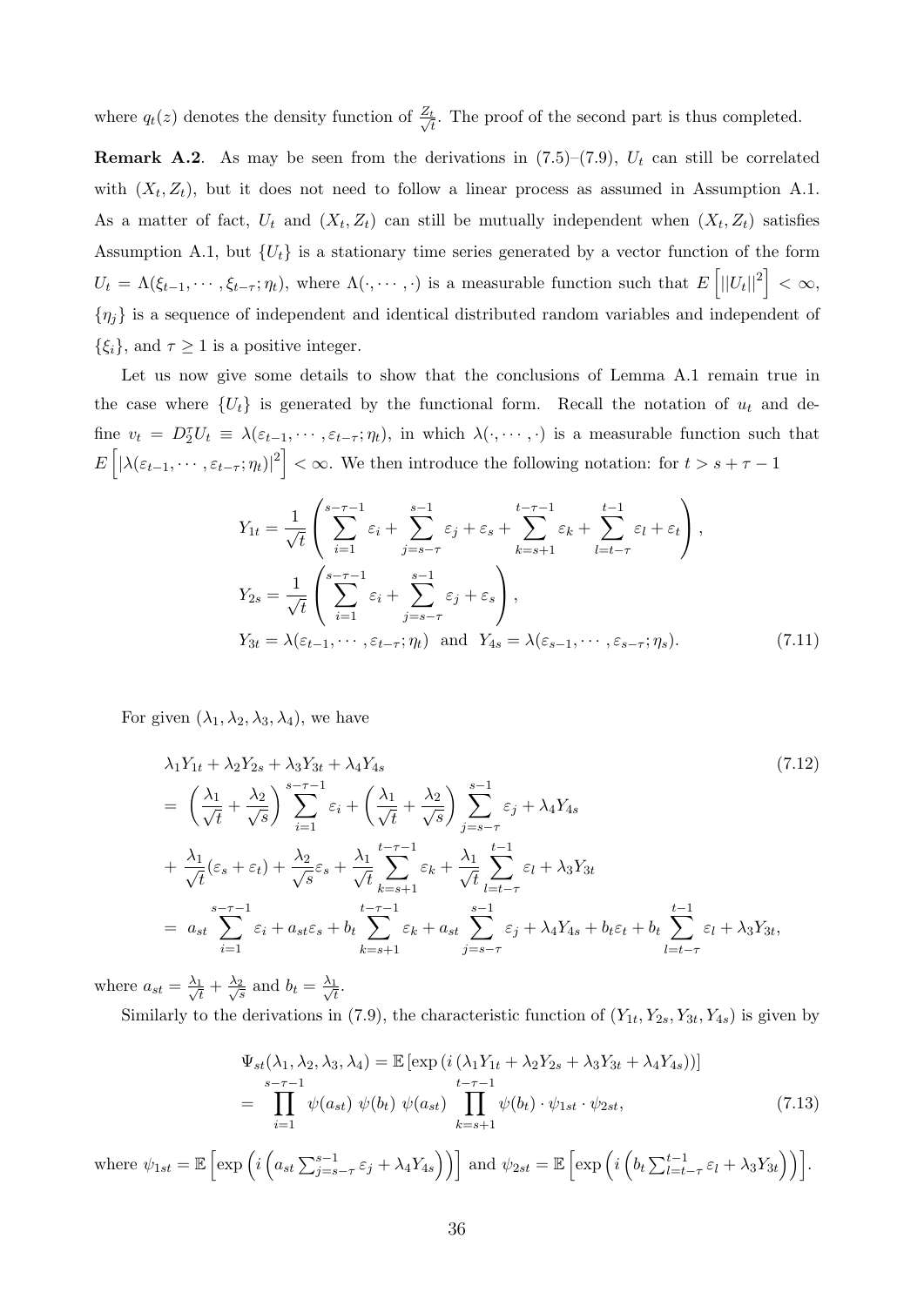where $q_t(z)$ denotes the density function of $\frac{Z_t}{\sqrt{t}}$. The proof of the second part is thus completed.

**Remark A.2**. As may be seen from the derivations in (7.5)–(7.9), $U_t$ can still be correlated with $(X_t, Z_t)$, but it does not need to follow a linear process as assumed in Assumption A.1. As a matter of fact, $U_t$ and $(X_t, Z_t)$ can still be mutually independent when $(X_t, Z_t)$ satisfies Assumption A.1, but $\{U_t\}$ is a stationary time series generated by a vector function of the form $U_t = \Lambda(\xi_{t-1}, \cdots, \xi_{t-\tau}; \eta_t)$, where $\Lambda(\cdot, \cdots, \cdot)$ is a measurable function such that $E\left[||U_t||^2\right] < \infty$, $\{\eta_j\}$ is a sequence of independent and identical distributed random variables and independent of $\{\xi_i\}$, and $\tau \geq 1$ is a positive integer.

Let us now give some details to show that the conclusions of Lemma A.1 remain true in the case where $\{U_t\}$ is generated by the functional form. Recall the notation of $u_t$ and define $v_t = D_2^\tau U_t \equiv \lambda(\varepsilon_{t-1}, \cdots, \varepsilon_{t-\tau}; \eta_t)$, in which $\lambda(\cdot, \cdots, \cdot)$ is a measurable function such that $E\left[|\lambda(\varepsilon_{t-1}, \cdots, \varepsilon_{t-\tau}; \eta_t)|^2\right] < \infty$. We then introduce the following notation: for $t > s + \tau - 1$

$$
\begin{aligned}
Y_{1t} &= \frac{1}{\sqrt{t}} \left( \sum_{i=1}^{s-\tau-1} \varepsilon_i + \sum_{j=s-\tau}^{s-1} \varepsilon_j + \varepsilon_s + \sum_{k=s+1}^{t-\tau-1} \varepsilon_k + \sum_{l=t-\tau}^{t-1} \varepsilon_l + \varepsilon_t \right), \\
Y_{2s} &= \frac{1}{\sqrt{t}} \left( \sum_{i=1}^{s-\tau-1} \varepsilon_i + \sum_{j=s-\tau}^{s-1} \varepsilon_j + \varepsilon_s \right), \\
Y_{3t} &= \lambda(\varepsilon_{t-1}, \cdots, \varepsilon_{t-\tau}; \eta_t) \text{ and } Y_{4s} = \lambda(\varepsilon_{s-1}, \cdots, \varepsilon_{s-\tau}; \eta_s).
\end{aligned} \tag{7.11}
$$

For given $(\lambda_1, \lambda_2, \lambda_3, \lambda_4)$, we have

$$
\begin{aligned}
& \lambda_1 Y_{1t} + \lambda_2 Y_{2s} + \lambda_3 Y_{3t} + \lambda_4 Y_{4s} \\
=\ & \left( \frac{\lambda_1}{\sqrt{t}} + \frac{\lambda_2}{\sqrt{s}} \right) \sum_{i=1}^{s-\tau-1} \varepsilon_i + \left( \frac{\lambda_1}{\sqrt{t}} + \frac{\lambda_2}{\sqrt{s}} \right) \sum_{j=s-\tau}^{s-1} \varepsilon_j + \lambda_4 Y_{4s} \\
+\ & \frac{\lambda_1}{\sqrt{t}} (\varepsilon_s + \varepsilon_t) + \frac{\lambda_2}{\sqrt{s}} \varepsilon_s + \frac{\lambda_1}{\sqrt{t}} \sum_{k=s+1}^{t-\tau-1} \varepsilon_k + \frac{\lambda_1}{\sqrt{t}} \sum_{l=t-\tau}^{t-1} \varepsilon_l + \lambda_3 Y_{3t} \\
=\ & a_{st} \sum_{i=1}^{s-\tau-1} \varepsilon_i + a_{st} \varepsilon_s + b_t \sum_{k=s+1}^{t-\tau-1} \varepsilon_k + a_{st} \sum_{j=s-\tau}^{s-1} \varepsilon_j + \lambda_4 Y_{4s} + b_t \varepsilon_t + b_t \sum_{l=t-\tau}^{t-1} \varepsilon_l + \lambda_3 Y_{3t},
\end{aligned} \tag{7.12}
$$

where $a_{st} = \frac{\lambda_1}{\sqrt{t}} + \frac{\lambda_2}{\sqrt{s}}$ and $b_t = \frac{\lambda_1}{\sqrt{t}}$.

Similarly to the derivations in (7.9), the characteristic function of $(Y_{1t}, Y_{2s}, Y_{3t}, Y_{4s})$ is given by

$$
\begin{aligned}
& \Psi_{st}(\lambda_1, \lambda_2, \lambda_3, \lambda_4) = \mathbb{E}\left[\exp\left(i\left(\lambda_1 Y_{1t} + \lambda_2 Y_{2s} + \lambda_3 Y_{3t} + \lambda_4 Y_{4s}\right)\right)\right] \\
=\ & \prod_{i=1}^{s-\tau-1} \psi(a_{st})\ \psi(b_t)\ \psi(a_{st}) \prod_{k=s+1}^{t-\tau-1} \psi(b_t) \cdot \psi_{1st} \cdot \psi_{2st},
\end{aligned} \tag{7.13}
$$

where $\psi_{1st} = \mathbb{E}\left[\exp\left(i\left(a_{st} \sum_{j=s-\tau}^{s-1} \varepsilon_j + \lambda_4 Y_{4s}\right)\right)\right]$ and $\psi_{2st} = \mathbb{E}\left[\exp\left(i\left(b_t \sum_{l=t-\tau}^{t-1} \varepsilon_l + \lambda_3 Y_{3t}\right)\right)\right]$.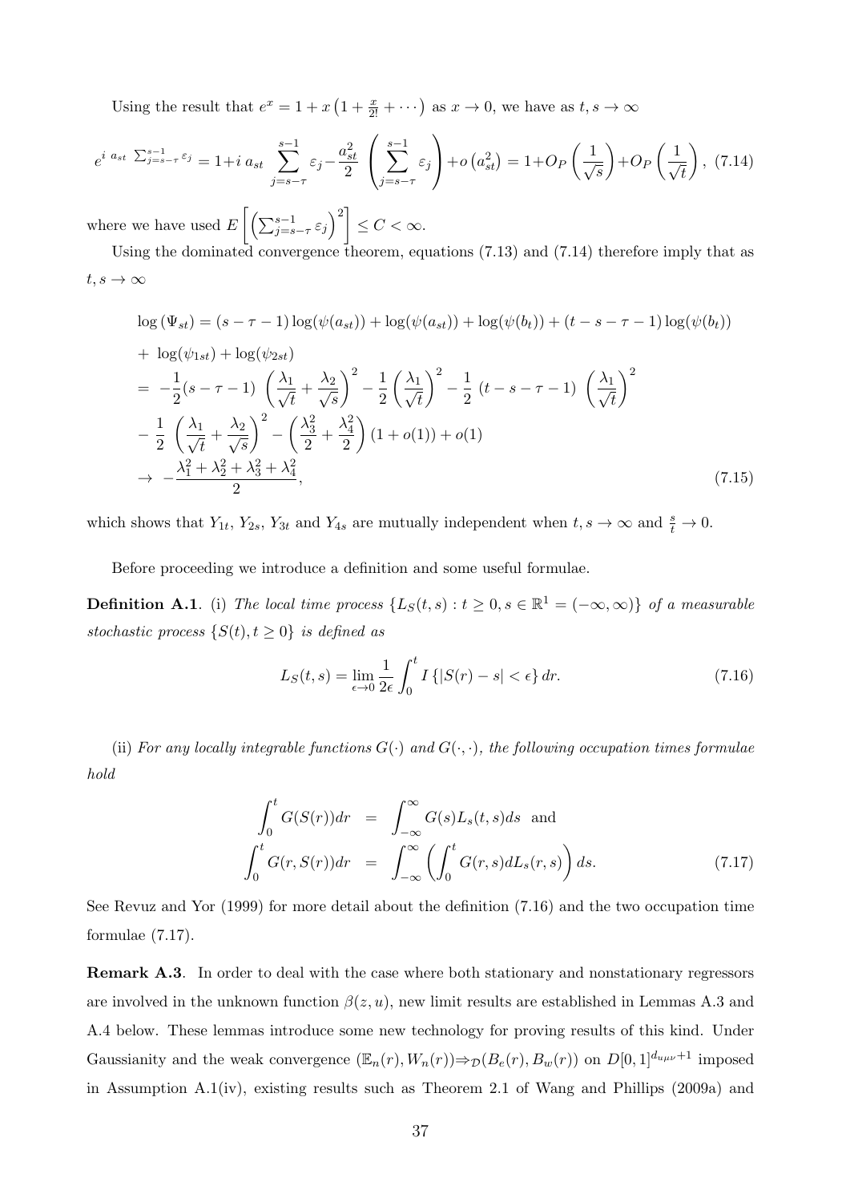Using the result that $e^x = 1 + x\left(1 + \frac{x}{2!} + \cdots\right)$ as $x \to 0$, we have as $t, s \to \infty$

$$
e^{i\ a_{st}\ \sum_{j=s-\tau}^{s-1} \varepsilon_j} = 1 + i\ a_{st} \sum_{j=s-\tau}^{s-1} \varepsilon_j - \frac{a_{st}^2}{2}\left(\sum_{j=s-\tau}^{s-1} \varepsilon_j\right) + o\left(a_{st}^2\right) = 1 + O_P\left(\frac{1}{\sqrt{s}}\right) + O_P\left(\frac{1}{\sqrt{t}}\right), \tag{7.14}
$$

where we have used $E\left[\left(\sum_{j=s-\tau}^{s-1} \varepsilon_j\right)^2\right] \leq C < \infty$.

Using the dominated convergence theorem, equations (7.13) and (7.14) therefore imply that as $t, s \to \infty$

$$
\begin{aligned}
&\log\left(\Psi_{st}\right) = (s - \tau - 1)\log(\psi(a_{st})) + \log(\psi(a_{st})) + \log(\psi(b_t)) + (t - s - \tau - 1)\log(\psi(b_t)) \\
&+\ \log(\psi_{1st}) + \log(\psi_{2st}) \\
&=\ -\frac{1}{2}(s - \tau - 1)\ \left(\frac{\lambda_1}{\sqrt{t}} + \frac{\lambda_2}{\sqrt{s}}\right)^2 - \frac{1}{2}\left(\frac{\lambda_1}{\sqrt{t}}\right)^2 - \frac{1}{2}\ (t - s - \tau - 1)\ \left(\frac{\lambda_1}{\sqrt{t}}\right)^2 \\
&-\ \frac{1}{2}\ \left(\frac{\lambda_1}{\sqrt{t}} + \frac{\lambda_2}{\sqrt{s}}\right)^2 - \left(\frac{\lambda_3^2}{2} + \frac{\lambda_4^2}{2}\right)(1 + o(1)) + o(1) \\
&\to\ -\frac{\lambda_1^2 + \lambda_2^2 + \lambda_3^2 + \lambda_4^2}{2},
\end{aligned} \tag{7.15}
$$

which shows that $Y_{1t}$, $Y_{2s}$, $Y_{3t}$ and $Y_{4s}$ are mutually independent when $t, s \to \infty$ and $\frac{s}{t} \to 0$.

Before proceeding we introduce a definition and some useful formulae.

**Definition A.1**. (i) *The local time process $\{L_S(t,s) : t \geq 0, s \in \mathbb{R}^1 = (-\infty, \infty)\}$ of a measurable stochastic process $\{S(t), t \geq 0\}$ is defined as*

$$
L_S(t,s) = \lim_{\epsilon \to 0} \frac{1}{2\epsilon} \int_0^t I\left\{|S(r) - s| < \epsilon\right\} dr. \tag{7.16}
$$

(ii) *For any locally integrable functions $G(\cdot)$ and $G(\cdot,\cdot)$, the following occupation times formulae hold*

$$
\begin{aligned}
\int_0^t G(S(r))dr &= \int_{-\infty}^{\infty} G(s) L_s(t,s) ds \quad \text{and} \\
\int_0^t G(r, S(r))dr &= \int_{-\infty}^{\infty} \left(\int_0^t G(r,s) dL_s(r,s)\right) ds.
\end{aligned} \tag{7.17}
$$

See Revuz and Yor (1999) for more detail about the definition (7.16) and the two occupation time formulae (7.17).

**Remark A.3**. In order to deal with the case where both stationary and nonstationary regressors are involved in the unknown function $\beta(z, u)$, new limit results are established in Lemmas A.3 and A.4 below. These lemmas introduce some new technology for proving results of this kind. Under Gaussianity and the weak convergence $(\mathbb{E}_n(r), W_n(r)) \Rightarrow_{\mathcal{D}} (B_e(r), B_w(r))$ on $D[0,1]^{d_{u\mu\nu}+1}$ imposed in Assumption A.1(iv), existing results such as Theorem 2.1 of Wang and Phillips (2009a) and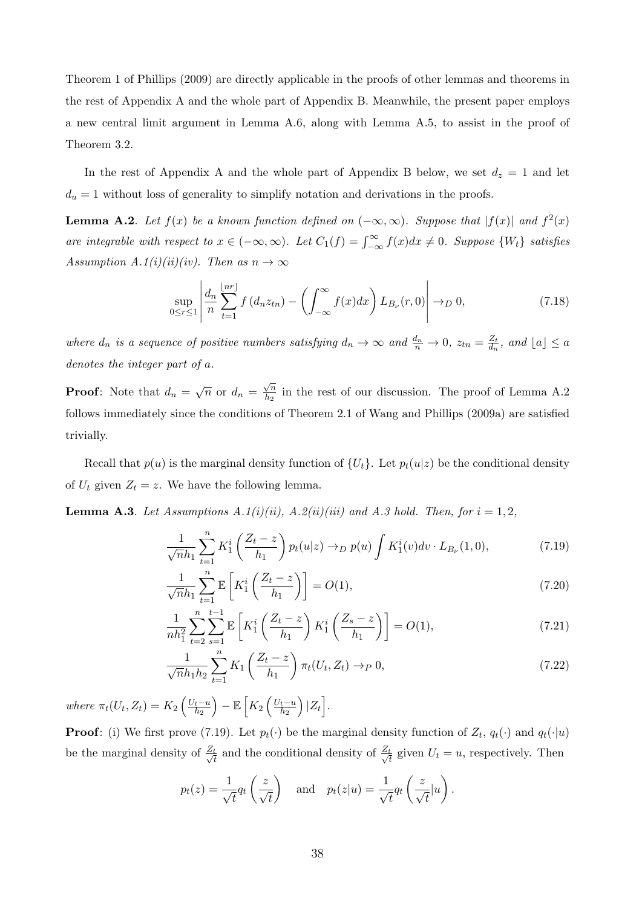Theorem 1 of Phillips (2009) are directly applicable in the proofs of other lemmas and theorems in the rest of Appendix A and the whole part of Appendix B. Meanwhile, the present paper employs a new central limit argument in Lemma A.6, along with Lemma A.5, to assist in the proof of Theorem 3.2.

In the rest of Appendix A and the whole part of Appendix B below, we set $d_z = 1$ and let $d_u = 1$ without loss of generality to simplify notation and derivations in the proofs.

**Lemma A.2**. *Let $f(x)$ be a known function defined on $(-\infty, \infty)$. Suppose that $|f(x)|$ and $f^2(x)$ are integrable with respect to $x \in (-\infty, \infty)$. Let $C_1(f) = \int_{-\infty}^{\infty} f(x)dx \neq 0$. Suppose $\{W_t\}$ satisfies Assumption A.1(i)(ii)(iv). Then as $n \to \infty$*

$$\sup_{0 \le r \le 1} \left| \frac{d_n}{n} \sum_{t=1}^{\lfloor nr \rfloor} f\left(d_n z_{tn}\right) - \left(\int_{-\infty}^{\infty} f(x)dx\right) L_{B_\nu}(r, 0) \right| \to_D 0, \tag{7.18}$$

*where $d_n$ is a sequence of positive numbers satisfying $d_n \to \infty$ and $\frac{d_n}{n} \to 0$, $z_{tn} = \frac{Z_t}{d_n}$, and $\lfloor a \rfloor \le a$ denotes the integer part of $a$.*

**Proof**: Note that $d_n = \sqrt{n}$ or $d_n = \frac{\sqrt{n}}{h_2}$ in the rest of our discussion. The proof of Lemma A.2 follows immediately since the conditions of Theorem 2.1 of Wang and Phillips (2009a) are satisfied trivially.

Recall that $p(u)$ is the marginal density function of $\{U_t\}$. Let $p_t(u|z)$ be the conditional density of $U_t$ given $Z_t = z$. We have the following lemma.

**Lemma A.3**. *Let Assumptions A.1(i)(ii), A.2(ii)(iii) and A.3 hold. Then, for $i = 1, 2$,*

$$\frac{1}{\sqrt{n}h_1} \sum_{t=1}^{n} K_1^i \left(\frac{Z_t - z}{h_1}\right) p_t(u|z) \to_D p(u) \int K_1^i(v)dv \cdot L_{B_\nu}(1, 0), \tag{7.19}$$

$$\frac{1}{\sqrt{n}h_1} \sum_{t=1}^{n} \mathbb{E}\left[K_1^i \left(\frac{Z_t - z}{h_1}\right)\right] = O(1), \tag{7.20}$$

$$\frac{1}{nh_1^2} \sum_{t=2}^{n} \sum_{s=1}^{t-1} \mathbb{E}\left[K_1^i \left(\frac{Z_t - z}{h_1}\right) K_1^i \left(\frac{Z_s - z}{h_1}\right)\right] = O(1), \tag{7.21}$$

$$\frac{1}{\sqrt{n}h_1 h_2} \sum_{t=1}^{n} K_1 \left(\frac{Z_t - z}{h_1}\right) \pi_t(U_t, Z_t) \to_P 0, \tag{7.22}$$

*where $\pi_t(U_t, Z_t) = K_2\left(\frac{U_t - u}{h_2}\right) - \mathbb{E}\left[K_2\left(\frac{U_t - u}{h_2}\right)|Z_t\right]$.*

**Proof**: (i) We first prove (7.19). Let $p_t(\cdot)$ be the marginal density function of $Z_t$, $q_t(\cdot)$ and $q_t(\cdot|u)$ be the marginal density of $\frac{Z_t}{\sqrt{t}}$ and the conditional density of $\frac{Z_t}{\sqrt{t}}$ given $U_t = u$, respectively. Then

$$p_t(z) = \frac{1}{\sqrt{t}} q_t\left(\frac{z}{\sqrt{t}}\right) \quad \text{and} \quad p_t(z|u) = \frac{1}{\sqrt{t}} q_t\left(\frac{z}{\sqrt{t}}|u\right).$$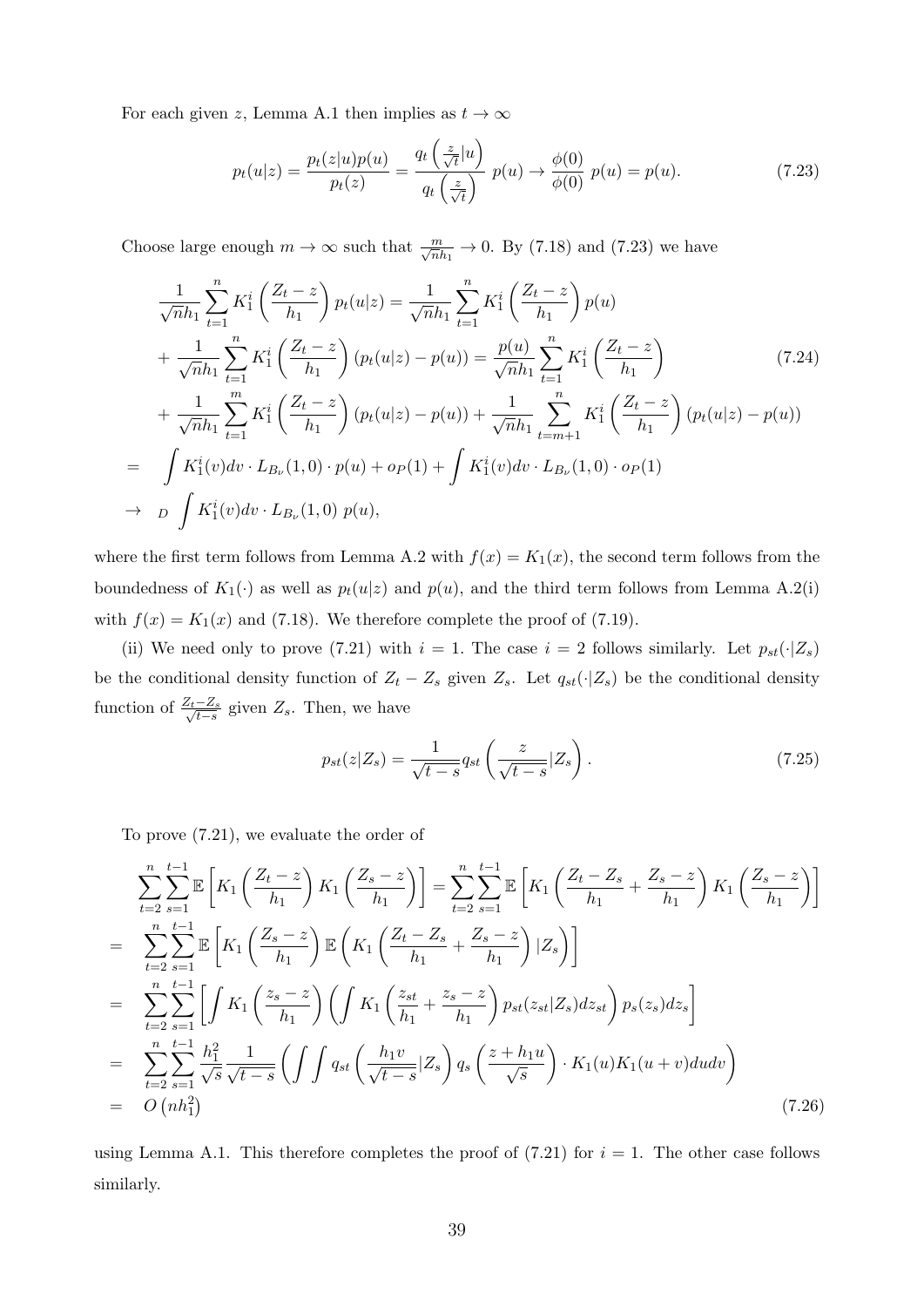For each given $z$, Lemma A.1 then implies as $t \to \infty$

$$p_t(u|z) = \frac{p_t(z|u)p(u)}{p_t(z)} = \frac{q_t\left(\frac{z}{\sqrt{t}}|u\right)}{q_t\left(\frac{z}{\sqrt{t}}\right)}\ p(u) \to \frac{\phi(0)}{\phi(0)}\ p(u) = p(u). \tag{7.23}$$

Choose large enough $m \to \infty$ such that $\frac{m}{\sqrt{n}h_1} \to 0$. By (7.18) and (7.23) we have

$$\begin{aligned}
&\frac{1}{\sqrt{n}h_1}\sum_{t=1}^{n} K_1^i\left(\frac{Z_t - z}{h_1}\right) p_t(u|z) = \frac{1}{\sqrt{n}h_1}\sum_{t=1}^{n} K_1^i\left(\frac{Z_t - z}{h_1}\right) p(u) \\
&+ \frac{1}{\sqrt{n}h_1}\sum_{t=1}^{n} K_1^i\left(\frac{Z_t - z}{h_1}\right)(p_t(u|z) - p(u)) = \frac{p(u)}{\sqrt{n}h_1}\sum_{t=1}^{n} K_1^i\left(\frac{Z_t - z}{h_1}\right) \\
&+ \frac{1}{\sqrt{n}h_1}\sum_{t=1}^{m} K_1^i\left(\frac{Z_t - z}{h_1}\right)(p_t(u|z) - p(u)) + \frac{1}{\sqrt{n}h_1}\sum_{t=m+1}^{n} K_1^i\left(\frac{Z_t - z}{h_1}\right)(p_t(u|z) - p(u)) \\
=\ & \int K_1^i(v)dv \cdot L_{B_\nu}(1,0)\cdot p(u) + o_P(1) + \int K_1^i(v)dv \cdot L_{B_\nu}(1,0)\cdot o_P(1) \\
\to_D\ & \int K_1^i(v)dv \cdot L_{B_\nu}(1,0)\ p(u),
\end{aligned} \tag{7.24}$$

where the first term follows from Lemma A.2 with $f(x) = K_1(x)$, the second term follows from the boundedness of $K_1(\cdot)$ as well as $p_t(u|z)$ and $p(u)$, and the third term follows from Lemma A.2(i) with $f(x) = K_1(x)$ and (7.18). We therefore complete the proof of (7.19).

(ii) We need only to prove (7.21) with $i = 1$. The case $i = 2$ follows similarly. Let $p_{st}(\cdot|Z_s)$ be the conditional density function of $Z_t - Z_s$ given $Z_s$. Let $q_{st}(\cdot|Z_s)$ be the conditional density function of $\frac{Z_t - Z_s}{\sqrt{t-s}}$ given $Z_s$. Then, we have

$$p_{st}(z|Z_s) = \frac{1}{\sqrt{t-s}} q_{st}\left(\frac{z}{\sqrt{t-s}}|Z_s\right). \tag{7.25}$$

To prove (7.21), we evaluate the order of

$$\begin{aligned}
&\sum_{t=2}^{n}\sum_{s=1}^{t-1}\mathbb{E}\left[K_1\left(\frac{Z_t - z}{h_1}\right)K_1\left(\frac{Z_s - z}{h_1}\right)\right] = \sum_{t=2}^{n}\sum_{s=1}^{t-1}\mathbb{E}\left[K_1\left(\frac{Z_t - Z_s}{h_1} + \frac{Z_s - z}{h_1}\right)K_1\left(\frac{Z_s - z}{h_1}\right)\right] \\
=\ & \sum_{t=2}^{n}\sum_{s=1}^{t-1}\mathbb{E}\left[K_1\left(\frac{Z_s - z}{h_1}\right)\mathbb{E}\left(K_1\left(\frac{Z_t - Z_s}{h_1} + \frac{Z_s - z}{h_1}\right)|Z_s\right)\right] \\
=\ & \sum_{t=2}^{n}\sum_{s=1}^{t-1}\left[\int K_1\left(\frac{z_s - z}{h_1}\right)\left(\int K_1\left(\frac{z_{st}}{h_1} + \frac{z_s - z}{h_1}\right)p_{st}(z_{st}|Z_s)dz_{st}\right)p_s(z_s)dz_s\right] \\
=\ & \sum_{t=2}^{n}\sum_{s=1}^{t-1}\frac{h_1^2}{\sqrt{s}}\frac{1}{\sqrt{t-s}}\left(\int\int q_{st}\left(\frac{h_1 v}{\sqrt{t-s}}|Z_s\right)q_s\left(\frac{z + h_1 u}{\sqrt{s}}\right)\cdot K_1(u)K_1(u+v)dudv\right) \\
=\ & O\left(nh_1^2\right)
\end{aligned} \tag{7.26}$$

using Lemma A.1. This therefore completes the proof of (7.21) for $i = 1$. The other case follows similarly.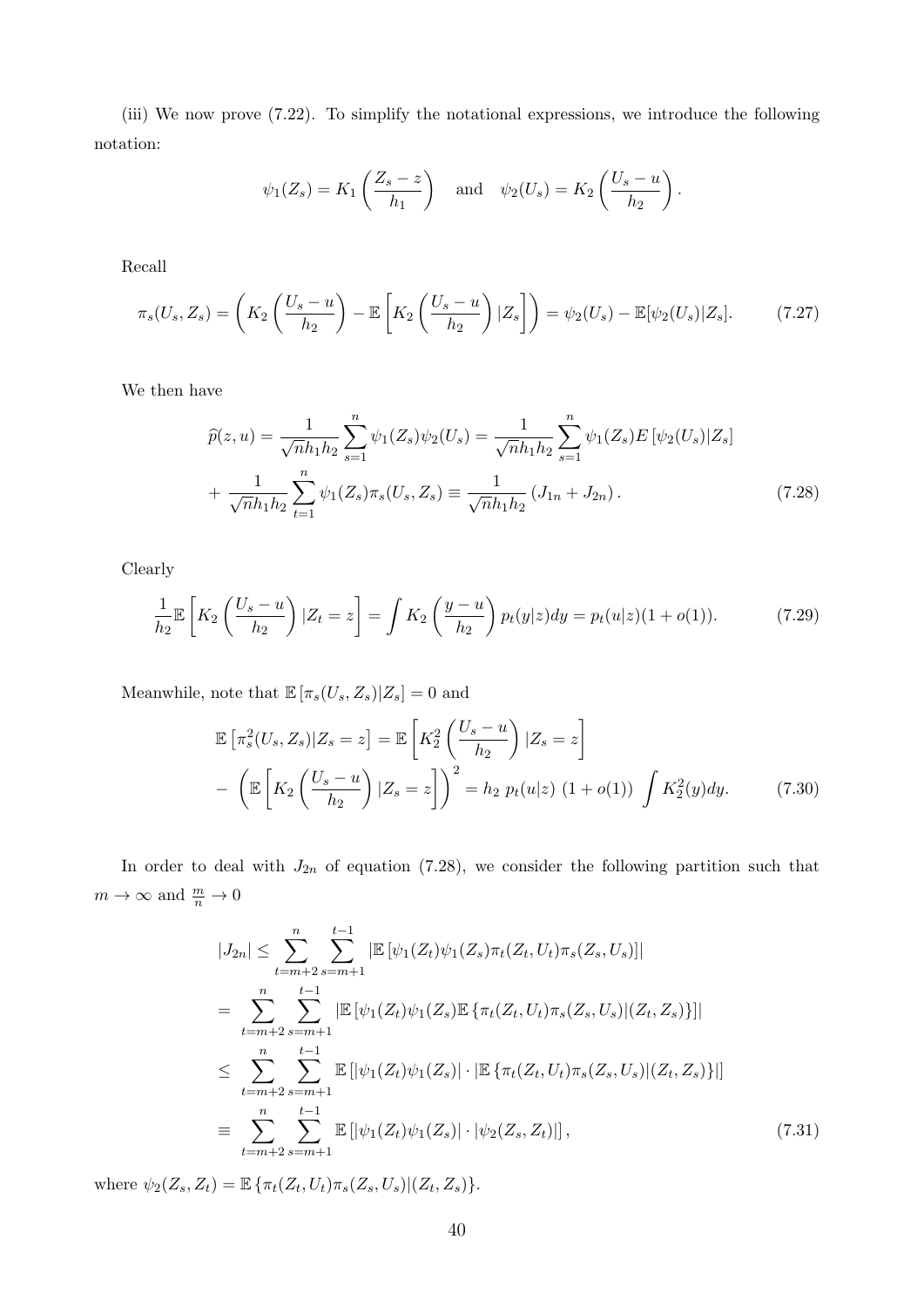(iii) We now prove (7.22). To simplify the notational expressions, we introduce the following notation:

$$\psi_1(Z_s) = K_1\left(\frac{Z_s - z}{h_1}\right) \quad \text{and} \quad \psi_2(U_s) = K_2\left(\frac{U_s - u}{h_2}\right).$$

Recall

$$\pi_s(U_s, Z_s) = \left(K_2\left(\frac{U_s - u}{h_2}\right) - \mathbb{E}\left[K_2\left(\frac{U_s - u}{h_2}\right)|Z_s\right]\right) = \psi_2(U_s) - \mathbb{E}[\psi_2(U_s)|Z_s]. \tag{7.27}$$

We then have

$$\widehat{p}(z, u) = \frac{1}{\sqrt{n}h_1h_2}\sum_{s=1}^{n}\psi_1(Z_s)\psi_2(U_s) = \frac{1}{\sqrt{n}h_1h_2}\sum_{s=1}^{n}\psi_1(Z_s)E\left[\psi_2(U_s)|Z_s\right]$$
$$+ \frac{1}{\sqrt{n}h_1h_2}\sum_{t=1}^{n}\psi_1(Z_s)\pi_s(U_s, Z_s) \equiv \frac{1}{\sqrt{n}h_1h_2}\left(J_{1n} + J_{2n}\right). \tag{7.28}$$

Clearly

$$\frac{1}{h_2}\mathbb{E}\left[K_2\left(\frac{U_s - u}{h_2}\right)|Z_t = z\right] = \int K_2\left(\frac{y - u}{h_2}\right)p_t(y|z)dy = p_t(u|z)(1 + o(1)). \tag{7.29}$$

Meanwhile, note that $\mathbb{E}\left[\pi_s(U_s, Z_s)|Z_s\right] = 0$ and

$$\mathbb{E}\left[\pi_s^2(U_s, Z_s)|Z_s = z\right] = \mathbb{E}\left[K_2^2\left(\frac{U_s - u}{h_2}\right)|Z_s = z\right]$$
$$- \left(\mathbb{E}\left[K_2\left(\frac{U_s - u}{h_2}\right)|Z_s = z\right]\right)^2 = h_2\ p_t(u|z)\ (1 + o(1))\ \int K_2^2(y)dy. \tag{7.30}$$

In order to deal with $J_{2n}$ of equation (7.28), we consider the following partition such that $m \to \infty$ and $\frac{m}{n} \to 0$

$$|J_{2n}| \le \sum_{t=m+2}^{n}\sum_{s=m+1}^{t-1}\left|\mathbb{E}\left[\psi_1(Z_t)\psi_1(Z_s)\pi_t(Z_t, U_t)\pi_s(Z_s, U_s)\right]\right|$$
$$= \sum_{t=m+2}^{n}\sum_{s=m+1}^{t-1}\left|\mathbb{E}\left[\psi_1(Z_t)\psi_1(Z_s)\mathbb{E}\left\{\pi_t(Z_t, U_t)\pi_s(Z_s, U_s)|(Z_t, Z_s)\right\}\right]\right|$$
$$\le \sum_{t=m+2}^{n}\sum_{s=m+1}^{t-1}\mathbb{E}\left[\left|\psi_1(Z_t)\psi_1(Z_s)\right| \cdot \left|\mathbb{E}\left\{\pi_t(Z_t, U_t)\pi_s(Z_s, U_s)|(Z_t, Z_s)\right\}\right|\right]$$
$$\equiv \sum_{t=m+2}^{n}\sum_{s=m+1}^{t-1}\mathbb{E}\left[\left|\psi_1(Z_t)\psi_1(Z_s)\right| \cdot \left|\psi_2(Z_s, Z_t)\right|\right], \tag{7.31}$$

where $\psi_2(Z_s, Z_t) = \mathbb{E}\left\{\pi_t(Z_t, U_t)\pi_s(Z_s, U_s)|(Z_t, Z_s)\right\}$.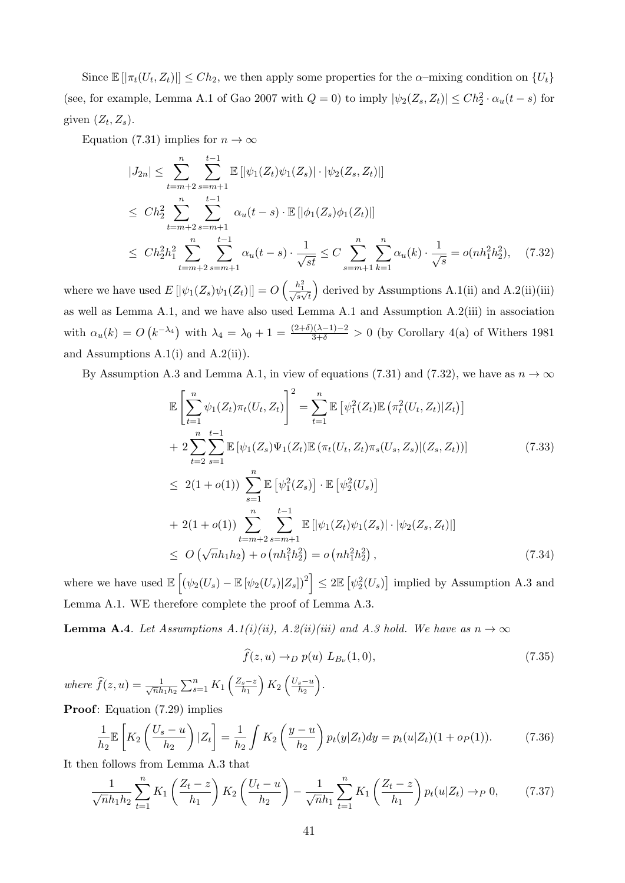Since $\mathbb{E}\left[|\pi_t(U_t, Z_t)|\right] \leq Ch_2$, we then apply some properties for the $\alpha$–mixing condition on $\{U_t\}$ (see, for example, Lemma A.1 of Gao 2007 with $Q = 0$) to imply $|\psi_2(Z_s, Z_t)| \leq Ch_2^2 \cdot \alpha_u(t-s)$ for given $(Z_t, Z_s)$.

Equation (7.31) implies for $n \to \infty$

$$
\begin{aligned}
|J_{2n}| &\leq \sum_{t=m+2}^{n} \sum_{s=m+1}^{t-1} \mathbb{E}\left[|\psi_1(Z_t)\psi_1(Z_s)| \cdot |\psi_2(Z_s, Z_t)|\right] \\
&\leq Ch_2^2 \sum_{t=m+2}^{n} \sum_{s=m+1}^{t-1} \alpha_u(t-s) \cdot \mathbb{E}\left[|\phi_1(Z_s)\phi_1(Z_t)|\right] \\
&\leq Ch_2^2 h_1^2 \sum_{t=m+2}^{n} \sum_{s=m+1}^{t-1} \alpha_u(t-s) \cdot \frac{1}{\sqrt{st}} \leq C \sum_{s=m+1}^{n} \sum_{k=1}^{n} \alpha_u(k) \cdot \frac{1}{\sqrt{s}} = o(nh_1^2 h_2^2), \quad (7.32)
\end{aligned}
$$

where we have used $E\left[|\psi_1(Z_s)\psi_1(Z_t)|\right] = O\left(\frac{h_1^2}{\sqrt{s}\sqrt{t}}\right)$ derived by Assumptions A.1(ii) and A.2(ii)(iii) as well as Lemma A.1, and we have also used Lemma A.1 and Assumption A.2(iii) in association with $\alpha_u(k) = O\left(k^{-\lambda_4}\right)$ with $\lambda_4 = \lambda_0 + 1 = \frac{(2+\delta)(\lambda-1)-2}{3+\delta} > 0$ (by Corollary 4(a) of Withers 1981 and Assumptions A.1(i) and A.2(ii)).

By Assumption A.3 and Lemma A.1, in view of equations (7.31) and (7.32), we have as $n \to \infty$

$$
\begin{aligned}
\mathbb{E}\left[\sum_{t=1}^{n} \psi_1(Z_t)\pi_t(U_t, Z_t)\right]^2 &= \sum_{t=1}^{n} \mathbb{E}\left[\psi_1^2(Z_t)\mathbb{E}\left(\pi_t^2(U_t, Z_t)|Z_t\right)\right] \\
&+ 2\sum_{t=2}^{n}\sum_{s=1}^{t-1} \mathbb{E}\left[\psi_1(Z_s)\Psi_1(Z_t)\mathbb{E}\left(\pi_t(U_t, Z_t)\pi_s(U_s, Z_s)|(Z_s, Z_t)\right)\right] \quad (7.33) \\
&\leq 2(1+o(1)) \sum_{s=1}^{n} \mathbb{E}\left[\psi_1^2(Z_s)\right] \cdot \mathbb{E}\left[\psi_2^2(U_s)\right] \\
&+ 2(1+o(1)) \sum_{t=m+2}^{n} \sum_{s=m+1}^{t-1} \mathbb{E}\left[|\psi_1(Z_t)\psi_1(Z_s)| \cdot |\psi_2(Z_s, Z_t)|\right] \\
&\leq O\left(\sqrt{n}h_1 h_2\right) + o\left(nh_1^2 h_2^2\right) = o\left(nh_1^2 h_2^2\right), \quad (7.34)
\end{aligned}
$$

where we have used $\mathbb{E}\left[\left(\psi_2(U_s) - \mathbb{E}\left[\psi_2(U_s)|Z_s\right]\right)^2\right] \leq 2\mathbb{E}\left[\psi_2^2(U_s)\right]$ implied by Assumption A.3 and Lemma A.1. WE therefore complete the proof of Lemma A.3.

**Lemma A.4**. *Let Assumptions A.1(i)(ii), A.2(ii)(iii) and A.3 hold. We have as $n \to \infty$*

$$
\widehat{f}(z, u) \to_D p(u)\ L_{B_\nu}(1, 0), \quad (7.35)
$$

*where* $\widehat{f}(z, u) = \frac{1}{\sqrt{n}h_1 h_2}\sum_{s=1}^{n} K_1\left(\frac{Z_s - z}{h_1}\right) K_2\left(\frac{U_s - u}{h_2}\right)$.

**Proof**: Equation (7.29) implies

$$
\frac{1}{h_2}\mathbb{E}\left[K_2\left(\frac{U_s - u}{h_2}\right)|Z_t\right] = \frac{1}{h_2}\int K_2\left(\frac{y-u}{h_2}\right) p_t(y|Z_t)dy = p_t(u|Z_t)(1 + o_P(1)). \quad (7.36)
$$

It then follows from Lemma A.3 that

$$
\frac{1}{\sqrt{n}h_1 h_2}\sum_{t=1}^{n} K_1\left(\frac{Z_t - z}{h_1}\right) K_2\left(\frac{U_t - u}{h_2}\right) - \frac{1}{\sqrt{n}h_1}\sum_{t=1}^{n} K_1\left(\frac{Z_t - z}{h_1}\right) p_t(u|Z_t) \to_P 0, \quad (7.37)
$$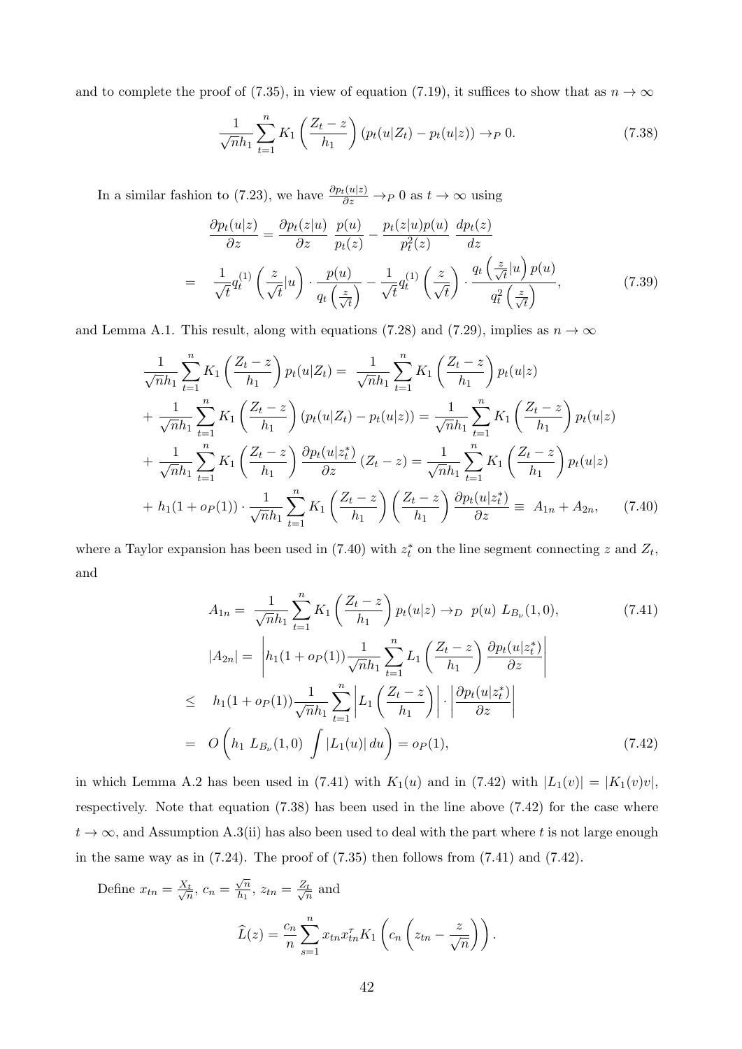and to complete the proof of (7.35), in view of equation (7.19), it suffices to show that as $n \to \infty$

$$\frac{1}{\sqrt{n}h_1}\sum_{t=1}^{n} K_1\left(\frac{Z_t - z}{h_1}\right)\left(p_t(u|Z_t) - p_t(u|z)\right) \to_P 0. \tag{7.38}$$

In a similar fashion to (7.23), we have $\frac{\partial p_t(u|z)}{\partial z} \to_P 0$ as $t \to \infty$ using

$$\begin{aligned}
\frac{\partial p_t(u|z)}{\partial z} &= \frac{\partial p_t(z|u)}{\partial z}\ \frac{p(u)}{p_t(z)} - \frac{p_t(z|u)p(u)}{p_t^2(z)}\ \frac{dp_t(z)}{dz} \\
=\quad & \frac{1}{\sqrt{t}} q_t^{(1)}\left(\frac{z}{\sqrt{t}}|u\right) \cdot \frac{p(u)}{q_t\left(\frac{z}{\sqrt{t}}\right)} - \frac{1}{\sqrt{t}} q_t^{(1)}\left(\frac{z}{\sqrt{t}}\right) \cdot \frac{q_t\left(\frac{z}{\sqrt{t}}|u\right)p(u)}{q_t^2\left(\frac{z}{\sqrt{t}}\right)},
\end{aligned} \tag{7.39}$$

and Lemma A.1. This result, along with equations (7.28) and (7.29), implies as $n \to \infty$

$$\begin{aligned}
&\frac{1}{\sqrt{n}h_1}\sum_{t=1}^{n} K_1\left(\frac{Z_t - z}{h_1}\right) p_t(u|Z_t) = \frac{1}{\sqrt{n}h_1}\sum_{t=1}^{n} K_1\left(\frac{Z_t - z}{h_1}\right) p_t(u|z) \\
&+ \frac{1}{\sqrt{n}h_1}\sum_{t=1}^{n} K_1\left(\frac{Z_t - z}{h_1}\right)\left(p_t(u|Z_t) - p_t(u|z)\right) = \frac{1}{\sqrt{n}h_1}\sum_{t=1}^{n} K_1\left(\frac{Z_t - z}{h_1}\right) p_t(u|z) \\
&+ \frac{1}{\sqrt{n}h_1}\sum_{t=1}^{n} K_1\left(\frac{Z_t - z}{h_1}\right) \frac{\partial p_t(u|z_t^*)}{\partial z}\left(Z_t - z\right) = \frac{1}{\sqrt{n}h_1}\sum_{t=1}^{n} K_1\left(\frac{Z_t - z}{h_1}\right) p_t(u|z) \\
&+ h_1(1 + o_P(1)) \cdot \frac{1}{\sqrt{n}h_1}\sum_{t=1}^{n} K_1\left(\frac{Z_t - z}{h_1}\right)\left(\frac{Z_t - z}{h_1}\right) \frac{\partial p_t(u|z_t^*)}{\partial z} \equiv A_{1n} + A_{2n},
\end{aligned} \tag{7.40}$$

where a Taylor expansion has been used in (7.40) with $z_t^*$ on the line segment connecting $z$ and $Z_t$, and

$$A_{1n} = \frac{1}{\sqrt{n}h_1}\sum_{t=1}^{n} K_1\left(\frac{Z_t - z}{h_1}\right) p_t(u|z) \to_D\ p(u)\ L_{B_\nu}(1, 0), \tag{7.41}$$

$$\begin{aligned}
|A_{2n}| =\ & \left| h_1(1 + o_P(1)) \frac{1}{\sqrt{n}h_1}\sum_{t=1}^{n} L_1\left(\frac{Z_t - z}{h_1}\right) \frac{\partial p_t(u|z_t^*)}{\partial z} \right| \\
\leq\quad & h_1(1 + o_P(1)) \frac{1}{\sqrt{n}h_1}\sum_{t=1}^{n} \left| L_1\left(\frac{Z_t - z}{h_1}\right)\right| \cdot \left|\frac{\partial p_t(u|z_t^*)}{\partial z}\right| \\
=\quad & O\left(h_1\ L_{B_\nu}(1, 0)\ \int |L_1(u)|\, du\right) = o_P(1),
\end{aligned} \tag{7.42}$$

in which Lemma A.2 has been used in (7.41) with $K_1(u)$ and in (7.42) with $|L_1(v)| = |K_1(v)v|$, respectively. Note that equation (7.38) has been used in the line above (7.42) for the case where $t \to \infty$, and Assumption A.3(ii) has also been used to deal with the part where $t$ is not large enough in the same way as in (7.24). The proof of (7.35) then follows from (7.41) and (7.42).

Define $x_{tn} = \frac{X_t}{\sqrt{n}}$, $c_n = \frac{\sqrt{n}}{h_1}$, $z_{tn} = \frac{Z_t}{\sqrt{n}}$ and

$$\widehat{L}(z) = \frac{c_n}{n}\sum_{s=1}^{n} x_{tn} x_{tn}^\tau K_1\left(c_n\left(z_{tn} - \frac{z}{\sqrt{n}}\right)\right).$$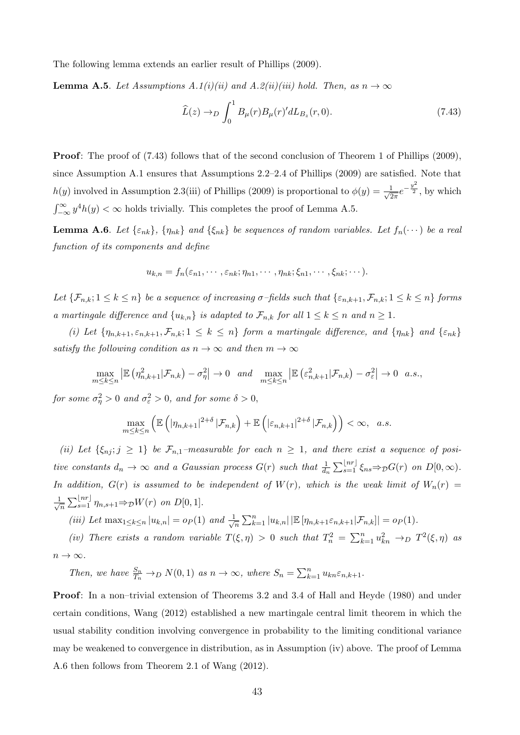The following lemma extends an earlier result of Phillips (2009).

**Lemma A.5**. *Let Assumptions A.1(i)(ii) and A.2(ii)(iii) hold. Then, as $n \to \infty$*

$$\widehat{L}(z) \to_D \int_0^1 B_\mu(r) B_\mu(r)' dL_{B_z}(r, 0). \tag{7.43}$$

**Proof**: The proof of (7.43) follows that of the second conclusion of Theorem 1 of Phillips (2009), since Assumption A.1 ensures that Assumptions 2.2–2.4 of Phillips (2009) are satisfied. Note that $h(y)$ involved in Assumption 2.3(iii) of Phillips (2009) is proportional to $\phi(y) = \frac{1}{\sqrt{2\pi}} e^{-\frac{y^2}{2}}$, by which $\int_{-\infty}^{\infty} y^4 h(y) < \infty$ holds trivially. This completes the proof of Lemma A.5.

**Lemma A.6**. *Let $\{\varepsilon_{nk}\}$, $\{\eta_{nk}\}$ and $\{\xi_{nk}\}$ be sequences of random variables. Let $f_n(\cdots)$ be a real function of its components and define*

$$u_{k,n} = f_n(\varepsilon_{n1}, \cdots, \varepsilon_{nk}; \eta_{n1}, \cdots, \eta_{nk}; \xi_{n1}, \cdots, \xi_{nk}; \cdots).$$

*Let $\{\mathcal{F}_{n,k}; 1 \le k \le n\}$ be a sequence of increasing $\sigma$–fields such that $\{\varepsilon_{n,k+1}, \mathcal{F}_{n,k}; 1 \le k \le n\}$ forms a martingale difference and $\{u_{k,n}\}$ is adapted to $\mathcal{F}_{n,k}$ for all $1 \le k \le n$ and $n \ge 1$.*

*(i) Let $\{\eta_{n,k+1}, \varepsilon_{n,k+1}, \mathcal{F}_{n,k}; 1 \le k \le n\}$ form a martingale difference, and $\{\eta_{nk}\}$ and $\{\varepsilon_{nk}\}$ satisfy the following condition as $n \to \infty$ and then $m \to \infty$*

$$\max_{m \le k \le n} \left| \mathbb{E}\left(\eta_{n,k+1}^2 | \mathcal{F}_{n,k}\right) - \sigma_\eta^2 \right| \to 0 \quad \text{and} \quad \max_{m \le k \le n} \left| \mathbb{E}\left(\varepsilon_{n,k+1}^2 | \mathcal{F}_{n,k}\right) - \sigma_\varepsilon^2 \right| \to 0 \quad a.s.,$$

*for some $\sigma_\eta^2 > 0$ and $\sigma_\varepsilon^2 > 0$, and for some $\delta > 0$,*

$$\max_{m \le k \le n} \left( \mathbb{E}\left( |\eta_{n,k+1}|^{2+\delta} | \mathcal{F}_{n,k} \right) + \mathbb{E}\left( |\varepsilon_{n,k+1}|^{2+\delta} | \mathcal{F}_{n,k} \right) \right) < \infty, \quad a.s.$$

*(ii) Let $\{\xi_{nj}; j \ge 1\}$ be $\mathcal{F}_{n,1}$–measurable for each $n \ge 1$, and there exist a sequence of positive constants $d_n \to \infty$ and a Gaussian process $G(r)$ such that $\frac{1}{d_n} \sum_{s=1}^{\lfloor nr \rfloor} \xi_{ns} \Rightarrow_{\mathcal{D}} G(r)$ on $D[0, \infty)$. In addition, $G(r)$ is assumed to be independent of $W(r)$, which is the weak limit of $W_n(r) = \frac{1}{\sqrt{n}} \sum_{s=1}^{\lfloor nr \rfloor} \eta_{n,s+1} \Rightarrow_{\mathcal{D}} W(r)$ on $D[0, 1]$.*

*(iii) Let $\max_{1 \le k \le n} |u_{k,n}| = o_P(1)$ and $\frac{1}{\sqrt{n}} \sum_{k=1}^n |u_{k,n}| \left| \mathbb{E}\left[\eta_{n,k+1} \varepsilon_{n,k+1} | \mathcal{F}_{n,k}\right] \right| = o_P(1)$.*

*(iv) There exists a random variable $T(\xi, \eta) > 0$ such that $T_n^2 = \sum_{k=1}^n u_{kn}^2 \to_D T^2(\xi, \eta)$ as $n \to \infty$.*

*Then, we have $\frac{S_n}{T_n} \to_D N(0, 1)$ as $n \to \infty$, where $S_n = \sum_{k=1}^n u_{kn} \varepsilon_{n,k+1}$.*

**Proof**: In a non–trivial extension of Theorems 3.2 and 3.4 of Hall and Heyde (1980) and under certain conditions, Wang (2012) established a new martingale central limit theorem in which the usual stability condition involving convergence in probability to the limiting conditional variance may be weakened to convergence in distribution, as in Assumption (iv) above. The proof of Lemma A.6 then follows from Theorem 2.1 of Wang (2012).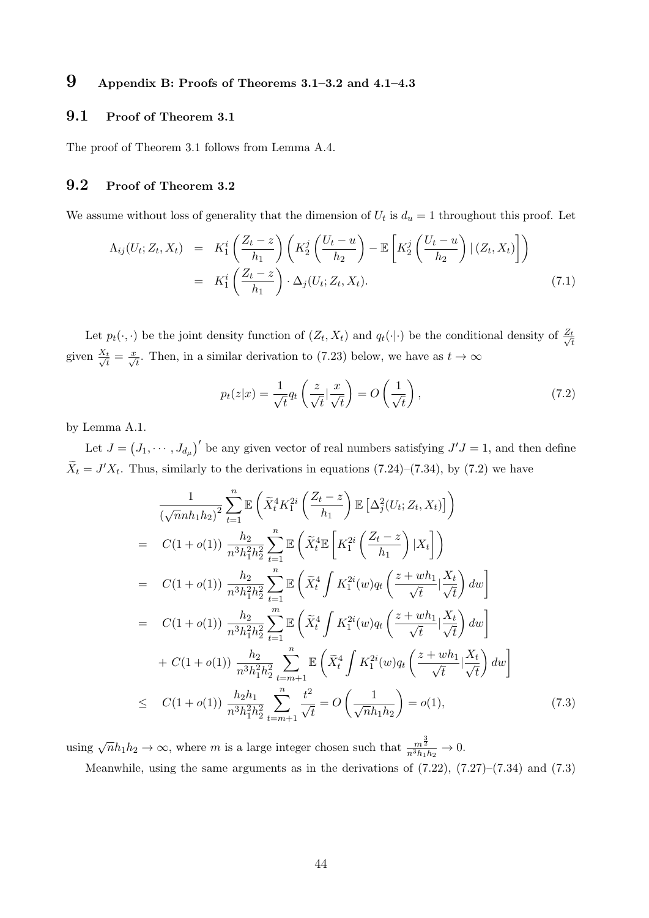# 9 Appendix B: Proofs of Theorems 3.1–3.2 and 4.1–4.3

## 9.1 Proof of Theorem 3.1

The proof of Theorem 3.1 follows from Lemma A.4.

## 9.2 Proof of Theorem 3.2

We assume without loss of generality that the dimension of $U_t$ is $d_u = 1$ throughout this proof. Let

$$
\begin{aligned}
\Lambda_{ij}(U_t; Z_t, X_t) &= K_1^i\left(\frac{Z_t - z}{h_1}\right)\left(K_2^j\left(\frac{U_t - u}{h_2}\right) - \mathbb{E}\left[K_2^j\left(\frac{U_t - u}{h_2}\right) \mid (Z_t, X_t)\right]\right) \\
&= K_1^i\left(\frac{Z_t - z}{h_1}\right) \cdot \Delta_j(U_t; Z_t, X_t). \qquad (7.1)
\end{aligned}
$$

Let $p_t(\cdot, \cdot)$ be the joint density function of $(Z_t, X_t)$ and $q_t(\cdot|\cdot)$ be the conditional density of $\frac{Z_t}{\sqrt{t}}$ given $\frac{X_t}{\sqrt{t}} = \frac{x}{\sqrt{t}}$. Then, in a similar derivation to (7.23) below, we have as $t \to \infty$

$$
p_t(z|x) = \frac{1}{\sqrt{t}} q_t\left(\frac{z}{\sqrt{t}} | \frac{x}{\sqrt{t}}\right) = O\left(\frac{1}{\sqrt{t}}\right), \qquad (7.2)
$$

by Lemma A.1.

Let $J = \left(J_1, \cdots, J_{d_\mu}\right)'$ be any given vector of real numbers satisfying $J'J = 1$, and then define $\widetilde{X}_t = J'X_t$. Thus, similarly to the derivations in equations (7.24)–(7.34), by (7.2) we have

$$
\begin{aligned}
& \frac{1}{\left(\sqrt{n}nh_1h_2\right)^2} \sum_{t=1}^{n} \mathbb{E}\left(\widetilde{X}_t^4 K_1^{2i}\left(\frac{Z_t - z}{h_1}\right) \mathbb{E}\left[\Delta_j^2(U_t; Z_t, X_t)\right]\right) \\
=\; & C(1 + o(1)) \frac{h_2}{n^3h_1^2h_2^2} \sum_{t=1}^{n} \mathbb{E}\left(\widetilde{X}_t^4 \mathbb{E}\left[K_1^{2i}\left(\frac{Z_t - z}{h_1}\right) |X_t\right]\right) \\
=\; & C(1 + o(1)) \frac{h_2}{n^3h_1^2h_2^2} \sum_{t=1}^{n} \mathbb{E}\left(\widetilde{X}_t^4 \int K_1^{2i}(w) q_t\left(\frac{z + wh_1}{\sqrt{t}} | \frac{X_t}{\sqrt{t}}\right) dw\right] \\
=\; & C(1 + o(1)) \frac{h_2}{n^3h_1^2h_2^2} \sum_{t=1}^{m} \mathbb{E}\left(\widetilde{X}_t^4 \int K_1^{2i}(w) q_t\left(\frac{z + wh_1}{\sqrt{t}} | \frac{X_t}{\sqrt{t}}\right) dw\right] \\
& + C(1 + o(1)) \frac{h_2}{n^3h_1^2h_2^2} \sum_{t=m+1}^{n} \mathbb{E}\left(\widetilde{X}_t^4 \int K_1^{2i}(w) q_t\left(\frac{z + wh_1}{\sqrt{t}} | \frac{X_t}{\sqrt{t}}\right) dw\right] \\
\leq\; & C(1 + o(1)) \frac{h_2h_1}{n^3h_1^2h_2^2} \sum_{t=m+1}^{n} \frac{t^2}{\sqrt{t}} = O\left(\frac{1}{\sqrt{n}h_1h_2}\right) = o(1), \qquad (7.3)
\end{aligned}
$$

using $\sqrt{n}h_1h_2 \to \infty$, where $m$ is a large integer chosen such that $\frac{m^{\frac{3}{2}}}{n^3h_1h_2} \to 0$.

Meanwhile, using the same arguments as in the derivations of (7.22), (7.27)–(7.34) and (7.3)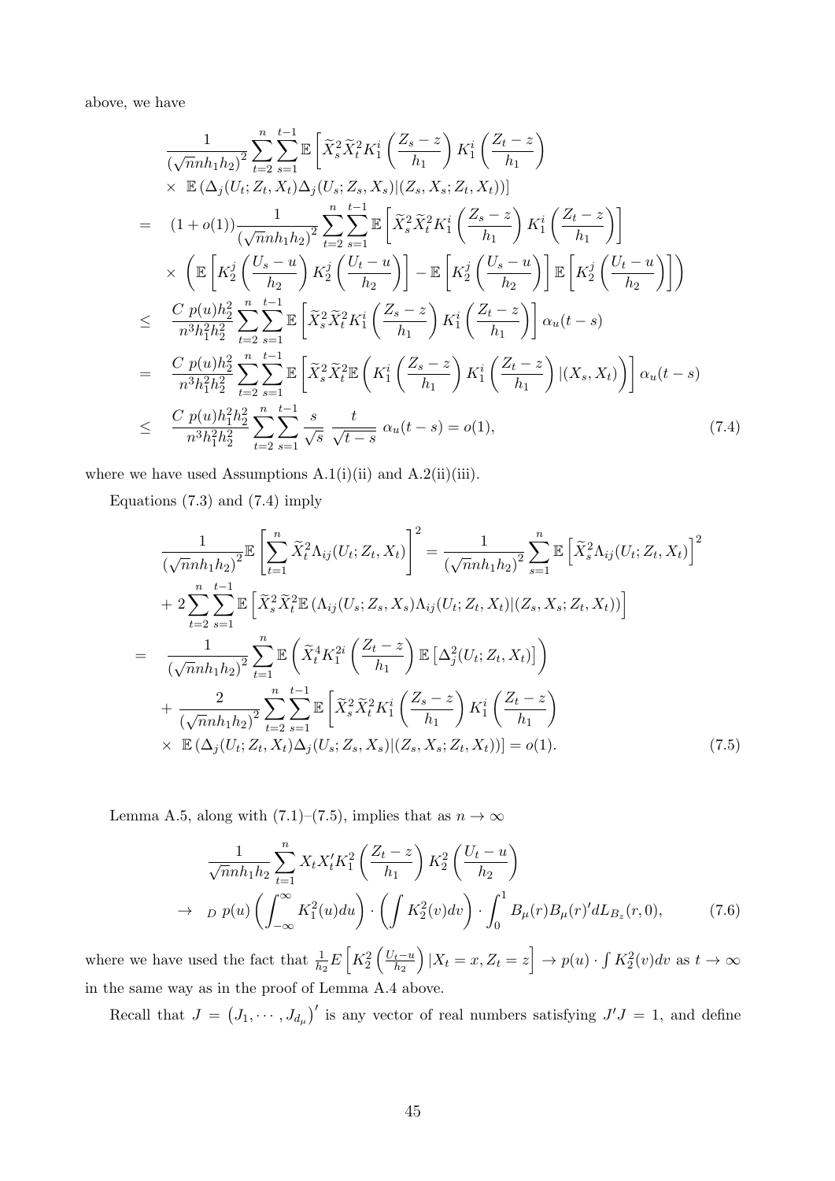above, we have

$$
\begin{aligned}
& \frac{1}{\left(\sqrt{n} n h_1 h_2\right)^2} \sum_{t=2}^{n} \sum_{s=1}^{t-1} \mathbb{E}\left[\widetilde{X}_s^2 \widetilde{X}_t^2 K_1^i\left(\frac{Z_s-z}{h_1}\right) K_1^i\left(\frac{Z_t-z}{h_1}\right)\right. \\
& \times \left.\mathbb{E}\left(\Delta_j(U_t; Z_t, X_t) \Delta_j(U_s; Z_s, X_s) |(Z_s, X_s; Z_t, X_t)\right)\right] \\
= \quad & (1+o(1)) \frac{1}{\left(\sqrt{n} n h_1 h_2\right)^2} \sum_{t=2}^{n} \sum_{s=1}^{t-1} \mathbb{E}\left[\widetilde{X}_s^2 \widetilde{X}_t^2 K_1^i\left(\frac{Z_s-z}{h_1}\right) K_1^i\left(\frac{Z_t-z}{h_1}\right)\right] \\
& \times \left(\mathbb{E}\left[K_2^j\left(\frac{U_s-u}{h_2}\right) K_2^j\left(\frac{U_t-u}{h_2}\right)\right]-\mathbb{E}\left[K_2^j\left(\frac{U_s-u}{h_2}\right)\right] \mathbb{E}\left[K_2^j\left(\frac{U_t-u}{h_2}\right)\right]\right) \\
\leq \quad & \frac{C\ p(u) h_2^2}{n^3 h_1^2 h_2^2} \sum_{t=2}^{n} \sum_{s=1}^{t-1} \mathbb{E}\left[\widetilde{X}_s^2 \widetilde{X}_t^2 K_1^i\left(\frac{Z_s-z}{h_1}\right) K_1^i\left(\frac{Z_t-z}{h_1}\right)\right] \alpha_u(t-s) \\
= \quad & \frac{C\ p(u) h_2^2}{n^3 h_1^2 h_2^2} \sum_{t=2}^{n} \sum_{s=1}^{t-1} \mathbb{E}\left[\widetilde{X}_s^2 \widetilde{X}_t^2 \mathbb{E}\left(K_1^i\left(\frac{Z_s-z}{h_1}\right) K_1^i\left(\frac{Z_t-z}{h_1}\right) |(X_s, X_t)\right)\right] \alpha_u(t-s) \\
\leq \quad & \frac{C\ p(u) h_1^2 h_2^2}{n^3 h_1^2 h_2^2} \sum_{t=2}^{n} \sum_{s=1}^{t-1} \frac{s}{\sqrt{s}}\ \frac{t}{\sqrt{t-s}}\ \alpha_u(t-s) = o(1),
\end{aligned} \tag{7.4}
$$

where we have used Assumptions A.1(i)(ii) and A.2(ii)(iii).

Equations (7.3) and (7.4) imply

$$
\begin{aligned}
& \frac{1}{\left(\sqrt{n} n h_1 h_2\right)^2} \mathbb{E}\left[\sum_{t=1}^{n} \widetilde{X}_t^2 \Lambda_{ij}(U_t; Z_t, X_t)\right]^2 = \frac{1}{\left(\sqrt{n} n h_1 h_2\right)^2} \sum_{s=1}^{n} \mathbb{E}\left[\widetilde{X}_s^2 \Lambda_{ij}(U_t; Z_t, X_t)\right]^2 \\
& + 2 \sum_{t=2}^{n} \sum_{s=1}^{t-1} \mathbb{E}\left[\widetilde{X}_s^2 \widetilde{X}_t^2 \mathbb{E}\left(\Lambda_{ij}(U_s; Z_s, X_s) \Lambda_{ij}(U_t; Z_t, X_t) |(Z_s, X_s; Z_t, X_t)\right)\right] \\
= \quad & \frac{1}{\left(\sqrt{n} n h_1 h_2\right)^2} \sum_{t=1}^{n} \mathbb{E}\left(\widetilde{X}_t^4 K_1^{2i}\left(\frac{Z_t-z}{h_1}\right) \mathbb{E}\left[\Delta_j^2(U_t; Z_t, X_t)\right]\right) \\
& + \frac{2}{\left(\sqrt{n} n h_1 h_2\right)^2} \sum_{t=2}^{n} \sum_{s=1}^{t-1} \mathbb{E}\left[\widetilde{X}_s^2 \widetilde{X}_t^2 K_1^i\left(\frac{Z_s-z}{h_1}\right) K_1^i\left(\frac{Z_t-z}{h_1}\right)\right. \\
& \times \left.\mathbb{E}\left(\Delta_j(U_t; Z_t, X_t) \Delta_j(U_s; Z_s, X_s) |(Z_s, X_s; Z_t, X_t)\right)\right] = o(1).
\end{aligned} \tag{7.5}
$$

Lemma A.5, along with (7.1)–(7.5), implies that as $n \to \infty$

$$
\begin{aligned}
& \frac{1}{\sqrt{n} n h_1 h_2} \sum_{t=1}^{n} X_t X_t' K_1^2\left(\frac{Z_t-z}{h_1}\right) K_2^2\left(\frac{U_t-u}{h_2}\right) \\
\to_D \quad & p(u)\left(\int_{-\infty}^{\infty} K_1^2(u) du\right) \cdot \left(\int K_2^2(v) dv\right) \cdot \int_0^1 B_\mu(r) B_\mu(r)' dL_{B_z}(r, 0),
\end{aligned} \tag{7.6}
$$

where we have used the fact that $\frac{1}{h_2} E\left[K_2^2\left(\frac{U_t-u}{h_2}\right) | X_t = x, Z_t = z\right] \to p(u) \cdot \int K_2^2(v) dv$ as $t \to \infty$ in the same way as in the proof of Lemma A.4 above.

Recall that $J = \left(J_1, \cdots, J_{d_\mu}\right)'$ is any vector of real numbers satisfying $J'J = 1$, and define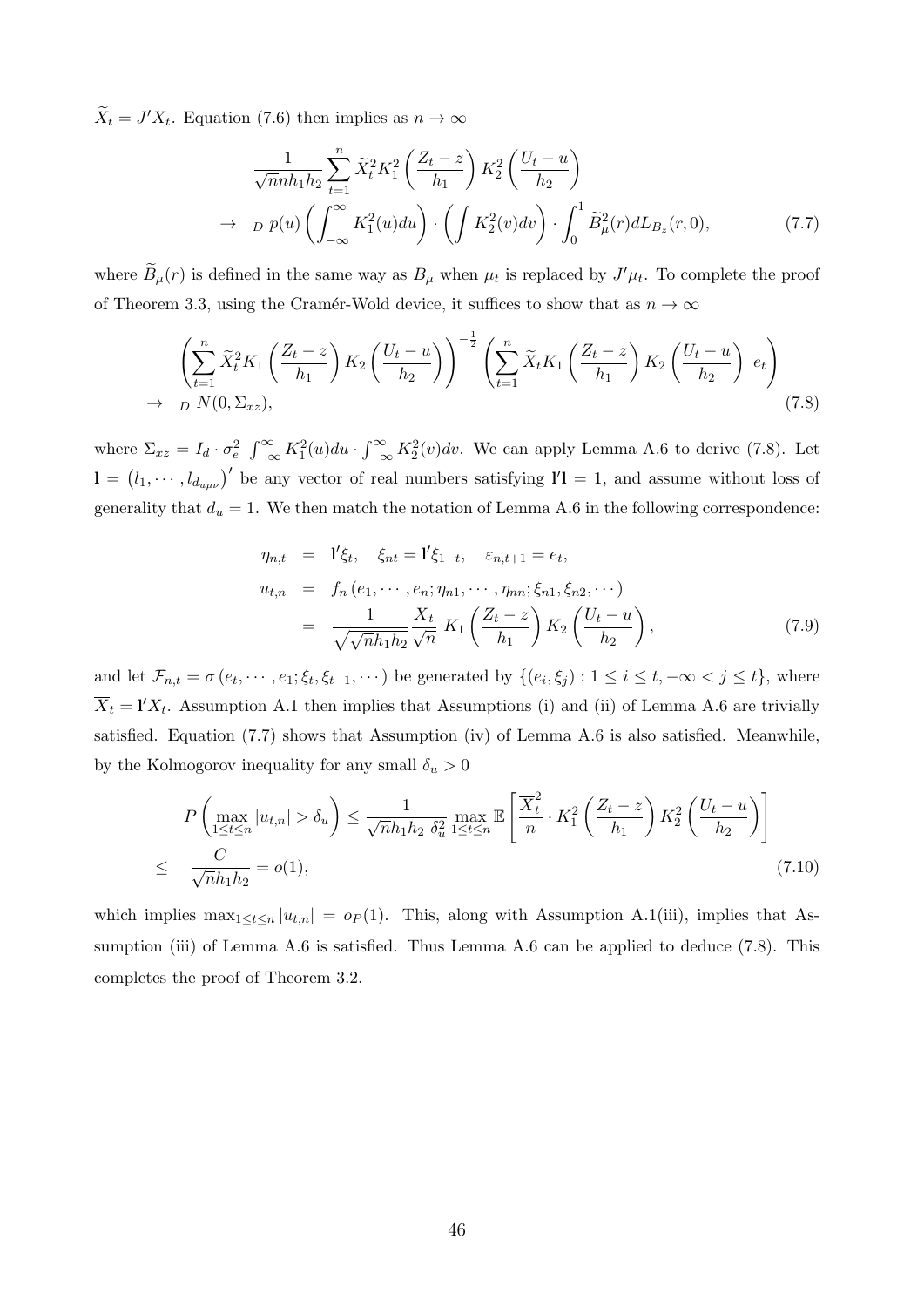$\widetilde{X}_t = J'X_t$. Equation (7.6) then implies as $n \to \infty$

$$
\begin{aligned}
& \frac{1}{\sqrt{n} n h_1 h_2} \sum_{t=1}^{n} \widetilde{X}_t^2 K_1^2\left(\frac{Z_t - z}{h_1}\right) K_2^2\left(\frac{U_t - u}{h_2}\right) \\
\to \; & _D \; p(u) \left(\int_{-\infty}^{\infty} K_1^2(u) du\right) \cdot \left(\int K_2^2(v) dv\right) \cdot \int_0^1 \widetilde{B}_\mu^2(r) dL_{B_z}(r, 0), \qquad (7.7)
\end{aligned}
$$

where $\widetilde{B}_\mu(r)$ is defined in the same way as $B_\mu$ when $\mu_t$ is replaced by $J'\mu_t$. To complete the proof of Theorem 3.3, using the Cramér-Wold device, it suffices to show that as $n \to \infty$

$$
\begin{aligned}
& \left(\sum_{t=1}^{n} \widetilde{X}_t^2 K_1\left(\frac{Z_t - z}{h_1}\right) K_2\left(\frac{U_t - u}{h_2}\right)\right)^{-\frac{1}{2}} \left(\sum_{t=1}^{n} \widetilde{X}_t K_1\left(\frac{Z_t - z}{h_1}\right) K_2\left(\frac{U_t - u}{h_2}\right) \; e_t\right) \\
\to \; & _D \; N(0, \Sigma_{xz}), \qquad (7.8)
\end{aligned}
$$

where $\Sigma_{xz} = I_d \cdot \sigma_e^2 \; \int_{-\infty}^{\infty} K_1^2(u) du \cdot \int_{-\infty}^{\infty} K_2^2(v) dv$. We can apply Lemma A.6 to derive (7.8). Let $\mathbf{l} = \left(l_1, \cdots, l_{d_{u\mu\nu}}\right)'$ be any vector of real numbers satisfying $\mathbf{l}'\mathbf{l} = 1$, and assume without loss of generality that $d_u = 1$. We then match the notation of Lemma A.6 in the following correspondence:

$$
\begin{aligned}
\eta_{n,t} &= \mathbf{l}'\xi_t, \quad \xi_{nt} = \mathbf{l}'\xi_{1-t}, \quad \varepsilon_{n,t+1} = e_t, \\
u_{t,n} &= f_n\left(e_1, \cdots, e_n; \eta_{n1}, \cdots, \eta_{nn}; \xi_{n1}, \xi_{n2}, \cdots\right) \\
&= \frac{1}{\sqrt{\sqrt{n} h_1 h_2}} \frac{\overline{X}_t}{\sqrt{n}} \; K_1\left(\frac{Z_t - z}{h_1}\right) K_2\left(\frac{U_t - u}{h_2}\right), \qquad (7.9)
\end{aligned}
$$

and let $\mathcal{F}_{n,t} = \sigma\left(e_t, \cdots, e_1; \xi_t, \xi_{t-1}, \cdots\right)$ be generated by $\{(e_i, \xi_j) : 1 \le i \le t, -\infty < j \le t\}$, where $\overline{X}_t = \mathbf{l}'X_t$. Assumption A.1 then implies that Assumptions (i) and (ii) of Lemma A.6 are trivially satisfied. Equation (7.7) shows that Assumption (iv) of Lemma A.6 is also satisfied. Meanwhile, by the Kolmogorov inequality for any small $\delta_u > 0$

$$
\begin{aligned}
& P\left(\max_{1 \le t \le n} |u_{t,n}| > \delta_u\right) \le \frac{1}{\sqrt{n} h_1 h_2 \; \delta_u^2} \max_{1 \le t \le n} \mathbb{E}\left[\frac{\overline{X}_t^2}{n} \cdot K_1^2\left(\frac{Z_t - z}{h_1}\right) K_2^2\left(\frac{U_t - u}{h_2}\right)\right] \\
\le \; & \frac{C}{\sqrt{n} h_1 h_2} = o(1), \qquad (7.10)
\end{aligned}
$$

which implies $\max_{1 \le t \le n} |u_{t,n}| = o_P(1)$. This, along with Assumption A.1(iii), implies that Assumption (iii) of Lemma A.6 is satisfied. Thus Lemma A.6 can be applied to deduce (7.8). This completes the proof of Theorem 3.2.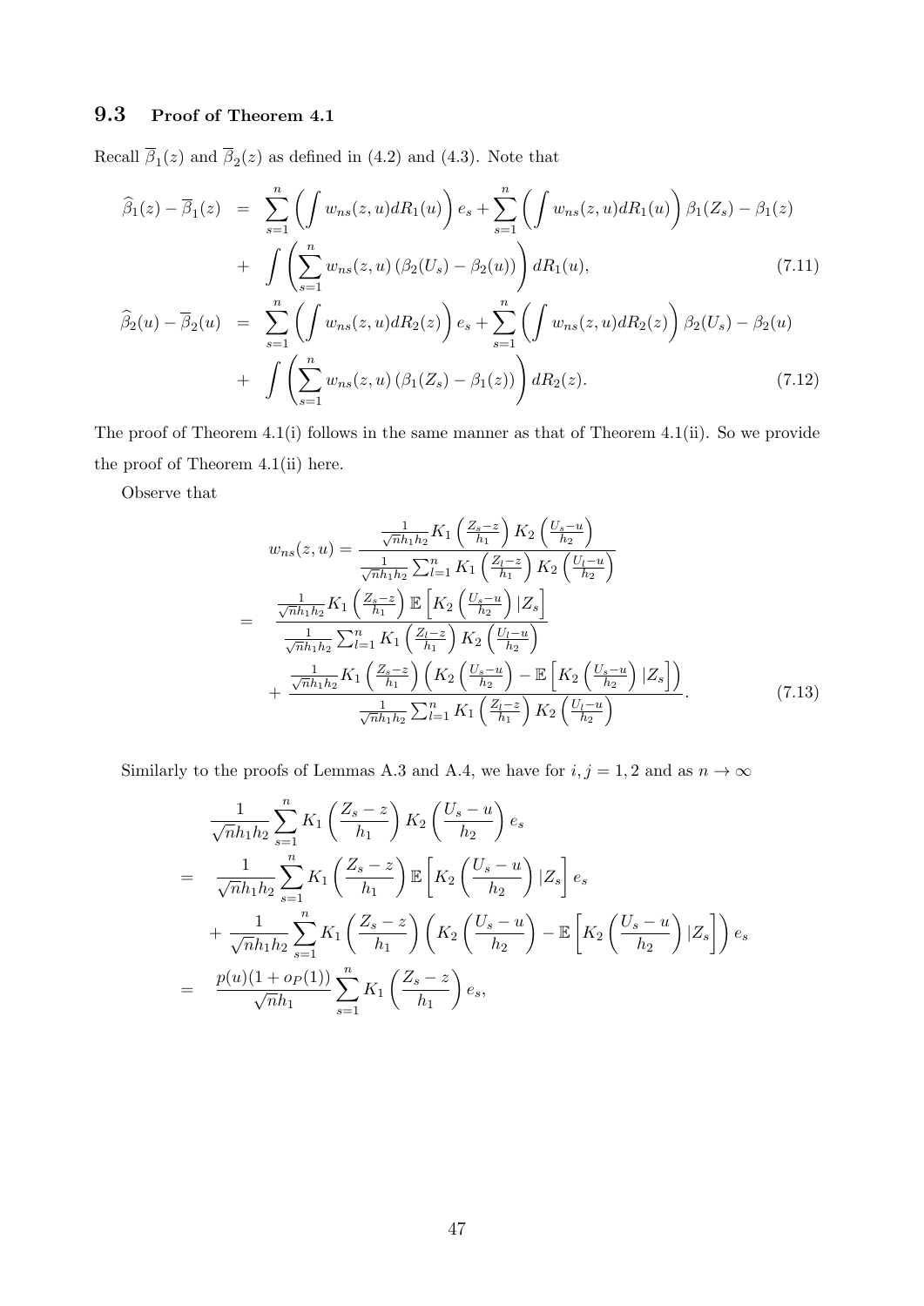## 9.3 Proof of Theorem 4.1

Recall $\overline{\beta}_1(z)$ and $\overline{\beta}_2(z)$ as defined in (4.2) and (4.3). Note that

$$
\begin{aligned}
\widehat{\beta}_1(z)-\overline{\beta}_1(z) &= \sum_{s=1}^n \left(\int w_{ns}(z,u)dR_1(u)\right)e_s + \sum_{s=1}^n \left(\int w_{ns}(z,u)dR_1(u)\right)\beta_1(Z_s) - \beta_1(z) \\
&+ \int \left(\sum_{s=1}^n w_{ns}(z,u)\left(\beta_2(U_s)-\beta_2(u)\right)\right)dR_1(u), \qquad (7.11)\\
\widehat{\beta}_2(u)-\overline{\beta}_2(u) &= \sum_{s=1}^n \left(\int w_{ns}(z,u)dR_2(z)\right)e_s + \sum_{s=1}^n \left(\int w_{ns}(z,u)dR_2(z)\right)\beta_2(U_s) - \beta_2(u) \\
&+ \int \left(\sum_{s=1}^n w_{ns}(z,u)\left(\beta_1(Z_s)-\beta_1(z)\right)\right)dR_2(z). \qquad (7.12)
\end{aligned}
$$

The proof of Theorem 4.1(i) follows in the same manner as that of Theorem 4.1(ii). So we provide the proof of Theorem 4.1(ii) here.

Observe that

$$
\begin{aligned}
w_{ns}(z,u) &= \frac{\frac{1}{\sqrt{n}h_1h_2}K_1\left(\frac{Z_s-z}{h_1}\right)K_2\left(\frac{U_s-u}{h_2}\right)}{\frac{1}{\sqrt{n}h_1h_2}\sum_{l=1}^n K_1\left(\frac{Z_l-z}{h_1}\right)K_2\left(\frac{U_l-u}{h_2}\right)} \\
&= \frac{\frac{1}{\sqrt{n}h_1h_2}K_1\left(\frac{Z_s-z}{h_1}\right)\mathbb{E}\left[K_2\left(\frac{U_s-u}{h_2}\right)|Z_s\right]}{\frac{1}{\sqrt{n}h_1h_2}\sum_{l=1}^n K_1\left(\frac{Z_l-z}{h_1}\right)K_2\left(\frac{U_l-u}{h_2}\right)} \\
&+ \frac{\frac{1}{\sqrt{n}h_1h_2}K_1\left(\frac{Z_s-z}{h_1}\right)\left(K_2\left(\frac{U_s-u}{h_2}\right)-\mathbb{E}\left[K_2\left(\frac{U_s-u}{h_2}\right)|Z_s\right]\right)}{\frac{1}{\sqrt{n}h_1h_2}\sum_{l=1}^n K_1\left(\frac{Z_l-z}{h_1}\right)K_2\left(\frac{U_l-u}{h_2}\right)}. \qquad (7.13)
\end{aligned}
$$

Similarly to the proofs of Lemmas A.3 and A.4, we have for $i,j=1,2$ and as $n\to\infty$

$$
\begin{aligned}
&\frac{1}{\sqrt{n}h_1h_2}\sum_{s=1}^n K_1\left(\frac{Z_s-z}{h_1}\right)K_2\left(\frac{U_s-u}{h_2}\right)e_s \\
=\ & \frac{1}{\sqrt{n}h_1h_2}\sum_{s=1}^n K_1\left(\frac{Z_s-z}{h_1}\right)\mathbb{E}\left[K_2\left(\frac{U_s-u}{h_2}\right)|Z_s\right]e_s \\
&+ \frac{1}{\sqrt{n}h_1h_2}\sum_{s=1}^n K_1\left(\frac{Z_s-z}{h_1}\right)\left(K_2\left(\frac{U_s-u}{h_2}\right)-\mathbb{E}\left[K_2\left(\frac{U_s-u}{h_2}\right)|Z_s\right]\right)e_s \\
=\ & \frac{p(u)(1+o_P(1))}{\sqrt{n}h_1}\sum_{s=1}^n K_1\left(\frac{Z_s-z}{h_1}\right)e_s,
\end{aligned}
$$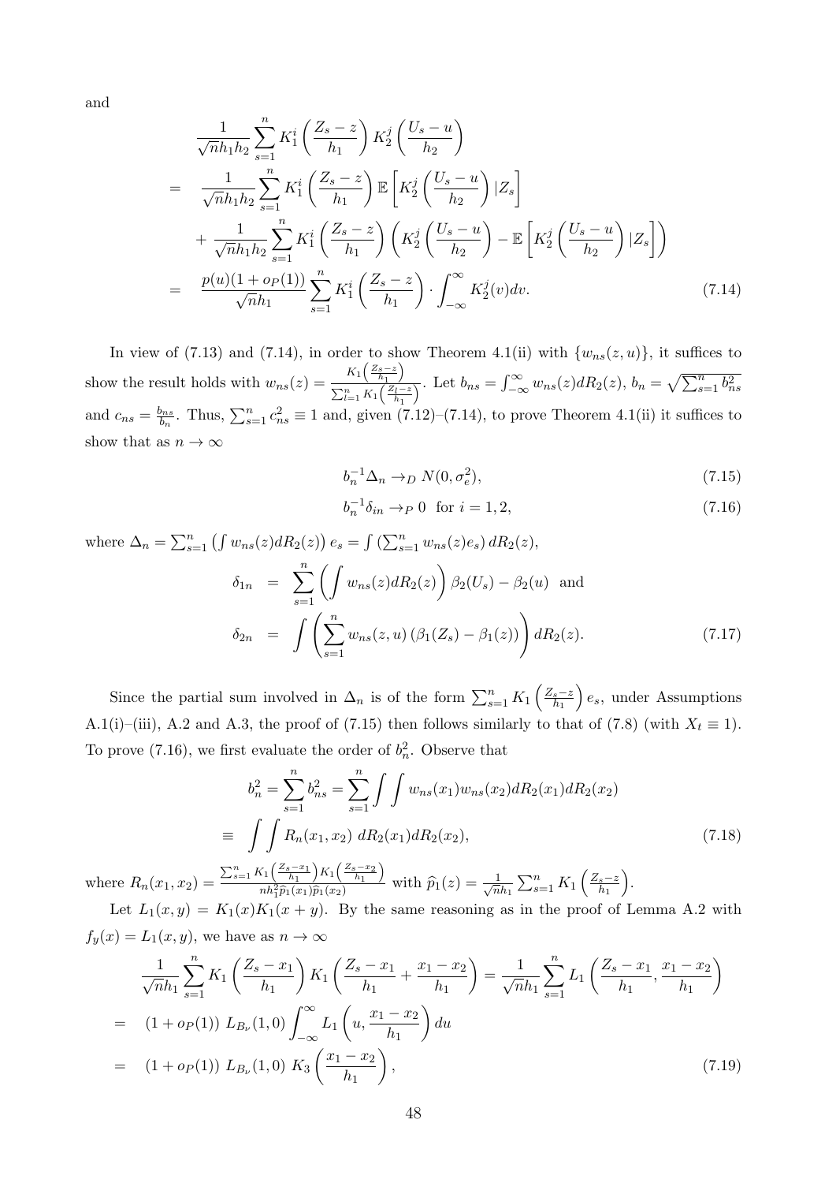and

$$
\begin{aligned}
& \frac{1}{\sqrt{n} h_1 h_2} \sum_{s=1}^{n} K_1^i\left(\frac{Z_s - z}{h_1}\right) K_2^j\left(\frac{U_s - u}{h_2}\right) \\
= \quad & \frac{1}{\sqrt{n} h_1 h_2} \sum_{s=1}^{n} K_1^i\left(\frac{Z_s - z}{h_1}\right) \mathbb{E}\left[K_2^j\left(\frac{U_s - u}{h_2}\right) | Z_s\right] \\
& + \frac{1}{\sqrt{n} h_1 h_2} \sum_{s=1}^{n} K_1^i\left(\frac{Z_s - z}{h_1}\right) \left(K_2^j\left(\frac{U_s - u}{h_2}\right) - \mathbb{E}\left[K_2^j\left(\frac{U_s - u}{h_2}\right) | Z_s\right]\right) \\
= \quad & \frac{p(u)(1 + o_P(1))}{\sqrt{n} h_1} \sum_{s=1}^{n} K_1^i\left(\frac{Z_s - z}{h_1}\right) \cdot \int_{-\infty}^{\infty} K_2^j(v) dv. \qquad (7.14)
\end{aligned}
$$

In view of (7.13) and (7.14), in order to show Theorem 4.1(ii) with $\{w_{ns}(z, u)\}$, it suffices to show the result holds with $w_{ns}(z) = \frac{K_1\left(\frac{Z_s - z}{h_1}\right)}{\sum_{l=1}^{n} K_1\left(\frac{Z_l - z}{h_1}\right)}$. Let $b_{ns} = \int_{-\infty}^{\infty} w_{ns}(z) dR_2(z)$, $b_n = \sqrt{\sum_{s=1}^{n} b_{ns}^2}$ and $c_{ns} = \frac{b_{ns}}{b_n}$. Thus, $\sum_{s=1}^{n} c_{ns}^2 \equiv 1$ and, given (7.12)–(7.14), to prove Theorem 4.1(ii) it suffices to show that as $n \to \infty$

$$
b_n^{-1} \Delta_n \to_D N(0, \sigma_e^2), \qquad (7.15)
$$

$$
b_n^{-1} \delta_{in} \to_P 0 \quad \text{for } i = 1, 2, \qquad (7.16)
$$

where $\Delta_n = \sum_{s=1}^{n} \left(\int w_{ns}(z) dR_2(z)\right) e_s = \int \left(\sum_{s=1}^{n} w_{ns}(z) e_s\right) dR_2(z)$,

$$
\begin{aligned}
\delta_{1n} &= \sum_{s=1}^{n} \left(\int w_{ns}(z) dR_2(z)\right) \beta_2(U_s) - \beta_2(u) \quad \text{and} \\
\delta_{2n} &= \int \left(\sum_{s=1}^{n} w_{ns}(z, u) \left(\beta_1(Z_s) - \beta_1(z)\right)\right) dR_2(z). \qquad (7.17)
\end{aligned}
$$

Since the partial sum involved in $\Delta_n$ is of the form $\sum_{s=1}^{n} K_1\left(\frac{Z_s - z}{h_1}\right) e_s$, under Assumptions A.1(i)–(iii), A.2 and A.3, the proof of (7.15) then follows similarly to that of (7.8) (with $X_t \equiv 1$). To prove (7.16), we first evaluate the order of $b_n^2$. Observe that

$$
\begin{aligned}
b_n^2 = \sum_{s=1}^{n} b_{ns}^2 &= \sum_{s=1}^{n} \int \int w_{ns}(x_1) w_{ns}(x_2) dR_2(x_1) dR_2(x_2) \\
\equiv \quad & \int \int R_n(x_1, x_2) \; dR_2(x_1) dR_2(x_2), \qquad (7.18)
\end{aligned}
$$

where $R_n(x_1, x_2) = \frac{\sum_{s=1}^{n} K_1\left(\frac{Z_s - x_1}{h_1}\right) K_1\left(\frac{Z_s - x_2}{h_1}\right)}{n h_1^2 \widehat{p}_1(x_1) \widehat{p}_1(x_2)}$ with $\widehat{p}_1(z) = \frac{1}{\sqrt{n} h_1} \sum_{s=1}^{n} K_1\left(\frac{Z_s - z}{h_1}\right)$.

Let $L_1(x, y) = K_1(x) K_1(x + y)$. By the same reasoning as in the proof of Lemma A.2 with $f_y(x) = L_1(x, y)$, we have as $n \to \infty$

$$
\begin{aligned}
& \frac{1}{\sqrt{n} h_1} \sum_{s=1}^{n} K_1\left(\frac{Z_s - x_1}{h_1}\right) K_1\left(\frac{Z_s - x_1}{h_1} + \frac{x_1 - x_2}{h_1}\right) = \frac{1}{\sqrt{n} h_1} \sum_{s=1}^{n} L_1\left(\frac{Z_s - x_1}{h_1}, \frac{x_1 - x_2}{h_1}\right) \\
= \quad & (1 + o_P(1)) \; L_{B_\nu}(1, 0) \int_{-\infty}^{\infty} L_1\left(u, \frac{x_1 - x_2}{h_1}\right) du \\
= \quad & (1 + o_P(1)) \; L_{B_\nu}(1, 0) \; K_3\left(\frac{x_1 - x_2}{h_1}\right), \qquad (7.19)
\end{aligned}
$$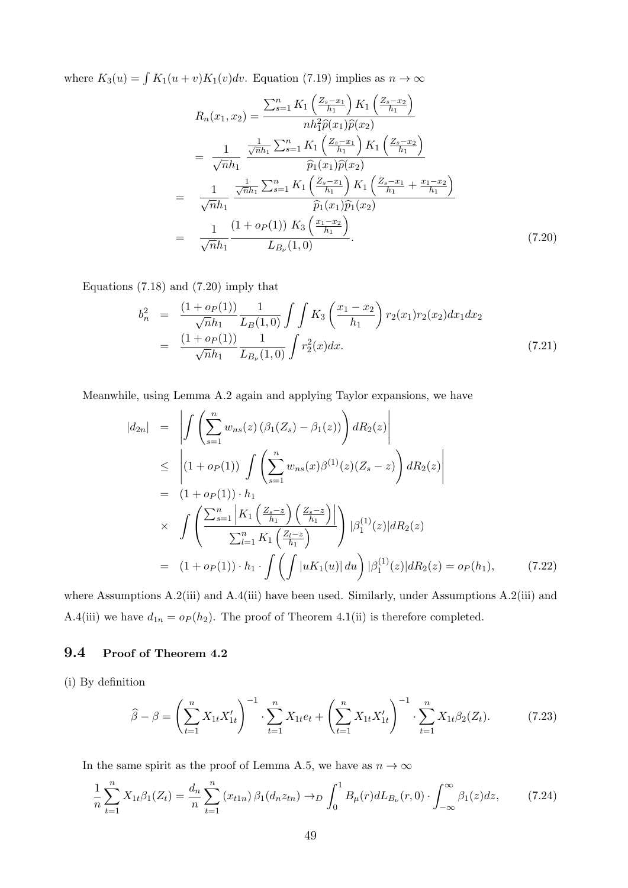where $K_3(u) = \int K_1(u+v)K_1(v)dv$. Equation (7.19) implies as $n \to \infty$

$$
\begin{aligned}
R_n(x_1, x_2) &= \frac{\sum_{s=1}^n K_1\left(\frac{Z_s - x_1}{h_1}\right) K_1\left(\frac{Z_s - x_2}{h_1}\right)}{n h_1^2 \widehat{p}(x_1)\widehat{p}(x_2)} \\
&= \frac{1}{\sqrt{n}h_1} \frac{\frac{1}{\sqrt{n}h_1}\sum_{s=1}^n K_1\left(\frac{Z_s - x_1}{h_1}\right) K_1\left(\frac{Z_s - x_2}{h_1}\right)}{\widehat{p}_1(x_1)\widehat{p}(x_2)} \\
&= \frac{1}{\sqrt{n}h_1} \frac{\frac{1}{\sqrt{n}h_1}\sum_{s=1}^n K_1\left(\frac{Z_s - x_1}{h_1}\right) K_1\left(\frac{Z_s - x_1}{h_1} + \frac{x_1 - x_2}{h_1}\right)}{\widehat{p}_1(x_1)\widehat{p}_1(x_2)} \\
&= \frac{1}{\sqrt{n}h_1} \frac{(1 + o_P(1))\ K_3\left(\frac{x_1 - x_2}{h_1}\right)}{L_{B_\nu}(1,0)}.
\end{aligned} \tag{7.20}
$$

Equations (7.18) and (7.20) imply that

$$
\begin{aligned}
b_n^2 &= \frac{(1+o_P(1))}{\sqrt{n}h_1} \frac{1}{L_B(1,0)} \int\int K_3\left(\frac{x_1 - x_2}{h_1}\right) r_2(x_1) r_2(x_2) dx_1 dx_2 \\
&= \frac{(1+o_P(1))}{\sqrt{n}h_1} \frac{1}{L_{B_\nu}(1,0)} \int r_2^2(x) dx.
\end{aligned} \tag{7.21}
$$

Meanwhile, using Lemma A.2 again and applying Taylor expansions, we have

$$
\begin{aligned}
|d_{2n}| &= \left| \int \left( \sum_{s=1}^n w_{ns}(z) \left(\beta_1(Z_s) - \beta_1(z)\right) \right) dR_2(z) \right| \\
&\leq \left| (1 + o_P(1)) \int \left( \sum_{s=1}^n w_{ns}(x) \beta^{(1)}(z)(Z_s - z) \right) dR_2(z) \right| \\
&= (1 + o_P(1)) \cdot h_1 \\
&\times \int \left( \frac{\sum_{s=1}^n \left| K_1\left(\frac{Z_s - z}{h_1}\right)\left(\frac{Z_s - z}{h_1}\right) \right|}{\sum_{l=1}^n K_1\left(\frac{Z_l - z}{h_1}\right)} \right) |\beta_1^{(1)}(z)| dR_2(z) \\
&= (1 + o_P(1)) \cdot h_1 \cdot \int \left( \int |uK_1(u)|\, du \right) |\beta_1^{(1)}(z)| dR_2(z) = o_P(h_1),
\end{aligned} \tag{7.22}
$$

where Assumptions A.2(iii) and A.4(iii) have been used. Similarly, under Assumptions A.2(iii) and A.4(iii) we have $d_{1n} = o_P(h_2)$. The proof of Theorem 4.1(ii) is therefore completed.

## 9.4 Proof of Theorem 4.2

(i) By definition

$$
\widehat{\beta} - \beta = \left( \sum_{t=1}^n X_{1t} X_{1t}' \right)^{-1} \cdot \sum_{t=1}^n X_{1t} e_t + \left( \sum_{t=1}^n X_{1t} X_{1t}' \right)^{-1} \cdot \sum_{t=1}^n X_{1t} \beta_2(Z_t). \tag{7.23}
$$

In the same spirit as the proof of Lemma A.5, we have as $n \to \infty$

$$
\frac{1}{n}\sum_{t=1}^n X_{1t}\beta_1(Z_t) = \frac{d_n}{n}\sum_{t=1}^n (x_{t1n})\, \beta_1(d_n z_{tn}) \to_D \int_0^1 B_\mu(r) dL_{B_\nu}(r, 0) \cdot \int_{-\infty}^{\infty} \beta_1(z) dz, \tag{7.24}
$$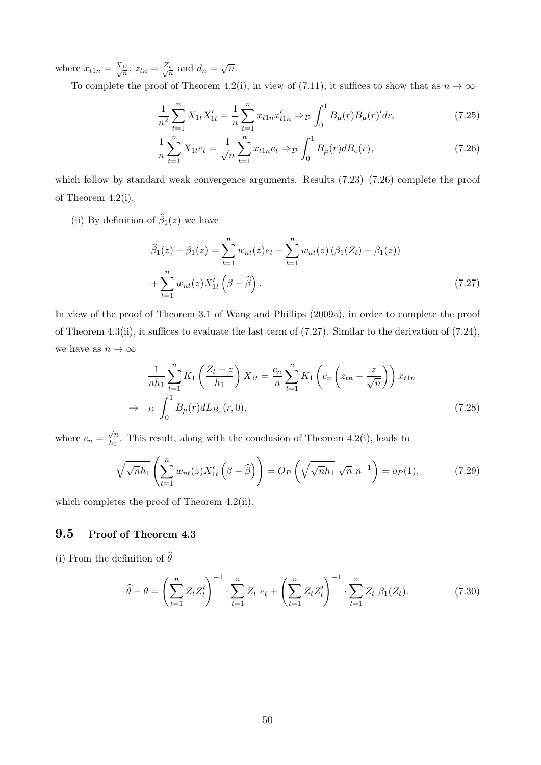where $x_{t1n} = \frac{X_{1t}}{\sqrt{n}}$, $z_{tn} = \frac{Z_t}{\sqrt{n}}$ and $d_n = \sqrt{n}$.

To complete the proof of Theorem 4.2(i), in view of (7.11), it suffices to show that as $n \to \infty$

$$\frac{1}{n^2}\sum_{t=1}^{n} X_{1t}X_{1t}' = \frac{1}{n}\sum_{t=1}^{n} x_{t1n}x_{t1n}' \Rightarrow_{\mathcal{D}} \int_0^1 B_\mu(r)B_\mu(r)'dr, \tag{7.25}$$

$$\frac{1}{n}\sum_{t=1}^{n} X_{1t}e_t = \frac{1}{\sqrt{n}}\sum_{t=1}^{n} x_{t1n}e_t \Rightarrow_{\mathcal{D}} \int_0^1 B_\mu(r)dB_e(r), \tag{7.26}$$

which follow by standard weak convergence arguments. Results (7.23)–(7.26) complete the proof of Theorem 4.2(i).

(ii) By definition of $\widehat{\beta}_1(z)$ we have

$$\widehat{\beta}_1(z) - \beta_1(z) = \sum_{t=1}^{n} w_{nt}(z)e_t + \sum_{t=1}^{n} w_{nt}(z)\left(\beta_1(Z_t) - \beta_1(z)\right) + \sum_{t=1}^{n} w_{nt}(z)X_{1t}'\left(\beta - \widehat{\beta}\right). \tag{7.27}$$

In view of the proof of Theorem 3.1 of Wang and Phillips (2009a), in order to complete the proof of Theorem 4.3(ii), it suffices to evaluate the last term of (7.27). Similar to the derivation of (7.24), we have as $n \to \infty$

$$\frac{1}{nh_1}\sum_{t=1}^{n} K_1\left(\frac{Z_t - z}{h_1}\right)X_{1t} = \frac{c_n}{n}\sum_{t=1}^{n} K_1\left(c_n\left(z_{tn} - \frac{z}{\sqrt{n}}\right)\right)x_{t1n} \to_D \int_0^1 B_\mu(r)dL_{B_\nu}(r,0), \tag{7.28}$$

where $c_n = \frac{\sqrt{n}}{h_1}$. This result, along with the conclusion of Theorem 4.2(i), leads to

$$\sqrt{\sqrt{n}h_1}\left(\sum_{t=1}^{n} w_{nt}(z)X_{1t}'\left(\beta - \widehat{\beta}\right)\right) = O_P\left(\sqrt{\sqrt{n}h_1}\ \sqrt{n}\ n^{-1}\right) = o_P(1), \tag{7.29}$$

which completes the proof of Theorem 4.2(ii).

## 9.5 Proof of Theorem 4.3

(i) From the definition of $\widehat{\theta}$

$$\widehat{\theta} - \theta = \left(\sum_{t=1}^{n} Z_tZ_t'\right)^{-1} \cdot \sum_{t=1}^{n} Z_t\ e_t + \left(\sum_{t=1}^{n} Z_tZ_t'\right)^{-1} \cdot \sum_{t=1}^{n} Z_t\ \beta_1(Z_t). \tag{7.30}$$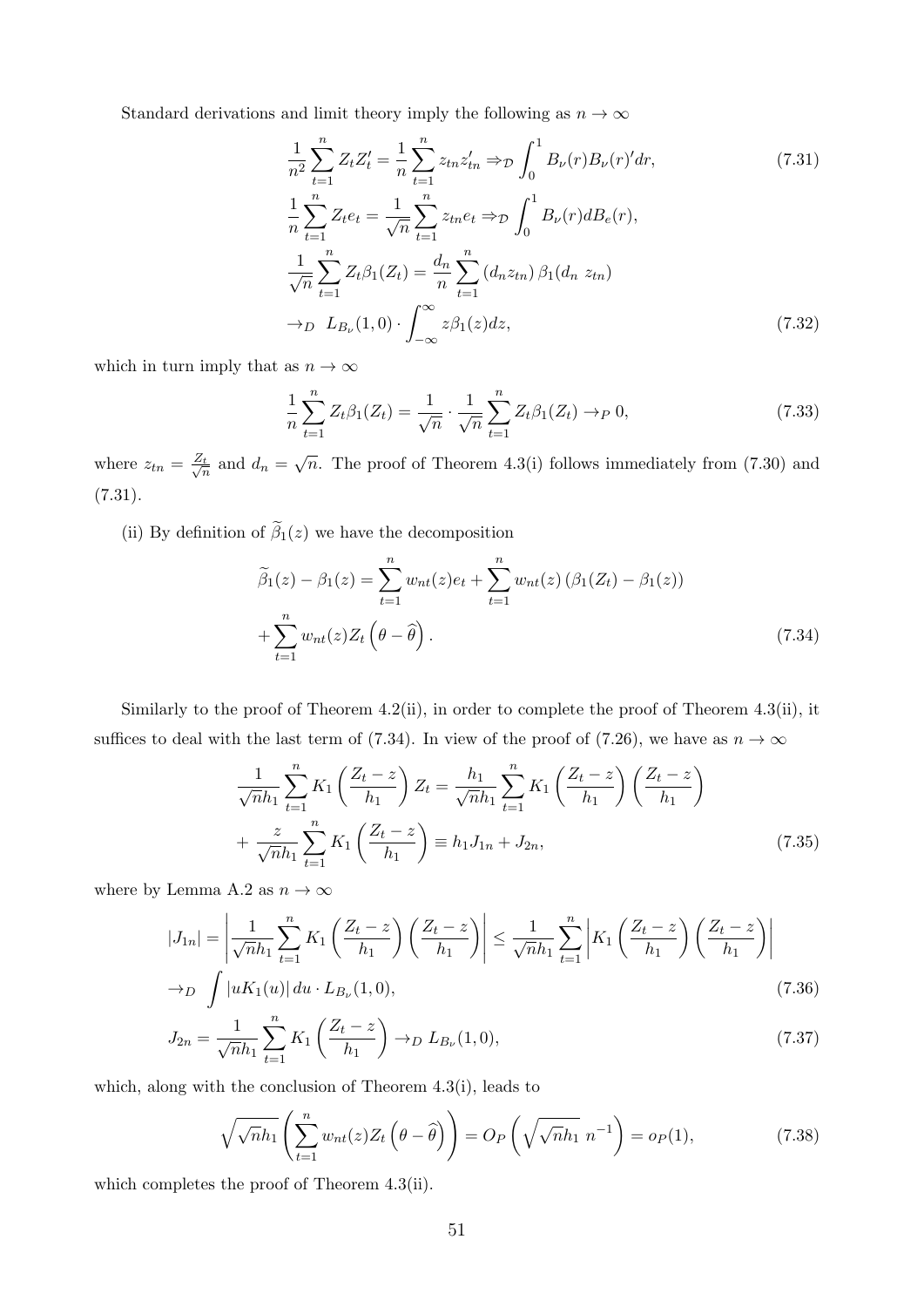Standard derivations and limit theory imply the following as $n \to \infty$

$$
\frac{1}{n^2}\sum_{t=1}^{n} Z_t Z_t' = \frac{1}{n}\sum_{t=1}^{n} z_{tn} z_{tn}' \Rightarrow_{\mathcal{D}} \int_0^1 B_\nu(r) B_\nu(r)' dr, \tag{7.31}
$$

$$
\frac{1}{n}\sum_{t=1}^{n} Z_t e_t = \frac{1}{\sqrt{n}}\sum_{t=1}^{n} z_{tn} e_t \Rightarrow_{\mathcal{D}} \int_0^1 B_\nu(r) dB_e(r),
$$

$$
\frac{1}{\sqrt{n}}\sum_{t=1}^{n} Z_t \beta_1(Z_t) = \frac{d_n}{n}\sum_{t=1}^{n} (d_n z_{tn})\,\beta_1(d_n\ z_{tn})
$$

$$
\to_D\ L_{B_\nu}(1,0)\cdot \int_{-\infty}^{\infty} z\beta_1(z) dz, \tag{7.32}
$$

which in turn imply that as $n \to \infty$

$$
\frac{1}{n}\sum_{t=1}^{n} Z_t \beta_1(Z_t) = \frac{1}{\sqrt{n}}\cdot \frac{1}{\sqrt{n}}\sum_{t=1}^{n} Z_t \beta_1(Z_t) \to_P 0, \tag{7.33}
$$

where $z_{tn} = \frac{Z_t}{\sqrt{n}}$ and $d_n = \sqrt{n}$. The proof of Theorem 4.3(i) follows immediately from (7.30) and (7.31).

(ii) By definition of $\widetilde{\beta}_1(z)$ we have the decomposition

$$
\widetilde{\beta}_1(z) - \beta_1(z) = \sum_{t=1}^{n} w_{nt}(z) e_t + \sum_{t=1}^{n} w_{nt}(z)\left(\beta_1(Z_t) - \beta_1(z)\right)
$$

$$
+ \sum_{t=1}^{n} w_{nt}(z) Z_t \left(\theta - \widehat{\theta}\right). \tag{7.34}
$$

Similarly to the proof of Theorem 4.2(ii), in order to complete the proof of Theorem 4.3(ii), it suffices to deal with the last term of (7.34). In view of the proof of (7.26), we have as $n \to \infty$

$$
\frac{1}{\sqrt{n}h_1}\sum_{t=1}^{n} K_1\left(\frac{Z_t - z}{h_1}\right) Z_t = \frac{h_1}{\sqrt{n}h_1}\sum_{t=1}^{n} K_1\left(\frac{Z_t - z}{h_1}\right)\left(\frac{Z_t - z}{h_1}\right)
$$

$$
+ \frac{z}{\sqrt{n}h_1}\sum_{t=1}^{n} K_1\left(\frac{Z_t - z}{h_1}\right) \equiv h_1 J_{1n} + J_{2n}, \tag{7.35}
$$

where by Lemma A.2 as $n \to \infty$

$$
|J_{1n}| = \left| \frac{1}{\sqrt{n}h_1}\sum_{t=1}^{n} K_1\left(\frac{Z_t - z}{h_1}\right)\left(\frac{Z_t - z}{h_1}\right) \right| \le \frac{1}{\sqrt{n}h_1}\sum_{t=1}^{n} \left| K_1\left(\frac{Z_t - z}{h_1}\right)\left(\frac{Z_t - z}{h_1}\right) \right|
$$

$$
\to_D \int |uK_1(u)|\, du \cdot L_{B_\nu}(1,0), \tag{7.36}
$$

$$
J_{2n} = \frac{1}{\sqrt{n}h_1}\sum_{t=1}^{n} K_1\left(\frac{Z_t - z}{h_1}\right) \to_D L_{B_\nu}(1,0), \tag{7.37}
$$

which, along with the conclusion of Theorem 4.3(i), leads to

$$
\sqrt{\sqrt{n}h_1}\left(\sum_{t=1}^{n} w_{nt}(z) Z_t \left(\theta - \widehat{\theta}\right)\right) = O_P\left(\sqrt{\sqrt{n}h_1}\ n^{-1}\right) = o_P(1), \tag{7.38}
$$

which completes the proof of Theorem 4.3(ii).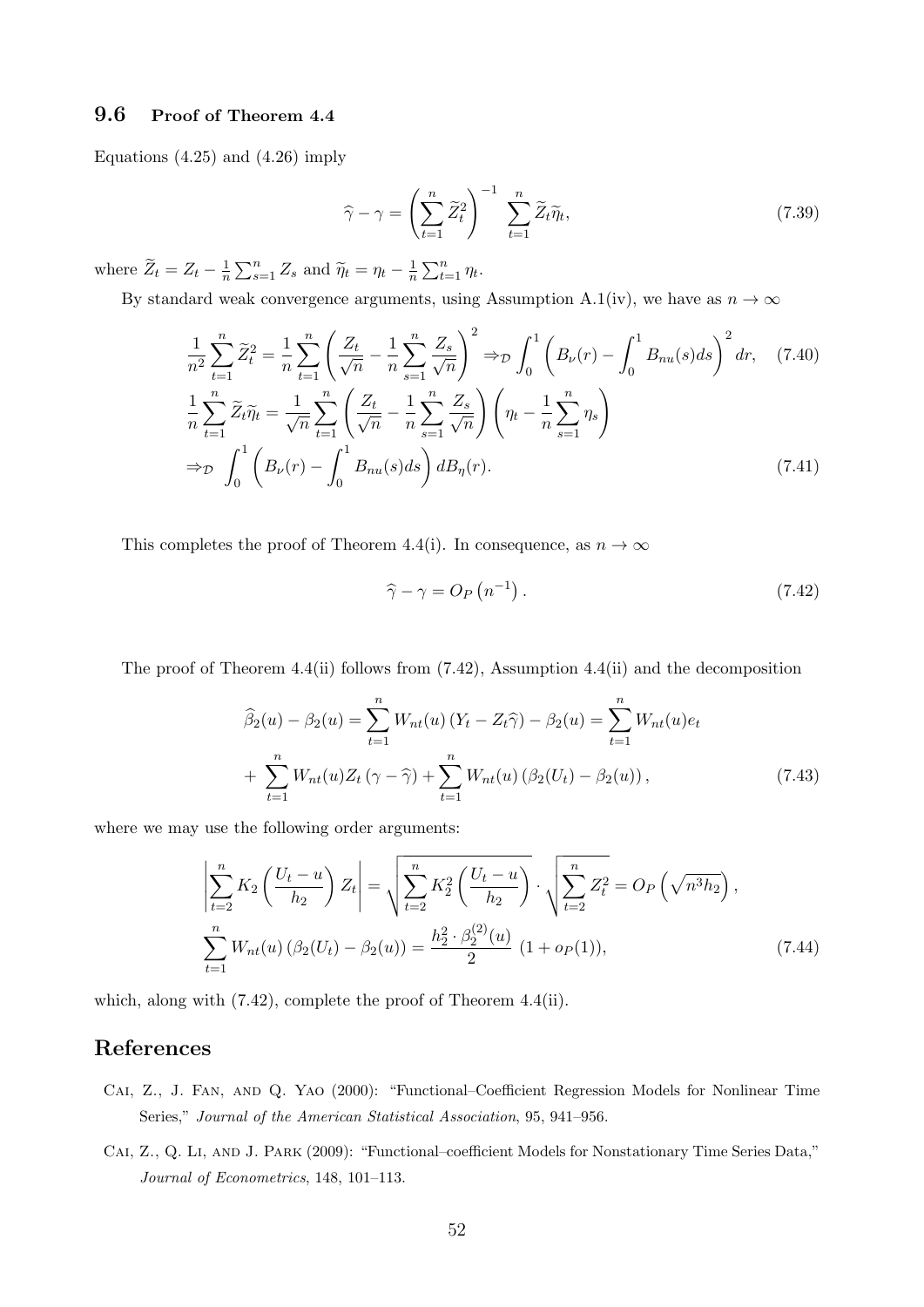### 9.6 Proof of Theorem 4.4

Equations (4.25) and (4.26) imply

$$\widehat{\gamma} - \gamma = \left( \sum_{t=1}^{n} \widetilde{Z}_t^2 \right)^{-1} \sum_{t=1}^{n} \widetilde{Z}_t \widetilde{\eta}_t, \tag{7.39}$$

where $\widetilde{Z}_t = Z_t - \frac{1}{n}\sum_{s=1}^n Z_s$ and $\widetilde{\eta}_t = \eta_t - \frac{1}{n}\sum_{t=1}^n \eta_t$.

By standard weak convergence arguments, using Assumption A.1(iv), we have as $n \to \infty$

$$\frac{1}{n^2}\sum_{t=1}^{n} \widetilde{Z}_t^2 = \frac{1}{n}\sum_{t=1}^{n} \left( \frac{Z_t}{\sqrt{n}} - \frac{1}{n}\sum_{s=1}^{n} \frac{Z_s}{\sqrt{n}} \right)^2 \Rightarrow_{\mathcal{D}} \int_0^1 \left( B_\nu(r) - \int_0^1 B_{nu}(s) ds \right)^2 dr, \tag{7.40}$$

$$\frac{1}{n}\sum_{t=1}^{n} \widetilde{Z}_t \widetilde{\eta}_t = \frac{1}{\sqrt{n}}\sum_{t=1}^{n} \left( \frac{Z_t}{\sqrt{n}} - \frac{1}{n}\sum_{s=1}^{n} \frac{Z_s}{\sqrt{n}} \right) \left( \eta_t - \frac{1}{n}\sum_{s=1}^{n} \eta_s \right)$$

$$\Rightarrow_{\mathcal{D}} \int_0^1 \left( B_\nu(r) - \int_0^1 B_{nu}(s) ds \right) dB_\eta(r). \tag{7.41}$$

This completes the proof of Theorem 4.4(i). In consequence, as $n \to \infty$

$$\widehat{\gamma} - \gamma = O_P\left(n^{-1}\right). \tag{7.42}$$

The proof of Theorem 4.4(ii) follows from (7.42), Assumption 4.4(ii) and the decomposition

$$\widehat{\beta}_2(u) - \beta_2(u) = \sum_{t=1}^{n} W_{nt}(u)\left(Y_t - Z_t\widehat{\gamma}\right) - \beta_2(u) = \sum_{t=1}^{n} W_{nt}(u) e_t$$

$$+ \sum_{t=1}^{n} W_{nt}(u) Z_t \left(\gamma - \widehat{\gamma}\right) + \sum_{t=1}^{n} W_{nt}(u)\left(\beta_2(U_t) - \beta_2(u)\right), \tag{7.43}$$

where we may use the following order arguments:

$$\left| \sum_{t=2}^{n} K_2\left( \frac{U_t - u}{h_2} \right) Z_t \right| = \sqrt{\sum_{t=2}^{n} K_2^2\left( \frac{U_t - u}{h_2} \right)} \cdot \sqrt{\sum_{t=2}^{n} Z_t^2} = O_P\left(\sqrt{n^3 h_2}\right),$$

$$\sum_{t=1}^{n} W_{nt}(u)\left(\beta_2(U_t) - \beta_2(u)\right) = \frac{h_2^2 \cdot \beta_2^{(2)}(u)}{2}\ (1 + o_P(1)), \tag{7.44}$$

which, along with (7.42), complete the proof of Theorem 4.4(ii).

## References

Cai, Z., J. Fan, and Q. Yao (2000): "Functional–Coefficient Regression Models for Nonlinear Time Series," *Journal of the American Statistical Association*, 95, 941–956.

Cai, Z., Q. Li, and J. Park (2009): "Functional–coefficient Models for Nonstationary Time Series Data," *Journal of Econometrics*, 148, 101–113.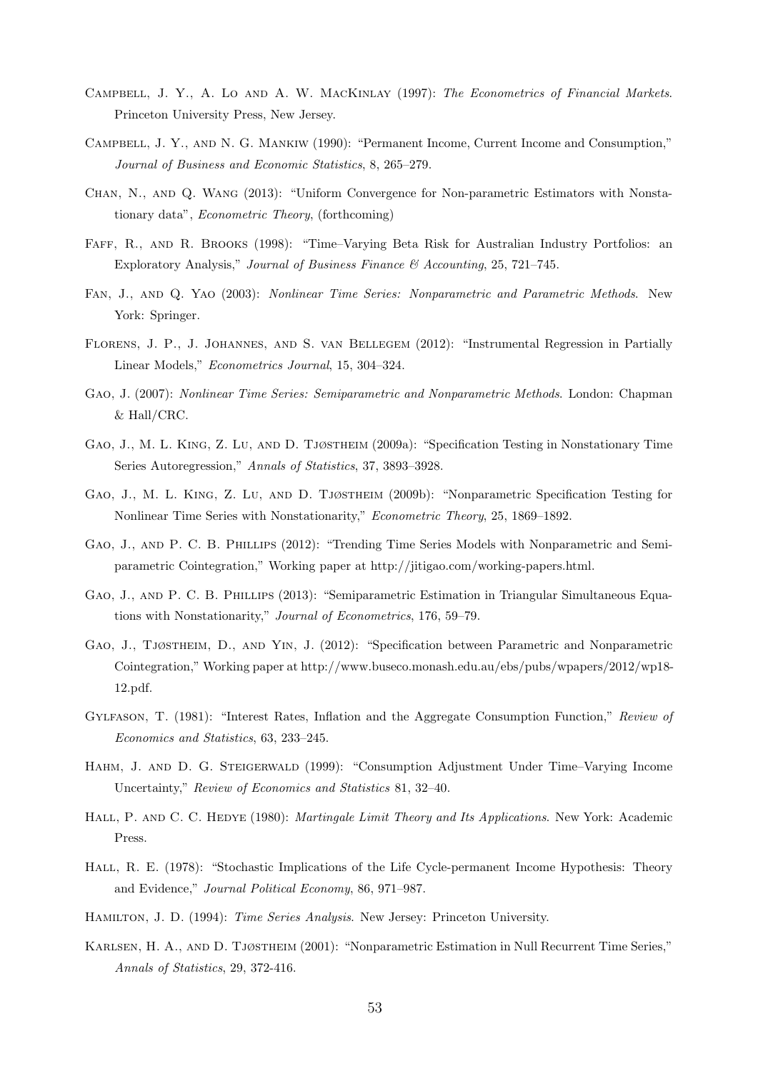Campbell, J. Y., A. Lo and A. W. MacKinlay (1997): *The Econometrics of Financial Markets*. Princeton University Press, New Jersey.

Campbell, J. Y., and N. G. Mankiw (1990): "Permanent Income, Current Income and Consumption," *Journal of Business and Economic Statistics*, 8, 265–279.

Chan, N., and Q. Wang (2013): "Uniform Convergence for Non-parametric Estimators with Nonstationary data", *Econometric Theory*, (forthcoming)

Faff, R., and R. Brooks (1998): "Time–Varying Beta Risk for Australian Industry Portfolios: an Exploratory Analysis," *Journal of Business Finance & Accounting*, 25, 721–745.

Fan, J., and Q. Yao (2003): *Nonlinear Time Series: Nonparametric and Parametric Methods*. New York: Springer.

Florens, J. P., J. Johannes, and S. van Bellegem (2012): "Instrumental Regression in Partially Linear Models," *Econometrics Journal*, 15, 304–324.

Gao, J. (2007): *Nonlinear Time Series: Semiparametric and Nonparametric Methods*. London: Chapman & Hall/CRC.

Gao, J., M. L. King, Z. Lu, and D. Tjøstheim (2009a): "Specification Testing in Nonstationary Time Series Autoregression," *Annals of Statistics*, 37, 3893–3928.

Gao, J., M. L. King, Z. Lu, and D. Tjøstheim (2009b): "Nonparametric Specification Testing for Nonlinear Time Series with Nonstationarity," *Econometric Theory*, 25, 1869–1892.

Gao, J., and P. C. B. Phillips (2012): "Trending Time Series Models with Nonparametric and Semiparametric Cointegration," Working paper at http://jitigao.com/working-papers.html.

Gao, J., and P. C. B. Phillips (2013): "Semiparametric Estimation in Triangular Simultaneous Equations with Nonstationarity," *Journal of Econometrics*, 176, 59–79.

Gao, J., Tjøstheim, D., and Yin, J. (2012): "Specification between Parametric and Nonparametric Cointegration," Working paper at http://www.buseco.monash.edu.au/ebs/pubs/wpapers/2012/wp18-12.pdf.

Gylfason, T. (1981): "Interest Rates, Inflation and the Aggregate Consumption Function," *Review of Economics and Statistics*, 63, 233–245.

Hahm, J. and D. G. Steigerwald (1999): "Consumption Adjustment Under Time–Varying Income Uncertainty," *Review of Economics and Statistics* 81, 32–40.

Hall, P. and C. C. Hedye (1980): *Martingale Limit Theory and Its Applications*. New York: Academic Press.

Hall, R. E. (1978): "Stochastic Implications of the Life Cycle-permanent Income Hypothesis: Theory and Evidence," *Journal Political Economy*, 86, 971–987.

Hamilton, J. D. (1994): *Time Series Analysis*. New Jersey: Princeton University.

Karlsen, H. A., and D. Tjøstheim (2001): "Nonparametric Estimation in Null Recurrent Time Series," *Annals of Statistics*, 29, 372-416.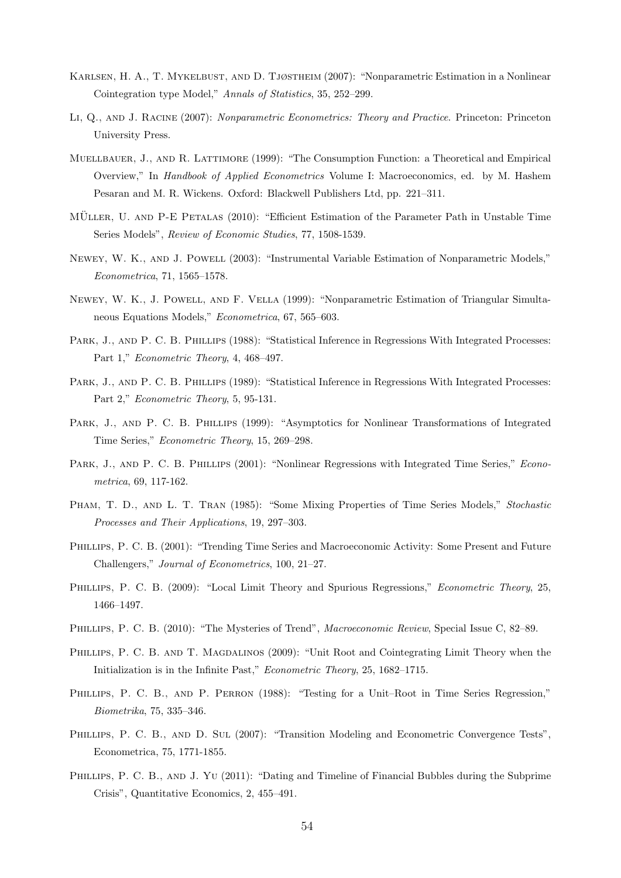Karlsen, H. A., T. Mykelbust, and D. Tjøstheim (2007): "Nonparametric Estimation in a Nonlinear Cointegration type Model," *Annals of Statistics*, 35, 252–299.

Li, Q., and J. Racine (2007): *Nonparametric Econometrics: Theory and Practice*. Princeton: Princeton University Press.

Muellbauer, J., and R. Lattimore (1999): "The Consumption Function: a Theoretical and Empirical Overview," In *Handbook of Applied Econometrics* Volume I: Macroeconomics, ed. by M. Hashem Pesaran and M. R. Wickens. Oxford: Blackwell Publishers Ltd, pp. 221–311.

Müller, U. and P-E Petalas (2010): "Efficient Estimation of the Parameter Path in Unstable Time Series Models", *Review of Economic Studies*, 77, 1508-1539.

Newey, W. K., and J. Powell (2003): "Instrumental Variable Estimation of Nonparametric Models," *Econometrica*, 71, 1565–1578.

Newey, W. K., J. Powell, and F. Vella (1999): "Nonparametric Estimation of Triangular Simultaneous Equations Models," *Econometrica*, 67, 565–603.

Park, J., and P. C. B. Phillips (1988): "Statistical Inference in Regressions With Integrated Processes: Part 1," *Econometric Theory*, 4, 468–497.

Park, J., and P. C. B. Phillips (1989): "Statistical Inference in Regressions With Integrated Processes: Part 2," *Econometric Theory*, 5, 95-131.

Park, J., and P. C. B. Phillips (1999): "Asymptotics for Nonlinear Transformations of Integrated Time Series," *Econometric Theory*, 15, 269–298.

Park, J., and P. C. B. Phillips (2001): "Nonlinear Regressions with Integrated Time Series," *Econometrica*, 69, 117-162.

Pham, T. D., and L. T. Tran (1985): "Some Mixing Properties of Time Series Models," *Stochastic Processes and Their Applications*, 19, 297–303.

Phillips, P. C. B. (2001): "Trending Time Series and Macroeconomic Activity: Some Present and Future Challengers," *Journal of Econometrics*, 100, 21–27.

Phillips, P. C. B. (2009): "Local Limit Theory and Spurious Regressions," *Econometric Theory*, 25, 1466–1497.

Phillips, P. C. B. (2010): "The Mysteries of Trend", *Macroeconomic Review*, Special Issue C, 82–89.

Phillips, P. C. B. and T. Magdalinos (2009): "Unit Root and Cointegrating Limit Theory when the Initialization is in the Infinite Past," *Econometric Theory*, 25, 1682–1715.

Phillips, P. C. B., and P. Perron (1988): "Testing for a Unit–Root in Time Series Regression," *Biometrika*, 75, 335–346.

Phillips, P. C. B., and D. Sul (2007): "Transition Modeling and Econometric Convergence Tests", Econometrica, 75, 1771-1855.

Phillips, P. C. B., and J. Yu (2011): "Dating and Timeline of Financial Bubbles during the Subprime Crisis", Quantitative Economics, 2, 455–491.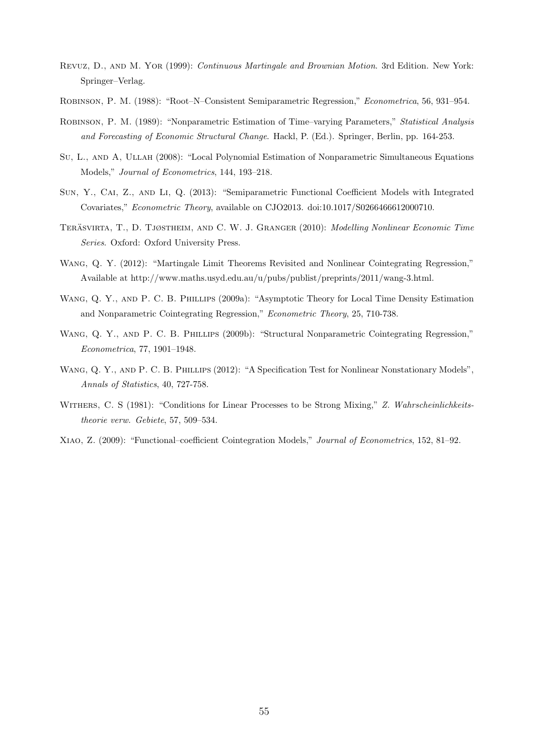Revuz, D., and M. Yor (1999): *Continuous Martingale and Brownian Motion*. 3rd Edition. New York: Springer–Verlag.

Robinson, P. M. (1988): "Root–N–Consistent Semiparametric Regression," *Econometrica*, 56, 931–954.

Robinson, P. M. (1989): "Nonparametric Estimation of Time–varying Parameters," *Statistical Analysis and Forecasting of Economic Structural Change*. Hackl, P. (Ed.). Springer, Berlin, pp. 164-253.

Su, L., and A, Ullah (2008): "Local Polynomial Estimation of Nonparametric Simultaneous Equations Models," *Journal of Econometrics*, 144, 193–218.

Sun, Y., Cai, Z., and Li, Q. (2013): "Semiparametric Functional Coefficient Models with Integrated Covariates," *Econometric Theory*, available on CJO2013. doi:10.1017/S0266466612000710.

Teräsvirta, T., D. Tjøstheim, and C. W. J. Granger (2010): *Modelling Nonlinear Economic Time Series*. Oxford: Oxford University Press.

Wang, Q. Y. (2012): "Martingale Limit Theorems Revisited and Nonlinear Cointegrating Regression," Available at http://www.maths.usyd.edu.au/u/pubs/publist/preprints/2011/wang-3.html.

Wang, Q. Y., and P. C. B. Phillips (2009a): "Asymptotic Theory for Local Time Density Estimation and Nonparametric Cointegrating Regression," *Econometric Theory*, 25, 710-738.

Wang, Q. Y., and P. C. B. Phillips (2009b): "Structural Nonparametric Cointegrating Regression," *Econometrica*, 77, 1901–1948.

Wang, Q. Y., and P. C. B. Phillips (2012): "A Specification Test for Nonlinear Nonstationary Models", *Annals of Statistics*, 40, 727-758.

Withers, C. S (1981): "Conditions for Linear Processes to be Strong Mixing," *Z. Wahrscheinlichkeitstheorie verw. Gebiete*, 57, 509–534.

Xiao, Z. (2009): "Functional–coefficient Cointegration Models," *Journal of Econometrics*, 152, 81–92.